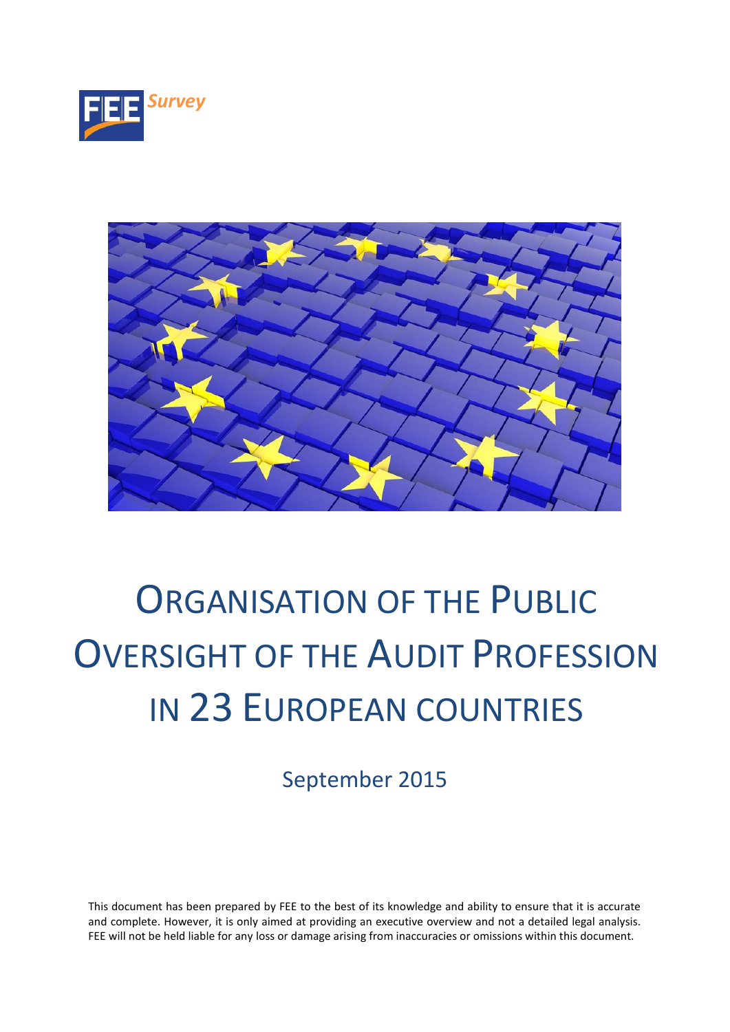FEE Survey

# ORGANISATION OF THE PUBLIC OVERSIGHT OF THE AUDIT PROFESSION IN 23 EUROPEAN COUNTRIES

September 2015

This document has been prepared by FEE to the best of its knowledge and ability to ensure that it is accurate and complete. However, it is only aimed at providing an executive overview and not a detailed legal analysis. FEE will not be held liable for any loss or damage arising from inaccuracies or omissions within this document.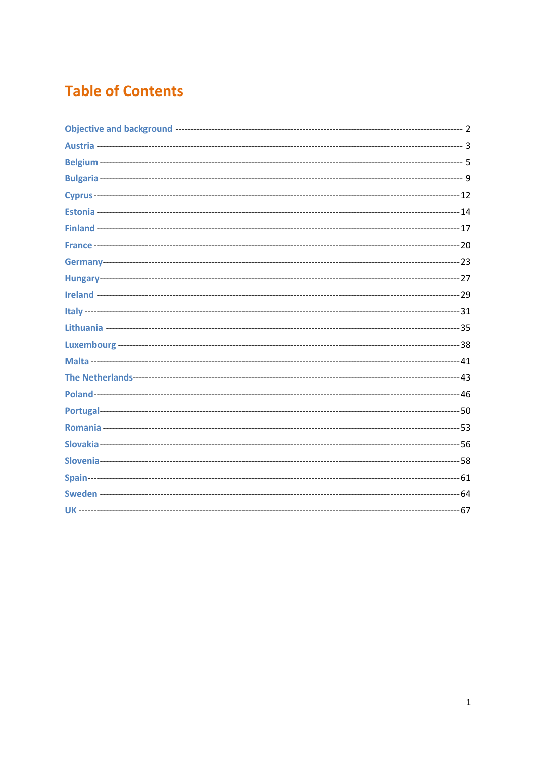# Table of Contents

- Objective and background ---------- 2
- Austria ---------- 3
- Belgium ---------- 5
- Bulgaria ---------- 9
- Cyprus ---------- 12
- Estonia ---------- 14
- Finland ---------- 17
- France ---------- 20
- Germany ---------- 23
- Hungary ---------- 27
- Ireland ---------- 29
- Italy ---------- 31
- Lithuania ---------- 35
- Luxembourg ---------- 38
- Malta ---------- 41
- The Netherlands ---------- 43
- Poland ---------- 46
- Portugal ---------- 50
- Romania ---------- 53
- Slovakia ---------- 56
- Slovenia ---------- 58
- Spain ---------- 61
- Sweden ---------- 64
- UK ---------- 67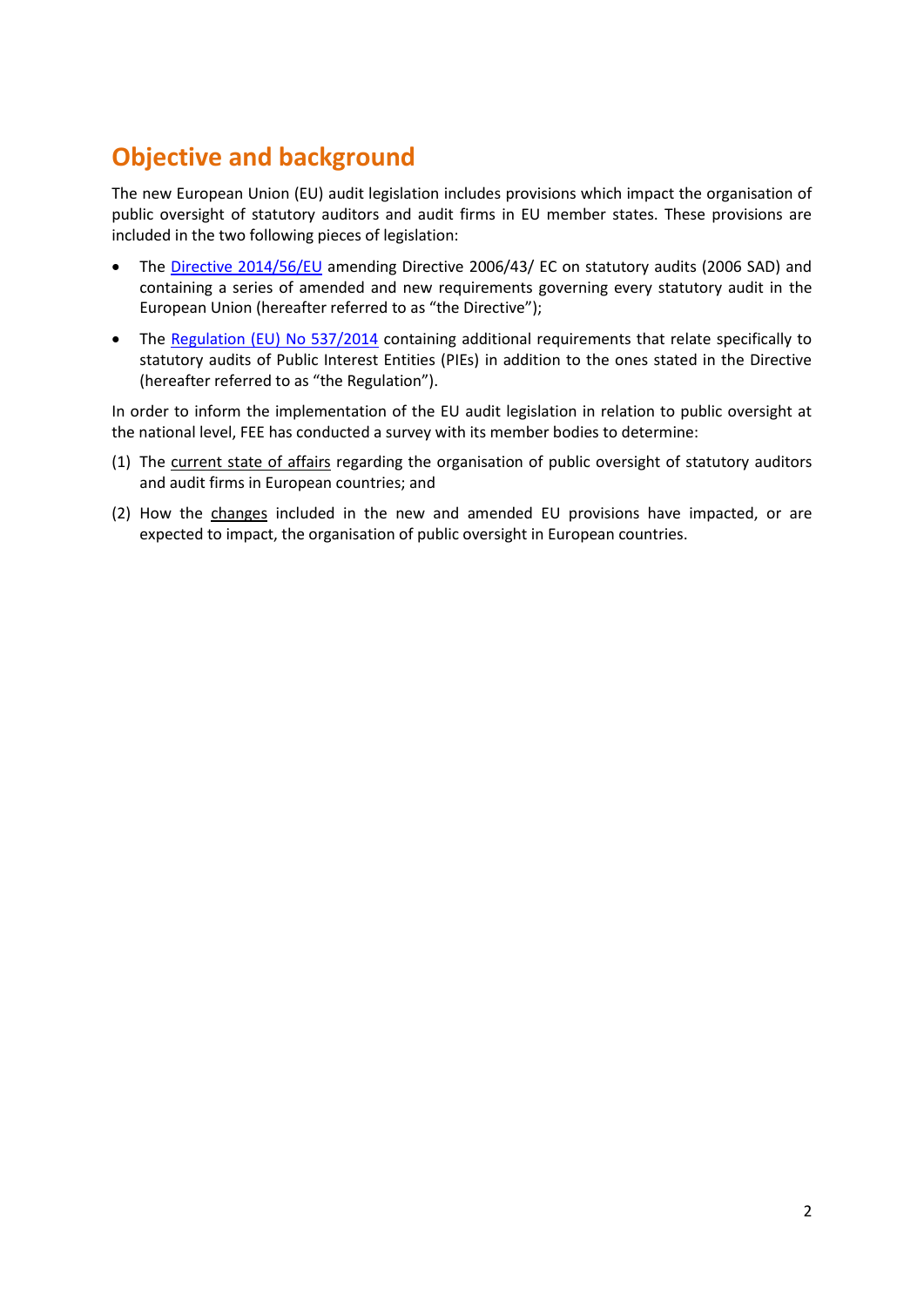# Objective and background

The new European Union (EU) audit legislation includes provisions which impact the organisation of public oversight of statutory auditors and audit firms in EU member states. These provisions are included in the two following pieces of legislation:

- The [Directive 2014/56/EU](#) amending Directive 2006/43/ EC on statutory audits (2006 SAD) and containing a series of amended and new requirements governing every statutory audit in the European Union (hereafter referred to as "the Directive");
- The [Regulation (EU) No 537/2014](#) containing additional requirements that relate specifically to statutory audits of Public Interest Entities (PIEs) in addition to the ones stated in the Directive (hereafter referred to as "the Regulation").

In order to inform the implementation of the EU audit legislation in relation to public oversight at the national level, FEE has conducted a survey with its member bodies to determine:

(1) The current state of affairs regarding the organisation of public oversight of statutory auditors and audit firms in European countries; and

(2) How the changes included in the new and amended EU provisions have impacted, or are expected to impact, the organisation of public oversight in European countries.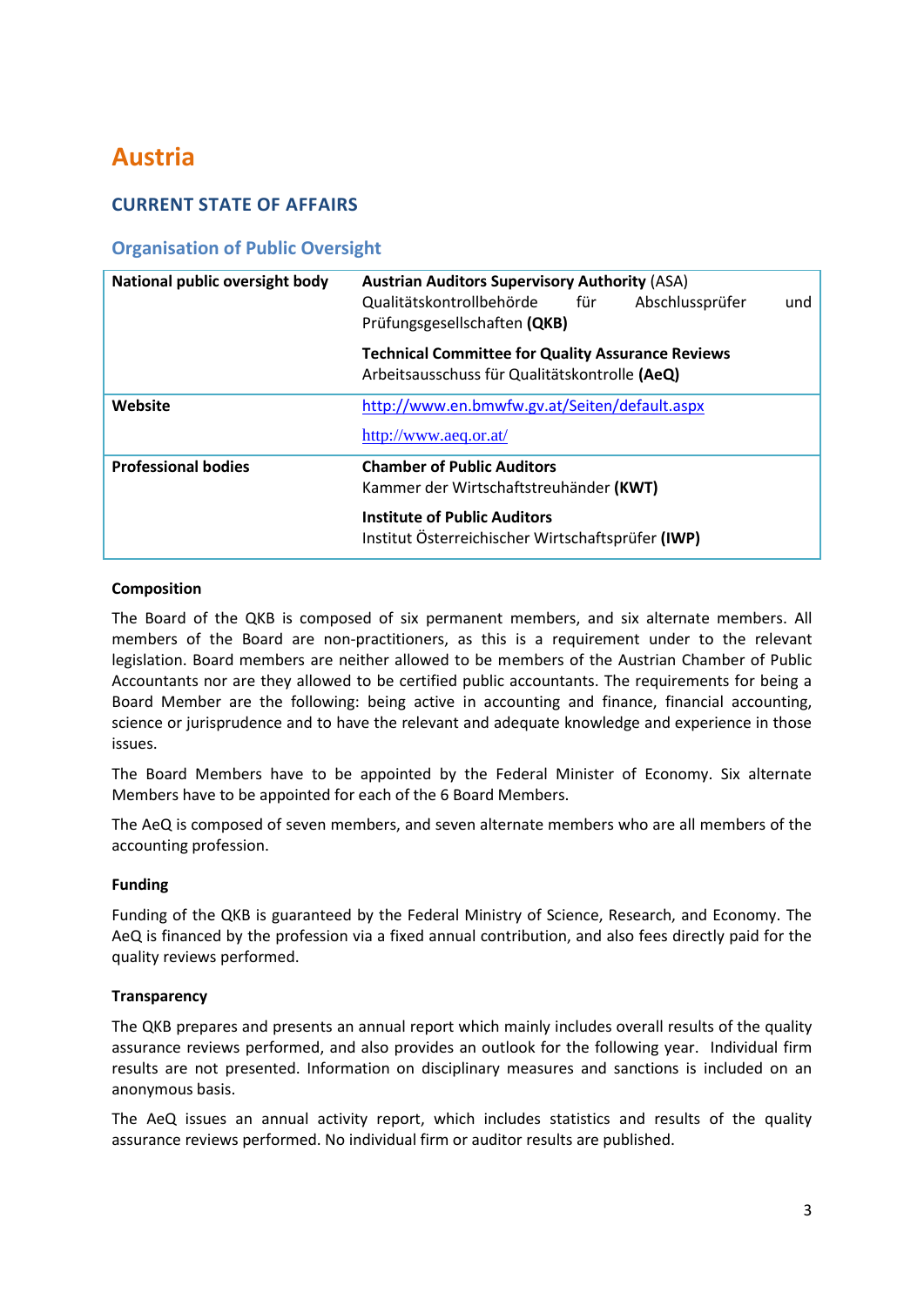# Austria

## CURRENT STATE OF AFFAIRS

### Organisation of Public Oversight

| | |
|---|---|
| **National public oversight body** | **Austrian Auditors Supervisory Authority** (ASA) Qualitätskontrollbehörde für Abschlussprüfer und Prüfungsgesellschaften **(QKB)**<br><br>**Technical Committee for Quality Assurance Reviews** Arbeitsausschuss für Qualitätskontrolle **(AeQ)** |
| **Website** | http://www.en.bmwfw.gv.at/Seiten/default.aspx<br><br>http://www.aeq.or.at/ |
| **Professional bodies** | **Chamber of Public Auditors** Kammer der Wirtschaftstreuhänder **(KWT)**<br><br>**Institute of Public Auditors** Institut Österreichischer Wirtschaftsprüfer **(IWP)** |

**Composition**

The Board of the QKB is composed of six permanent members, and six alternate members. All members of the Board are non-practitioners, as this is a requirement under to the relevant legislation. Board members are neither allowed to be members of the Austrian Chamber of Public Accountants nor are they allowed to be certified public accountants. The requirements for being a Board Member are the following: being active in accounting and finance, financial accounting, science or jurisprudence and to have the relevant and adequate knowledge and experience in those issues.

The Board Members have to be appointed by the Federal Minister of Economy. Six alternate Members have to be appointed for each of the 6 Board Members.

The AeQ is composed of seven members, and seven alternate members who are all members of the accounting profession.

**Funding**

Funding of the QKB is guaranteed by the Federal Ministry of Science, Research, and Economy. The AeQ is financed by the profession via a fixed annual contribution, and also fees directly paid for the quality reviews performed.

**Transparency**

The QKB prepares and presents an annual report which mainly includes overall results of the quality assurance reviews performed, and also provides an outlook for the following year. Individual firm results are not presented. Information on disciplinary measures and sanctions is included on an anonymous basis.

The AeQ issues an annual activity report, which includes statistics and results of the quality assurance reviews performed. No individual firm or auditor results are published.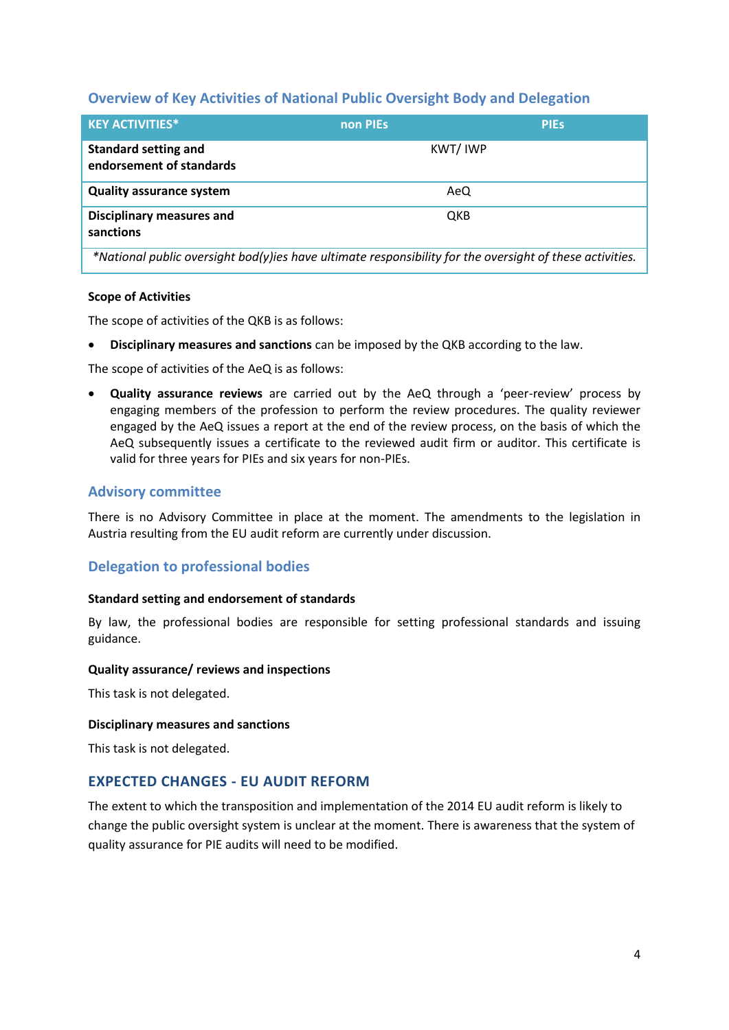## Overview of Key Activities of National Public Oversight Body and Delegation

| KEY ACTIVITIES* | non PIEs | PIEs |
|---|---|---|
| **Standard setting and endorsement of standards** | KWT/ IWP | |
| **Quality assurance system** | AeQ | |
| **Disciplinary measures and sanctions** | QKB | |

*\*National public oversight bod(y)ies have ultimate responsibility for the oversight of these activities.*

#### Scope of Activities

The scope of activities of the QKB is as follows:

- **Disciplinary measures and sanctions** can be imposed by the QKB according to the law.

The scope of activities of the AeQ is as follows:

- **Quality assurance reviews** are carried out by the AeQ through a 'peer-review' process by engaging members of the profession to perform the review procedures. The quality reviewer engaged by the AeQ issues a report at the end of the review process, on the basis of which the AeQ subsequently issues a certificate to the reviewed audit firm or auditor. This certificate is valid for three years for PIEs and six years for non-PIEs.

## Advisory committee

There is no Advisory Committee in place at the moment. The amendments to the legislation in Austria resulting from the EU audit reform are currently under discussion.

## Delegation to professional bodies

#### Standard setting and endorsement of standards

By law, the professional bodies are responsible for setting professional standards and issuing guidance.

#### Quality assurance/ reviews and inspections

This task is not delegated.

#### Disciplinary measures and sanctions

This task is not delegated.

## EXPECTED CHANGES - EU AUDIT REFORM

The extent to which the transposition and implementation of the 2014 EU audit reform is likely to change the public oversight system is unclear at the moment. There is awareness that the system of quality assurance for PIE audits will need to be modified.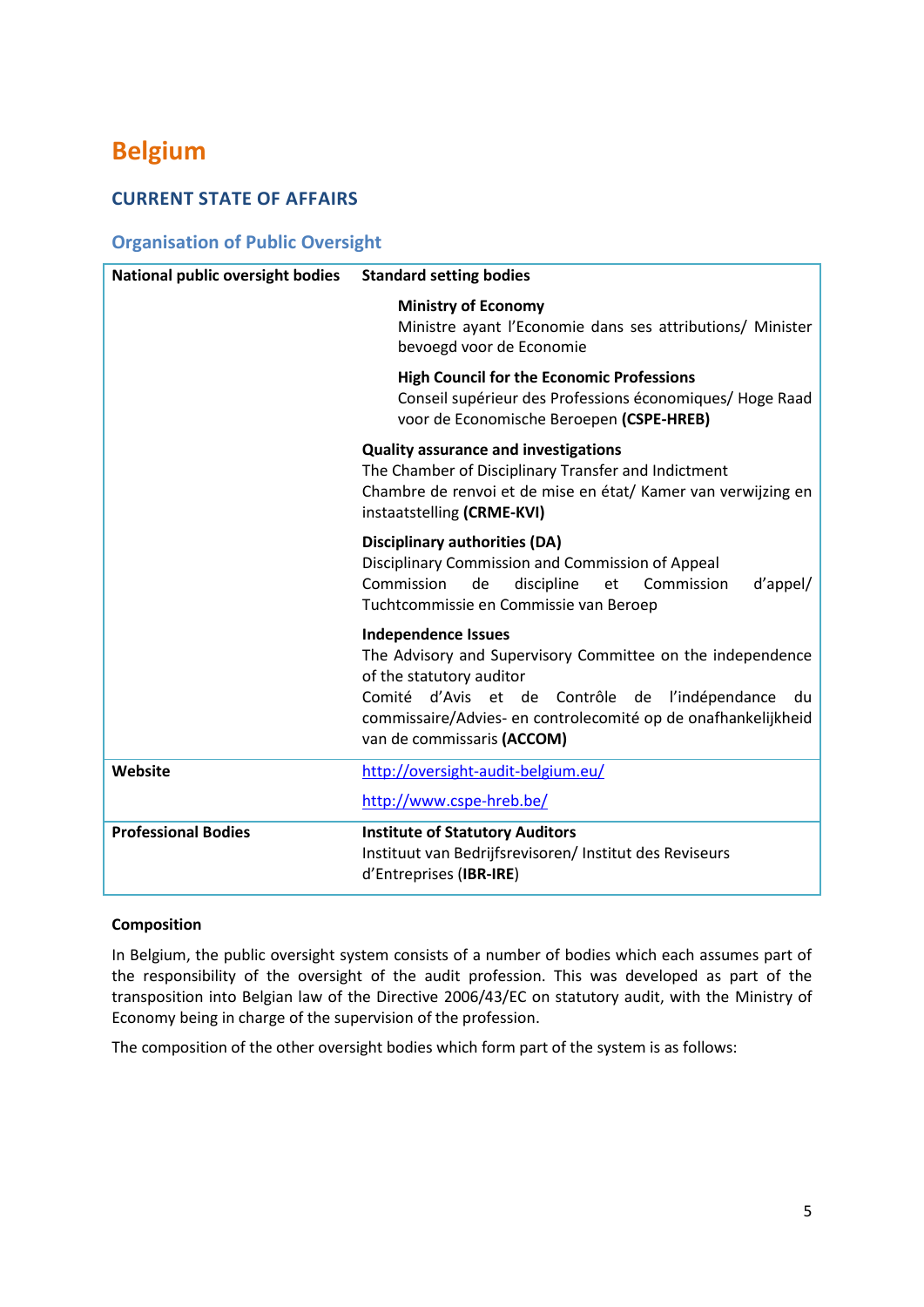# Belgium

## CURRENT STATE OF AFFAIRS

### Organisation of Public Oversight

| National public oversight bodies | Standard setting bodies |
|---|---|
| | **Ministry of Economy**<br>Ministre ayant l'Economie dans ses attributions/ Minister bevoegd voor de Economie |
| | **High Council for the Economic Professions**<br>Conseil supérieur des Professions économiques/ Hoge Raad voor de Economische Beroepen **(CSPE-HREB)** |
| | **Quality assurance and investigations**<br>The Chamber of Disciplinary Transfer and Indictment<br>Chambre de renvoi et de mise en état/ Kamer van verwijzing en instaatstelling **(CRME-KVI)** |
| | **Disciplinary authorities (DA)**<br>Disciplinary Commission and Commission of Appeal<br>Commission de discipline et Commission d'appel/ Tuchtcommissie en Commissie van Beroep |
| | **Independence Issues**<br>The Advisory and Supervisory Committee on the independence of the statutory auditor<br>Comité d'Avis et de Contrôle de l'indépendance du commissaire/Advies- en controlecomité op de onafhankelijkheid van de commissaris **(ACCOM)** |
| **Website** | http://oversight-audit-belgium.eu/<br>http://www.cspe-hreb.be/ |
| **Professional Bodies** | **Institute of Statutory Auditors**<br>Instituut van Bedrijfsrevisoren/ Institut des Reviseurs d'Entreprises (**IBR-IRE**) |

**Composition**

In Belgium, the public oversight system consists of a number of bodies which each assumes part of the responsibility of the oversight of the audit profession. This was developed as part of the transposition into Belgian law of the Directive 2006/43/EC on statutory audit, with the Ministry of Economy being in charge of the supervision of the profession.

The composition of the other oversight bodies which form part of the system is as follows: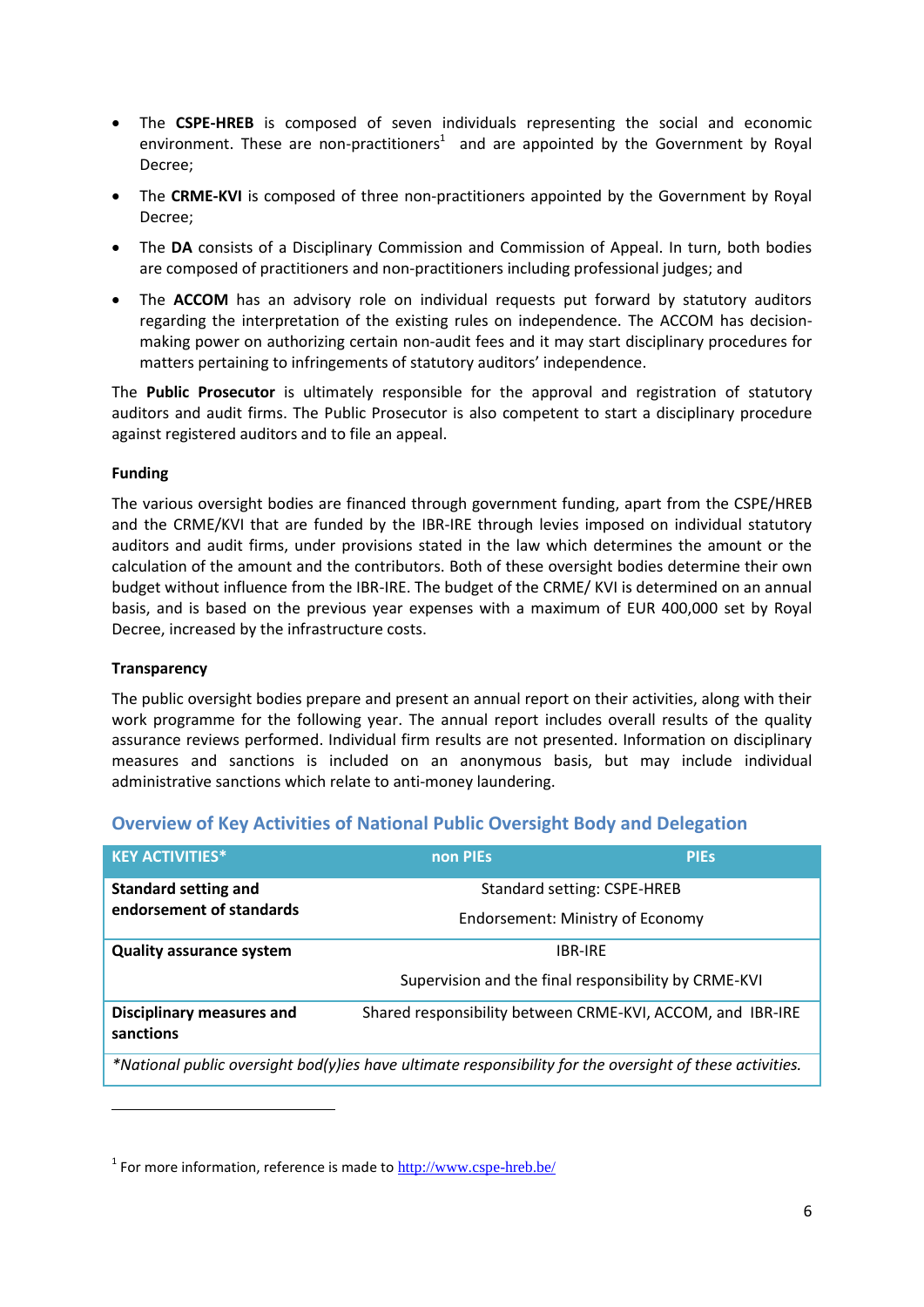- The **CSPE-HREB** is composed of seven individuals representing the social and economic environment. These are non-practitioners[1] and are appointed by the Government by Royal Decree;
- The **CRME-KVI** is composed of three non-practitioners appointed by the Government by Royal Decree;
- The **DA** consists of a Disciplinary Commission and Commission of Appeal. In turn, both bodies are composed of practitioners and non-practitioners including professional judges; and
- The **ACCOM** has an advisory role on individual requests put forward by statutory auditors regarding the interpretation of the existing rules on independence. The ACCOM has decision-making power on authorizing certain non-audit fees and it may start disciplinary procedures for matters pertaining to infringements of statutory auditors' independence.

The **Public Prosecutor** is ultimately responsible for the approval and registration of statutory auditors and audit firms. The Public Prosecutor is also competent to start a disciplinary procedure against registered auditors and to file an appeal.

**Funding**

The various oversight bodies are financed through government funding, apart from the CSPE/HREB and the CRME/KVI that are funded by the IBR-IRE through levies imposed on individual statutory auditors and audit firms, under provisions stated in the law which determines the amount or the calculation of the amount and the contributors. Both of these oversight bodies determine their own budget without influence from the IBR-IRE. The budget of the CRME/ KVI is determined on an annual basis, and is based on the previous year expenses with a maximum of EUR 400,000 set by Royal Decree, increased by the infrastructure costs.

**Transparency**

The public oversight bodies prepare and present an annual report on their activities, along with their work programme for the following year. The annual report includes overall results of the quality assurance reviews performed. Individual firm results are not presented. Information on disciplinary measures and sanctions is included on an anonymous basis, but may include individual administrative sanctions which relate to anti-money laundering.

## Overview of Key Activities of National Public Oversight Body and Delegation

| KEY ACTIVITIES* | non PIEs | PIEs |
|---|---|---|
| **Standard setting and endorsement of standards** | Standard setting: CSPE-HREB<br>Endorsement: Ministry of Economy | |
| **Quality assurance system** | IBR-IRE<br>Supervision and the final responsibility by CRME-KVI | |
| **Disciplinary measures and sanctions** | Shared responsibility between CRME-KVI, ACCOM, and IBR-IRE | |
| *\*National public oversight bod(y)ies have ultimate responsibility for the oversight of these activities.* | | |

[1] For more information, reference is made to http://www.cspe-hreb.be/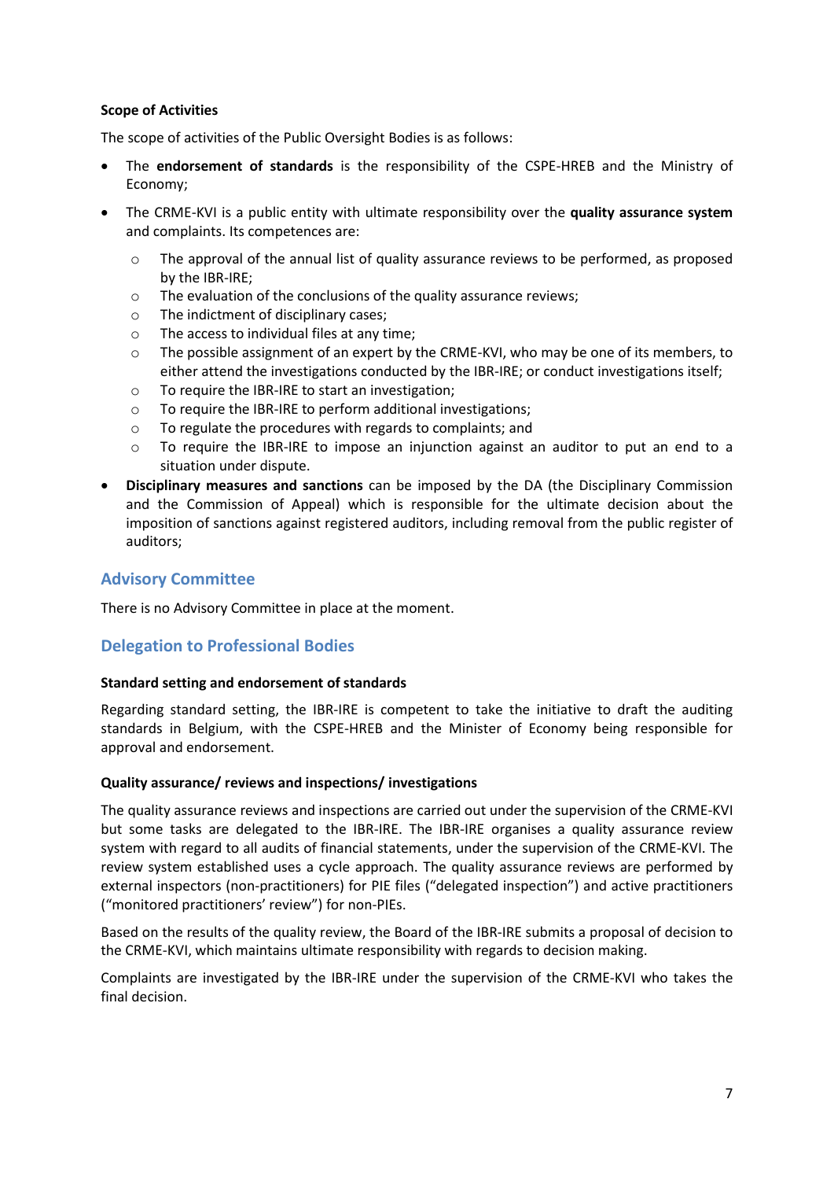**Scope of Activities**

The scope of activities of the Public Oversight Bodies is as follows:

- The **endorsement of standards** is the responsibility of the CSPE-HREB and the Ministry of Economy;
- The CRME-KVI is a public entity with ultimate responsibility over the **quality assurance system** and complaints. Its competences are:
    - The approval of the annual list of quality assurance reviews to be performed, as proposed by the IBR-IRE;
    - The evaluation of the conclusions of the quality assurance reviews;
    - The indictment of disciplinary cases;
    - The access to individual files at any time;
    - The possible assignment of an expert by the CRME-KVI, who may be one of its members, to either attend the investigations conducted by the IBR-IRE; or conduct investigations itself;
    - To require the IBR-IRE to start an investigation;
    - To require the IBR-IRE to perform additional investigations;
    - To regulate the procedures with regards to complaints; and
    - To require the IBR-IRE to impose an injunction against an auditor to put an end to a situation under dispute.
- **Disciplinary measures and sanctions** can be imposed by the DA (the Disciplinary Commission and the Commission of Appeal) which is responsible for the ultimate decision about the imposition of sanctions against registered auditors, including removal from the public register of auditors;

## Advisory Committee

There is no Advisory Committee in place at the moment.

## Delegation to Professional Bodies

**Standard setting and endorsement of standards**

Regarding standard setting, the IBR-IRE is competent to take the initiative to draft the auditing standards in Belgium, with the CSPE-HREB and the Minister of Economy being responsible for approval and endorsement.

**Quality assurance/ reviews and inspections/ investigations**

The quality assurance reviews and inspections are carried out under the supervision of the CRME-KVI but some tasks are delegated to the IBR-IRE. The IBR-IRE organises a quality assurance review system with regard to all audits of financial statements, under the supervision of the CRME-KVI. The review system established uses a cycle approach. The quality assurance reviews are performed by external inspectors (non-practitioners) for PIE files ("delegated inspection") and active practitioners ("monitored practitioners' review") for non-PIEs.

Based on the results of the quality review, the Board of the IBR-IRE submits a proposal of decision to the CRME-KVI, which maintains ultimate responsibility with regards to decision making.

Complaints are investigated by the IBR-IRE under the supervision of the CRME-KVI who takes the final decision.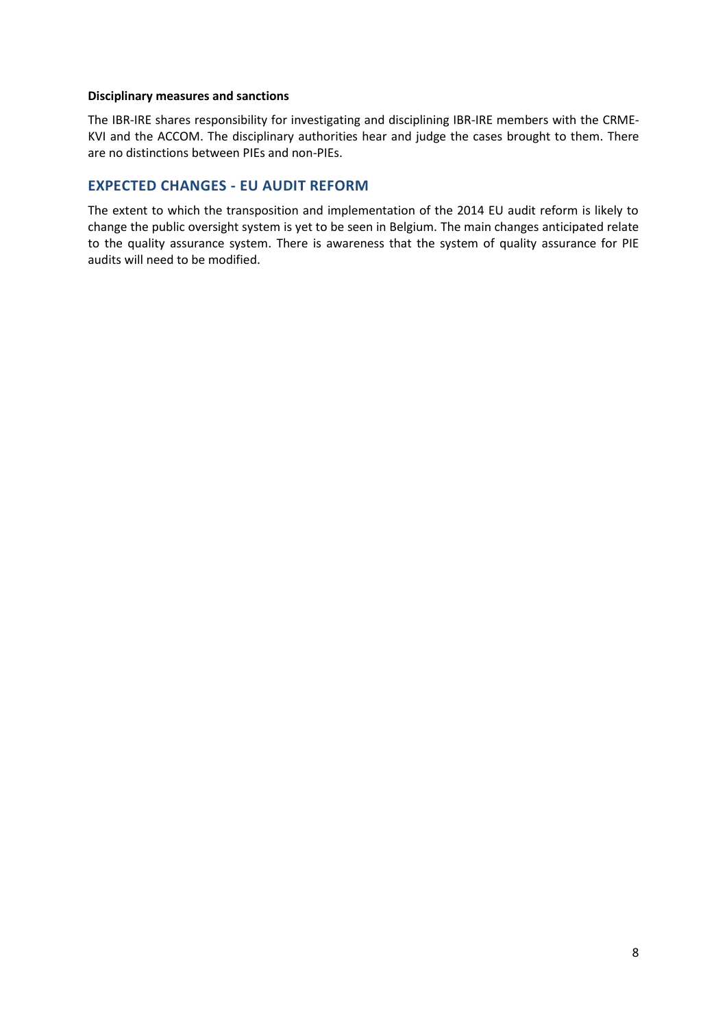**Disciplinary measures and sanctions**

The IBR-IRE shares responsibility for investigating and disciplining IBR-IRE members with the CRME-KVI and the ACCOM. The disciplinary authorities hear and judge the cases brought to them. There are no distinctions between PIEs and non-PIEs.

## EXPECTED CHANGES - EU AUDIT REFORM

The extent to which the transposition and implementation of the 2014 EU audit reform is likely to change the public oversight system is yet to be seen in Belgium. The main changes anticipated relate to the quality assurance system. There is awareness that the system of quality assurance for PIE audits will need to be modified.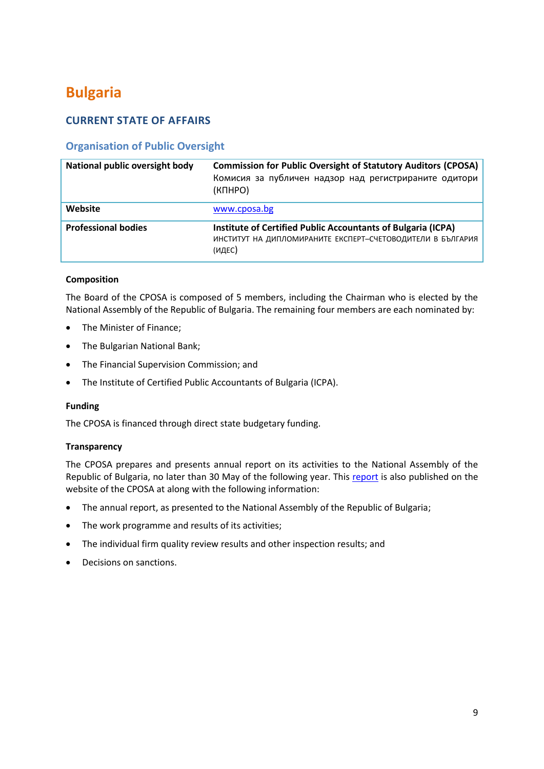# Bulgaria

## CURRENT STATE OF AFFAIRS

### Organisation of Public Oversight

| | |
|---|---|
| **National public oversight body** | **Commission for Public Oversight of Statutory Auditors (CPOSA)** Комисия за публичен надзор над регистрираните одитори (КПНРО) |
| **Website** | www.cposa.bg |
| **Professional bodies** | **Institute of Certified Public Accountants of Bulgaria (ICPA)** ИНСТИТУТ НА ДИПЛОМИРАНИТЕ ЕКСПЕРТ–СЧЕТОВОДИТЕЛИ В БЪЛГАРИЯ (ИДЕС) |

**Composition**

The Board of the CPOSA is composed of 5 members, including the Chairman who is elected by the National Assembly of the Republic of Bulgaria. The remaining four members are each nominated by:

- The Minister of Finance;
- The Bulgarian National Bank;
- The Financial Supervision Commission; and
- The Institute of Certified Public Accountants of Bulgaria (ICPA).

**Funding**

The CPOSA is financed through direct state budgetary funding.

**Transparency**

The CPOSA prepares and presents annual report on its activities to the National Assembly of the Republic of Bulgaria, no later than 30 May of the following year. This report is also published on the website of the CPOSA at along with the following information:

- The annual report, as presented to the National Assembly of the Republic of Bulgaria;
- The work programme and results of its activities;
- The individual firm quality review results and other inspection results; and
- Decisions on sanctions.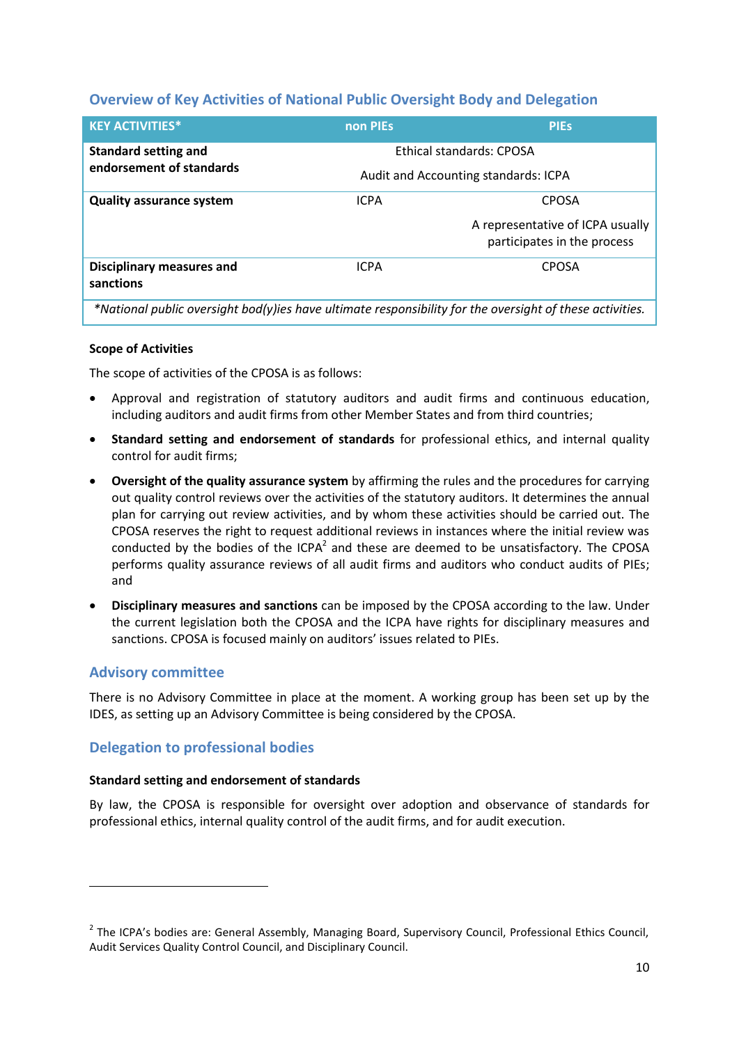## Overview of Key Activities of National Public Oversight Body and Delegation

| KEY ACTIVITIES* | non PIEs | PIEs |
|---|---|---|
| **Standard setting and endorsement of standards** | Ethical standards: CPOSA<br>Audit and Accounting standards: ICPA | |
| **Quality assurance system** | ICPA | CPOSA<br>A representative of ICPA usually participates in the process |
| **Disciplinary measures and sanctions** | ICPA | CPOSA |

*\*National public oversight bod(y)ies have ultimate responsibility for the oversight of these activities.*

**Scope of Activities**

The scope of activities of the CPOSA is as follows:

- Approval and registration of statutory auditors and audit firms and continuous education, including auditors and audit firms from other Member States and from third countries;
- **Standard setting and endorsement of standards** for professional ethics, and internal quality control for audit firms;
- **Oversight of the quality assurance system** by affirming the rules and the procedures for carrying out quality control reviews over the activities of the statutory auditors. It determines the annual plan for carrying out review activities, and by whom these activities should be carried out. The CPOSA reserves the right to request additional reviews in instances where the initial review was conducted by the bodies of the ICPA[2] and these are deemed to be unsatisfactory. The CPOSA performs quality assurance reviews of all audit firms and auditors who conduct audits of PIEs; and
- **Disciplinary measures and sanctions** can be imposed by the CPOSA according to the law. Under the current legislation both the CPOSA and the ICPA have rights for disciplinary measures and sanctions. CPOSA is focused mainly on auditors' issues related to PIEs.

## Advisory committee

There is no Advisory Committee in place at the moment. A working group has been set up by the IDES, as setting up an Advisory Committee is being considered by the CPOSA.

## Delegation to professional bodies

**Standard setting and endorsement of standards**

By law, the CPOSA is responsible for oversight over adoption and observance of standards for professional ethics, internal quality control of the audit firms, and for audit execution.

[2] The ICPA's bodies are: General Assembly, Managing Board, Supervisory Council, Professional Ethics Council, Audit Services Quality Control Council, and Disciplinary Council.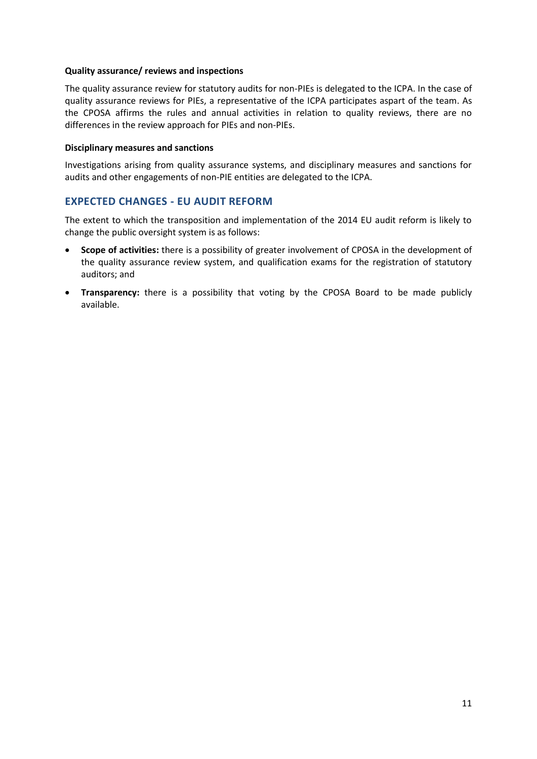**Quality assurance/ reviews and inspections**

The quality assurance review for statutory audits for non-PIEs is delegated to the ICPA. In the case of quality assurance reviews for PIEs, a representative of the ICPA participates aspart of the team. As the CPOSA affirms the rules and annual activities in relation to quality reviews, there are no differences in the review approach for PIEs and non-PIEs.

**Disciplinary measures and sanctions**

Investigations arising from quality assurance systems, and disciplinary measures and sanctions for audits and other engagements of non-PIE entities are delegated to the ICPA.

## EXPECTED CHANGES - EU AUDIT REFORM

The extent to which the transposition and implementation of the 2014 EU audit reform is likely to change the public oversight system is as follows:

- **Scope of activities:** there is a possibility of greater involvement of CPOSA in the development of the quality assurance review system, and qualification exams for the registration of statutory auditors; and
- **Transparency:** there is a possibility that voting by the CPOSA Board to be made publicly available.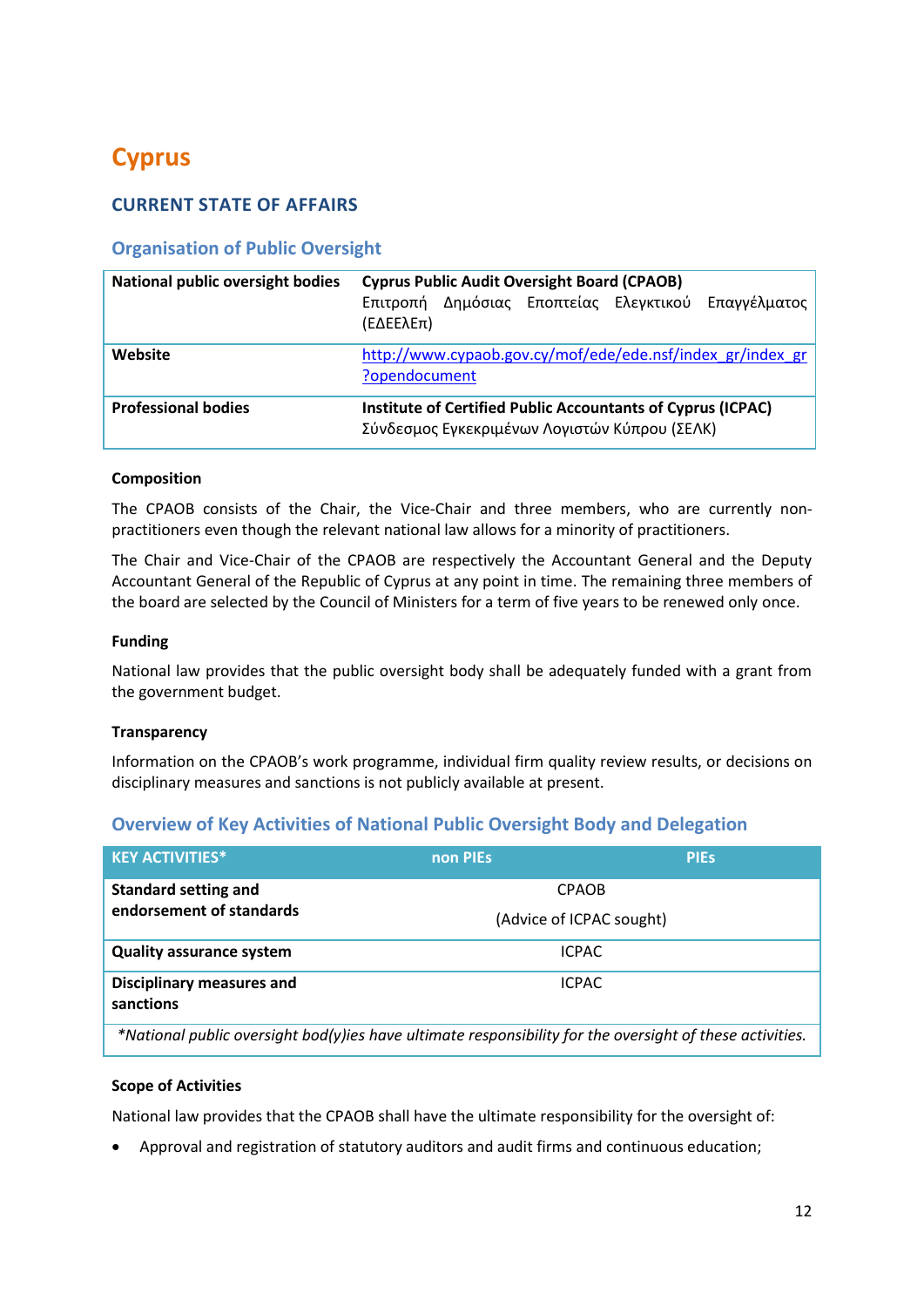# Cyprus

## CURRENT STATE OF AFFAIRS

### Organisation of Public Oversight

| | |
|---|---|
| **National public oversight bodies** | **Cyprus Public Audit Oversight Board (CPAOB)**<br>Επιτροπή Δημόσιας Εποπτείας Ελεγκτικού Επαγγέλματος (ΕΔΕΕλΕπ) |
| **Website** | http://www.cypaob.gov.cy/mof/ede/ede.nsf/index_gr/index_gr?opendocument |
| **Professional bodies** | **Institute of Certified Public Accountants of Cyprus (ICPAC)**<br>Σύνδεσμος Εγκεκριμένων Λογιστών Κύπρου (ΣΕΛΚ) |

**Composition**

The CPAOB consists of the Chair, the Vice-Chair and three members, who are currently non-practitioners even though the relevant national law allows for a minority of practitioners.

The Chair and Vice-Chair of the CPAOB are respectively the Accountant General and the Deputy Accountant General of the Republic of Cyprus at any point in time. The remaining three members of the board are selected by the Council of Ministers for a term of five years to be renewed only once.

**Funding**

National law provides that the public oversight body shall be adequately funded with a grant from the government budget.

**Transparency**

Information on the CPAOB's work programme, individual firm quality review results, or decisions on disciplinary measures and sanctions is not publicly available at present.

### Overview of Key Activities of National Public Oversight Body and Delegation

| KEY ACTIVITIES* | non PIEs | PIEs |
|---|---|---|
| **Standard setting and endorsement of standards** | CPAOB<br>(Advice of ICPAC sought) | |
| **Quality assurance system** | ICPAC | |
| **Disciplinary measures and sanctions** | ICPAC | |

*National public oversight bod(y)ies have ultimate responsibility for the oversight of these activities.*

**Scope of Activities**

National law provides that the CPAOB shall have the ultimate responsibility for the oversight of:

- Approval and registration of statutory auditors and audit firms and continuous education;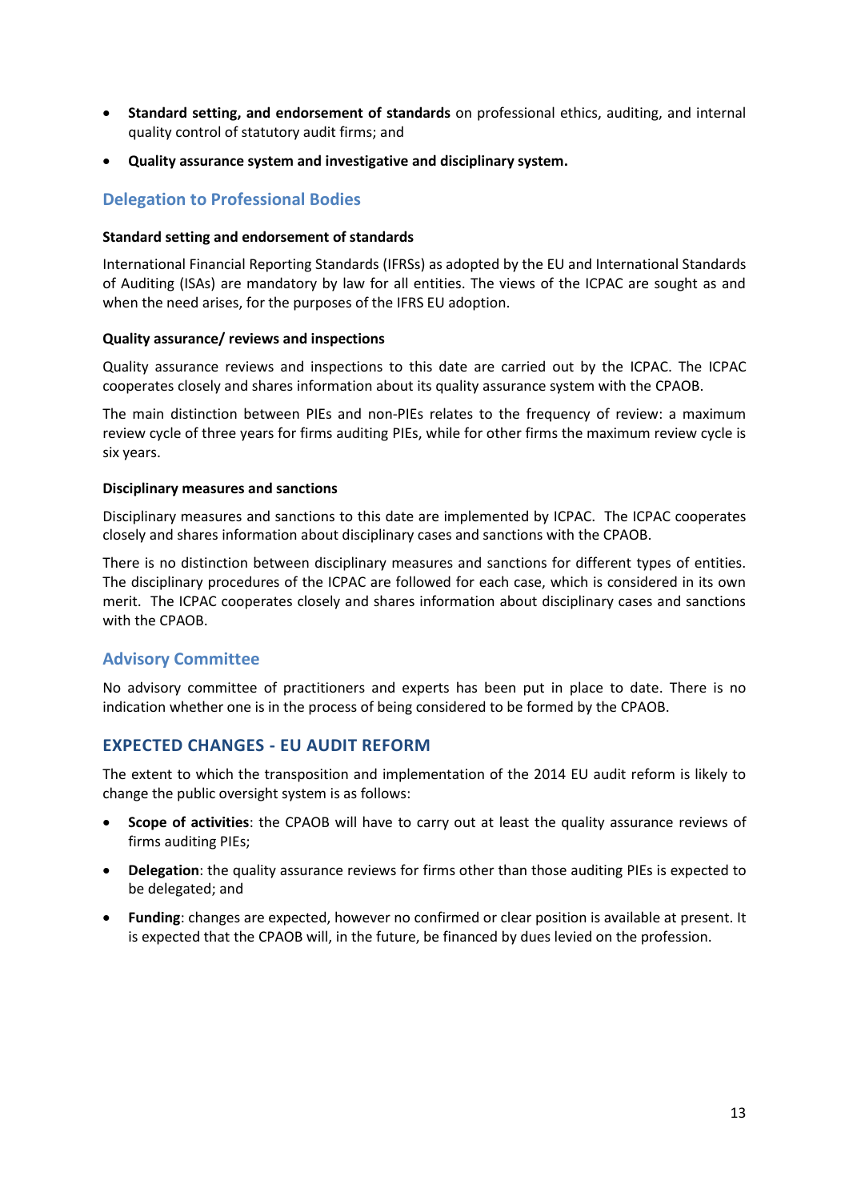- **Standard setting, and endorsement of standards** on professional ethics, auditing, and internal quality control of statutory audit firms; and
- **Quality assurance system and investigative and disciplinary system.**

## Delegation to Professional Bodies

**Standard setting and endorsement of standards**

International Financial Reporting Standards (IFRSs) as adopted by the EU and International Standards of Auditing (ISAs) are mandatory by law for all entities. The views of the ICPAC are sought as and when the need arises, for the purposes of the IFRS EU adoption.

**Quality assurance/ reviews and inspections**

Quality assurance reviews and inspections to this date are carried out by the ICPAC. The ICPAC cooperates closely and shares information about its quality assurance system with the CPAOB.

The main distinction between PIEs and non-PIEs relates to the frequency of review: a maximum review cycle of three years for firms auditing PIEs, while for other firms the maximum review cycle is six years.

**Disciplinary measures and sanctions**

Disciplinary measures and sanctions to this date are implemented by ICPAC. The ICPAC cooperates closely and shares information about disciplinary cases and sanctions with the CPAOB.

There is no distinction between disciplinary measures and sanctions for different types of entities. The disciplinary procedures of the ICPAC are followed for each case, which is considered in its own merit. The ICPAC cooperates closely and shares information about disciplinary cases and sanctions with the CPAOB.

## Advisory Committee

No advisory committee of practitioners and experts has been put in place to date. There is no indication whether one is in the process of being considered to be formed by the CPAOB.

## EXPECTED CHANGES - EU AUDIT REFORM

The extent to which the transposition and implementation of the 2014 EU audit reform is likely to change the public oversight system is as follows:

- **Scope of activities**: the CPAOB will have to carry out at least the quality assurance reviews of firms auditing PIEs;
- **Delegation**: the quality assurance reviews for firms other than those auditing PIEs is expected to be delegated; and
- **Funding**: changes are expected, however no confirmed or clear position is available at present. It is expected that the CPAOB will, in the future, be financed by dues levied on the profession.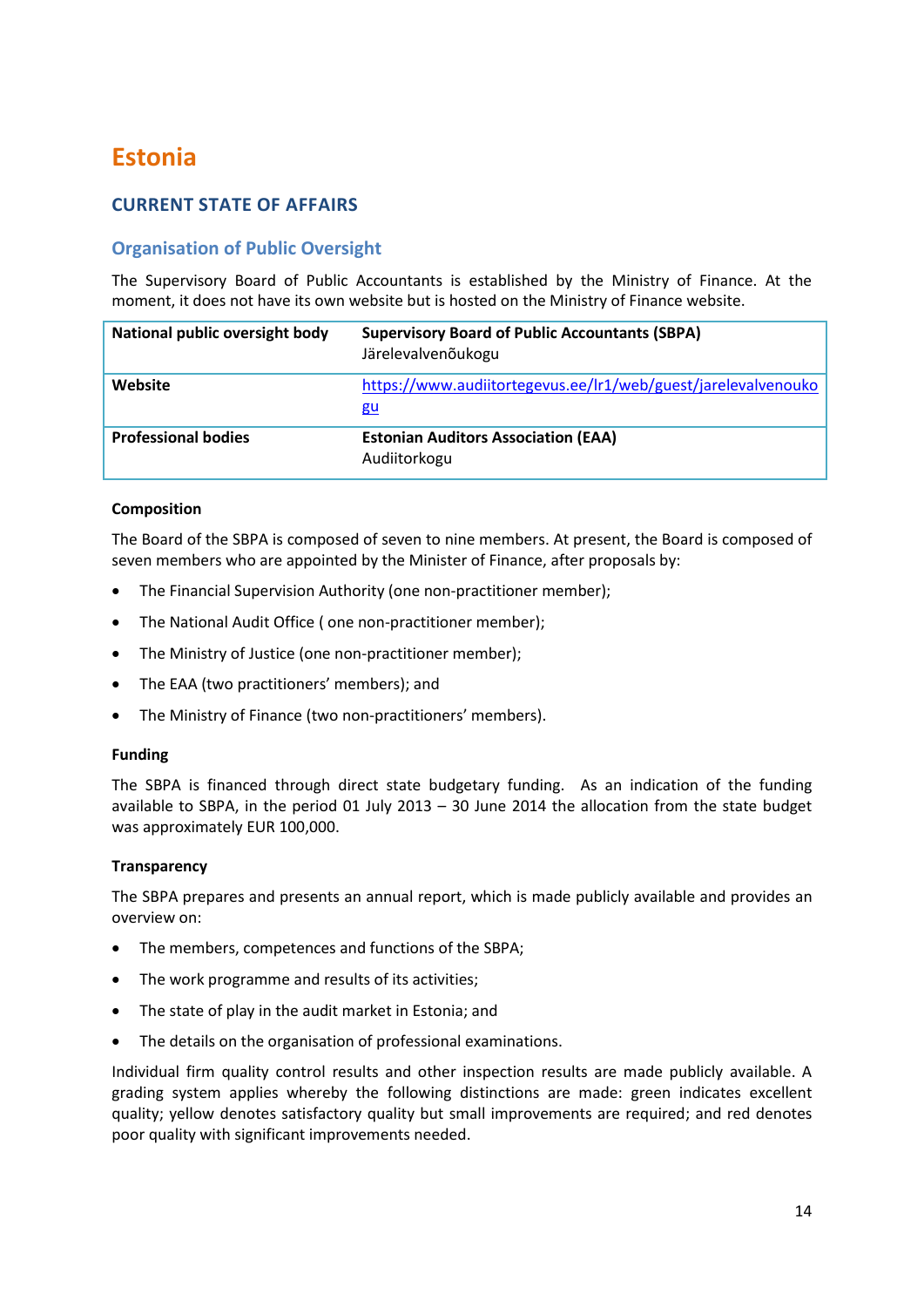# Estonia

## CURRENT STATE OF AFFAIRS

### Organisation of Public Oversight

The Supervisory Board of Public Accountants is established by the Ministry of Finance. At the moment, it does not have its own website but is hosted on the Ministry of Finance website.

| | |
|---|---|
| **National public oversight body** | **Supervisory Board of Public Accountants (SBPA)**<br>Järelevalvenõukogu |
| **Website** | https://www.audiitortegevus.ee/lr1/web/guest/jarelevalvenoukogu |
| **Professional bodies** | **Estonian Auditors Association (EAA)**<br>Audiitorkogu |

#### Composition

The Board of the SBPA is composed of seven to nine members. At present, the Board is composed of seven members who are appointed by the Minister of Finance, after proposals by:

- The Financial Supervision Authority (one non-practitioner member);
- The National Audit Office ( one non-practitioner member);
- The Ministry of Justice (one non-practitioner member);
- The EAA (two practitioners' members); and
- The Ministry of Finance (two non-practitioners' members).

#### Funding

The SBPA is financed through direct state budgetary funding. As an indication of the funding available to SBPA, in the period 01 July 2013 – 30 June 2014 the allocation from the state budget was approximately EUR 100,000.

#### Transparency

The SBPA prepares and presents an annual report, which is made publicly available and provides an overview on:

- The members, competences and functions of the SBPA;
- The work programme and results of its activities;
- The state of play in the audit market in Estonia; and
- The details on the organisation of professional examinations.

Individual firm quality control results and other inspection results are made publicly available. A grading system applies whereby the following distinctions are made: green indicates excellent quality; yellow denotes satisfactory quality but small improvements are required; and red denotes poor quality with significant improvements needed.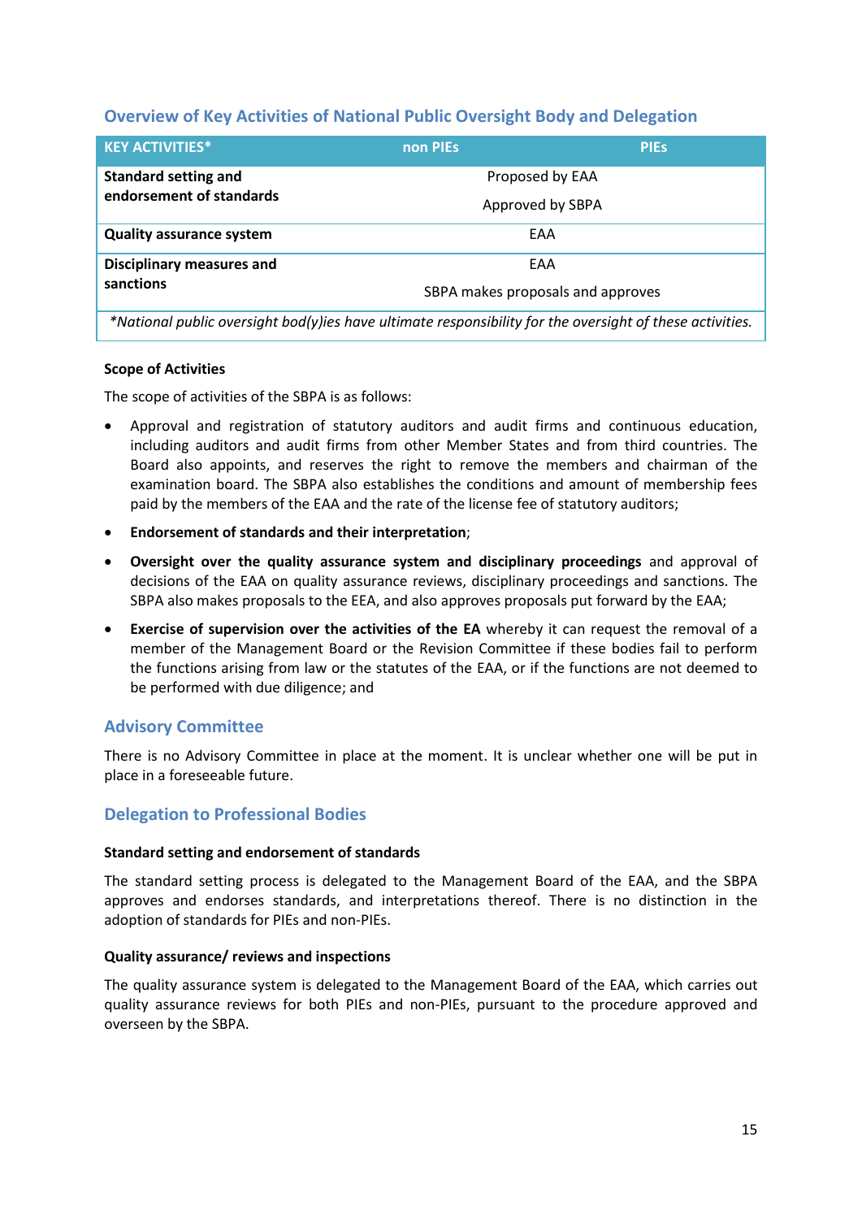## Overview of Key Activities of National Public Oversight Body and Delegation

| KEY ACTIVITIES* | non PIEs | PIEs |
|---|---|---|
| **Standard setting and endorsement of standards** | Proposed by EAA<br>Approved by SBPA | |
| **Quality assurance system** | EAA | |
| **Disciplinary measures and sanctions** | EAA<br>SBPA makes proposals and approves | |

*\*National public oversight bod(y)ies have ultimate responsibility for the oversight of these activities.*

**Scope of Activities**

The scope of activities of the SBPA is as follows:

- Approval and registration of statutory auditors and audit firms and continuous education, including auditors and audit firms from other Member States and from third countries. The Board also appoints, and reserves the right to remove the members and chairman of the examination board. The SBPA also establishes the conditions and amount of membership fees paid by the members of the EAA and the rate of the license fee of statutory auditors;
- **Endorsement of standards and their interpretation**;
- **Oversight over the quality assurance system and disciplinary proceedings** and approval of decisions of the EAA on quality assurance reviews, disciplinary proceedings and sanctions. The SBPA also makes proposals to the EEA, and also approves proposals put forward by the EAA;
- **Exercise of supervision over the activities of the EA** whereby it can request the removal of a member of the Management Board or the Revision Committee if these bodies fail to perform the functions arising from law or the statutes of the EAA, or if the functions are not deemed to be performed with due diligence; and

## Advisory Committee

There is no Advisory Committee in place at the moment. It is unclear whether one will be put in place in a foreseeable future.

## Delegation to Professional Bodies

**Standard setting and endorsement of standards**

The standard setting process is delegated to the Management Board of the EAA, and the SBPA approves and endorses standards, and interpretations thereof. There is no distinction in the adoption of standards for PIEs and non-PIEs.

**Quality assurance/ reviews and inspections**

The quality assurance system is delegated to the Management Board of the EAA, which carries out quality assurance reviews for both PIEs and non-PIEs, pursuant to the procedure approved and overseen by the SBPA.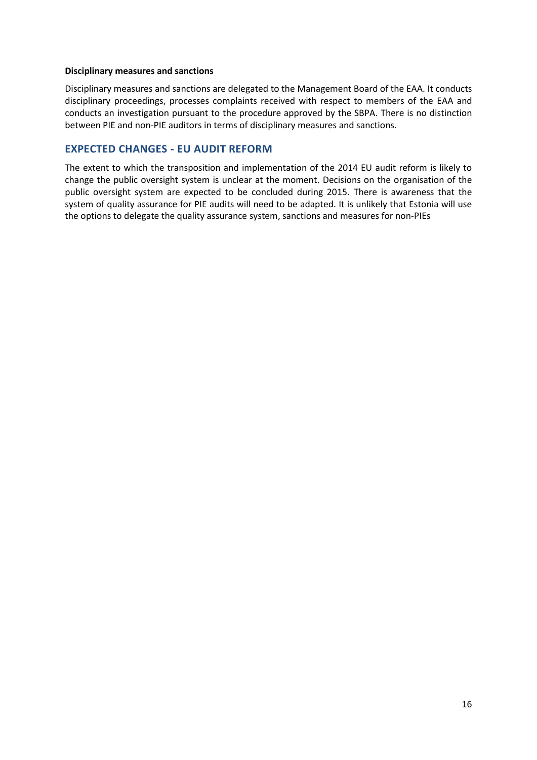**Disciplinary measures and sanctions**

Disciplinary measures and sanctions are delegated to the Management Board of the EAA. It conducts disciplinary proceedings, processes complaints received with respect to members of the EAA and conducts an investigation pursuant to the procedure approved by the SBPA. There is no distinction between PIE and non-PIE auditors in terms of disciplinary measures and sanctions.

## EXPECTED CHANGES - EU AUDIT REFORM

The extent to which the transposition and implementation of the 2014 EU audit reform is likely to change the public oversight system is unclear at the moment. Decisions on the organisation of the public oversight system are expected to be concluded during 2015. There is awareness that the system of quality assurance for PIE audits will need to be adapted. It is unlikely that Estonia will use the options to delegate the quality assurance system, sanctions and measures for non-PIEs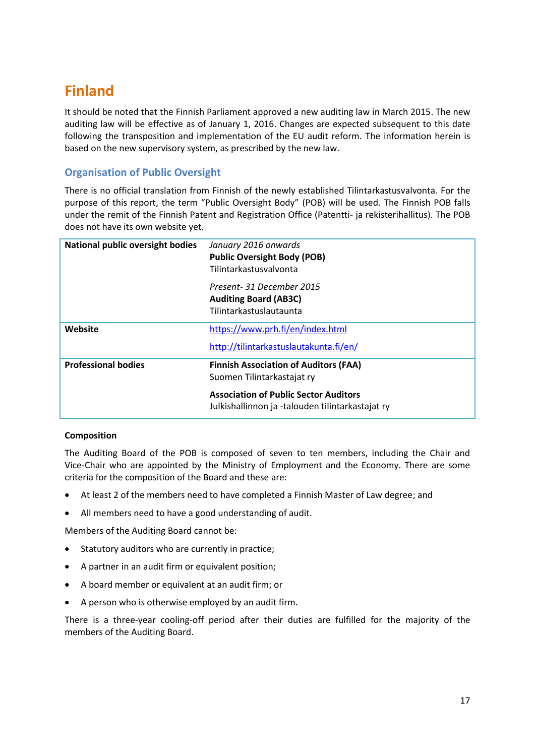# Finland

It should be noted that the Finnish Parliament approved a new auditing law in March 2015. The new auditing law will be effective as of January 1, 2016. Changes are expected subsequent to this date following the transposition and implementation of the EU audit reform. The information herein is based on the new supervisory system, as prescribed by the new law.

## Organisation of Public Oversight

There is no official translation from Finnish of the newly established Tilintarkastusvalvonta. For the purpose of this report, the term "Public Oversight Body" (POB) will be used. The Finnish POB falls under the remit of the Finnish Patent and Registration Office (Patentti- ja rekisterihallitus). The POB does not have its own website yet.

| | |
|---|---|
| **National public oversight bodies** | *January 2016 onwards*<br>**Public Oversight Body (POB)**<br>Tilintarkastusvalvonta<br><br>*Present- 31 December 2015*<br>**Auditing Board (AB3C)**<br>Tilintarkastuslautaunta |
| **Website** | https://www.prh.fi/en/index.html<br><br>http://tilintarkastuslautakunta.fi/en/ |
| **Professional bodies** | **Finnish Association of Auditors (FAA)**<br>Suomen Tilintarkastajat ry<br><br>**Association of Public Sector Auditors**<br>Julkishallinnon ja -talouden tilintarkastajat ry |

**Composition**

The Auditing Board of the POB is composed of seven to ten members, including the Chair and Vice-Chair who are appointed by the Ministry of Employment and the Economy. There are some criteria for the composition of the Board and these are:

- At least 2 of the members need to have completed a Finnish Master of Law degree; and
- All members need to have a good understanding of audit.

Members of the Auditing Board cannot be:

- Statutory auditors who are currently in practice;
- A partner in an audit firm or equivalent position;
- A board member or equivalent at an audit firm; or
- A person who is otherwise employed by an audit firm.

There is a three-year cooling-off period after their duties are fulfilled for the majority of the members of the Auditing Board.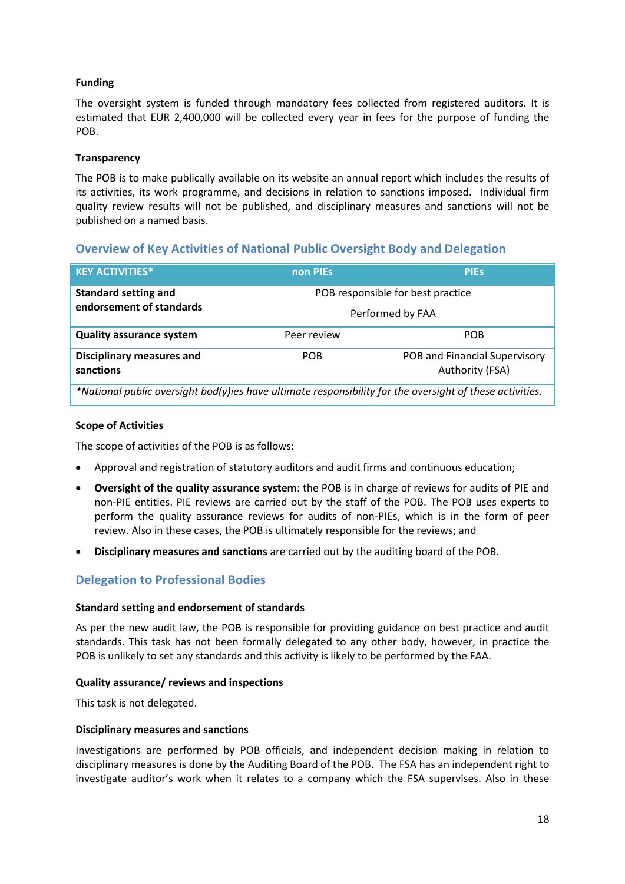**Funding**

The oversight system is funded through mandatory fees collected from registered auditors. It is estimated that EUR 2,400,000 will be collected every year in fees for the purpose of funding the POB.

**Transparency**

The POB is to make publically available on its website an annual report which includes the results of its activities, its work programme, and decisions in relation to sanctions imposed. Individual firm quality review results will not be published, and disciplinary measures and sanctions will not be published on a named basis.

## Overview of Key Activities of National Public Oversight Body and Delegation

| KEY ACTIVITIES* | non PIEs | PIEs |
|---|---|---|
| **Standard setting and endorsement of standards** | POB responsible for best practice<br>Performed by FAA | |
| **Quality assurance system** | Peer review | POB |
| **Disciplinary measures and sanctions** | POB | POB and Financial Supervisory Authority (FSA) |

*\*National public oversight bod(y)ies have ultimate responsibility for the oversight of these activities.*

**Scope of Activities**

The scope of activities of the POB is as follows:

- Approval and registration of statutory auditors and audit firms and continuous education;
- **Oversight of the quality assurance system**: the POB is in charge of reviews for audits of PIE and non-PIE entities. PIE reviews are carried out by the staff of the POB. The POB uses experts to perform the quality assurance reviews for audits of non-PIEs, which is in the form of peer review. Also in these cases, the POB is ultimately responsible for the reviews; and
- **Disciplinary measures and sanctions** are carried out by the auditing board of the POB.

## Delegation to Professional Bodies

**Standard setting and endorsement of standards**

As per the new audit law, the POB is responsible for providing guidance on best practice and audit standards. This task has not been formally delegated to any other body, however, in practice the POB is unlikely to set any standards and this activity is likely to be performed by the FAA.

**Quality assurance/ reviews and inspections**

This task is not delegated.

**Disciplinary measures and sanctions**

Investigations are performed by POB officials, and independent decision making in relation to disciplinary measures is done by the Auditing Board of the POB. The FSA has an independent right to investigate auditor's work when it relates to a company which the FSA supervises. Also in these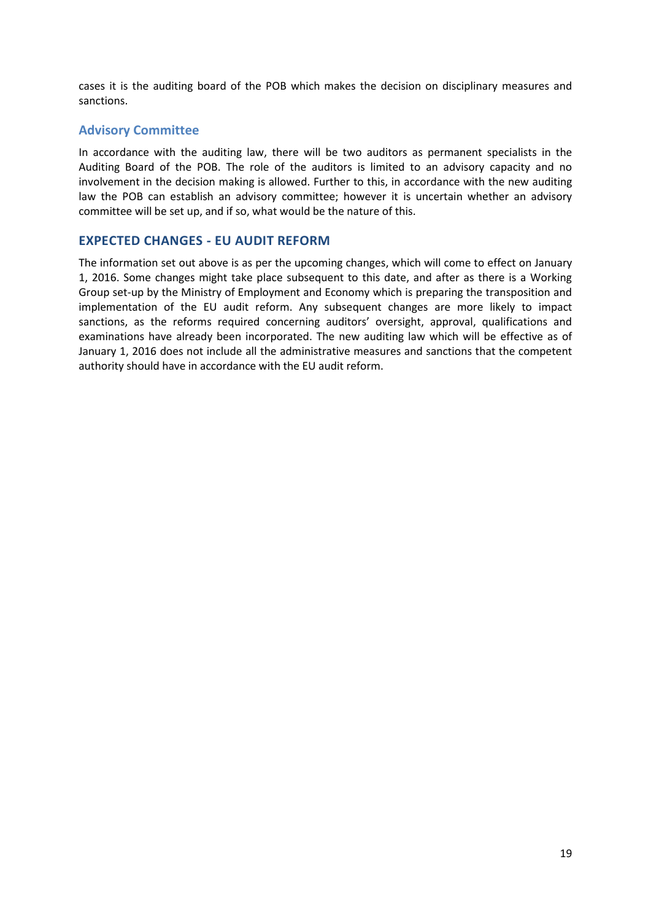cases it is the auditing board of the POB which makes the decision on disciplinary measures and sanctions.

### Advisory Committee

In accordance with the auditing law, there will be two auditors as permanent specialists in the Auditing Board of the POB. The role of the auditors is limited to an advisory capacity and no involvement in the decision making is allowed. Further to this, in accordance with the new auditing law the POB can establish an advisory committee; however it is uncertain whether an advisory committee will be set up, and if so, what would be the nature of this.

## EXPECTED CHANGES - EU AUDIT REFORM

The information set out above is as per the upcoming changes, which will come to effect on January 1, 2016. Some changes might take place subsequent to this date, and after as there is a Working Group set-up by the Ministry of Employment and Economy which is preparing the transposition and implementation of the EU audit reform. Any subsequent changes are more likely to impact sanctions, as the reforms required concerning auditors' oversight, approval, qualifications and examinations have already been incorporated. The new auditing law which will be effective as of January 1, 2016 does not include all the administrative measures and sanctions that the competent authority should have in accordance with the EU audit reform.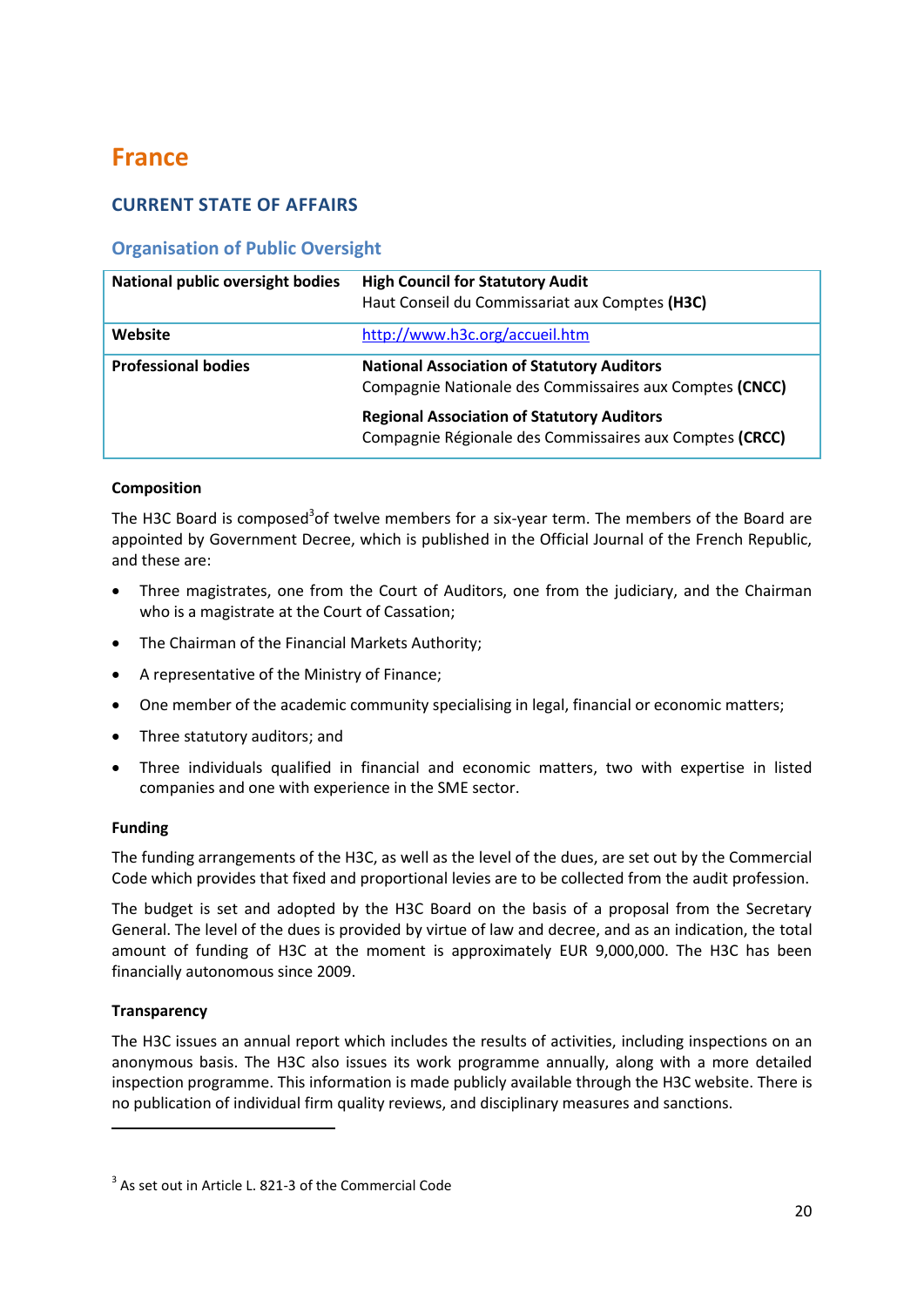# France

## CURRENT STATE OF AFFAIRS

### Organisation of Public Oversight

| National public oversight bodies | **High Council for Statutory Audit**<br>Haut Conseil du Commissariat aux Comptes **(H3C)** |
|---|---|
| **Website** | http://www.h3c.org/accueil.htm |
| **Professional bodies** | **National Association of Statutory Auditors**<br>Compagnie Nationale des Commissaires aux Comptes **(CNCC)**<br>**Regional Association of Statutory Auditors**<br>Compagnie Régionale des Commissaires aux Comptes **(CRCC)** |

#### Composition

The H3C Board is composed[3] of twelve members for a six-year term. The members of the Board are appointed by Government Decree, which is published in the Official Journal of the French Republic, and these are:

- Three magistrates, one from the Court of Auditors, one from the judiciary, and the Chairman who is a magistrate at the Court of Cassation;
- The Chairman of the Financial Markets Authority;
- A representative of the Ministry of Finance;
- One member of the academic community specialising in legal, financial or economic matters;
- Three statutory auditors; and
- Three individuals qualified in financial and economic matters, two with expertise in listed companies and one with experience in the SME sector.

#### Funding

The funding arrangements of the H3C, as well as the level of the dues, are set out by the Commercial Code which provides that fixed and proportional levies are to be collected from the audit profession.

The budget is set and adopted by the H3C Board on the basis of a proposal from the Secretary General. The level of the dues is provided by virtue of law and decree, and as an indication, the total amount of funding of H3C at the moment is approximately EUR 9,000,000. The H3C has been financially autonomous since 2009.

#### Transparency

The H3C issues an annual report which includes the results of activities, including inspections on an anonymous basis. The H3C also issues its work programme annually, along with a more detailed inspection programme. This information is made publicly available through the H3C website. There is no publication of individual firm quality reviews, and disciplinary measures and sanctions.

---

[3] As set out in Article L. 821-3 of the Commercial Code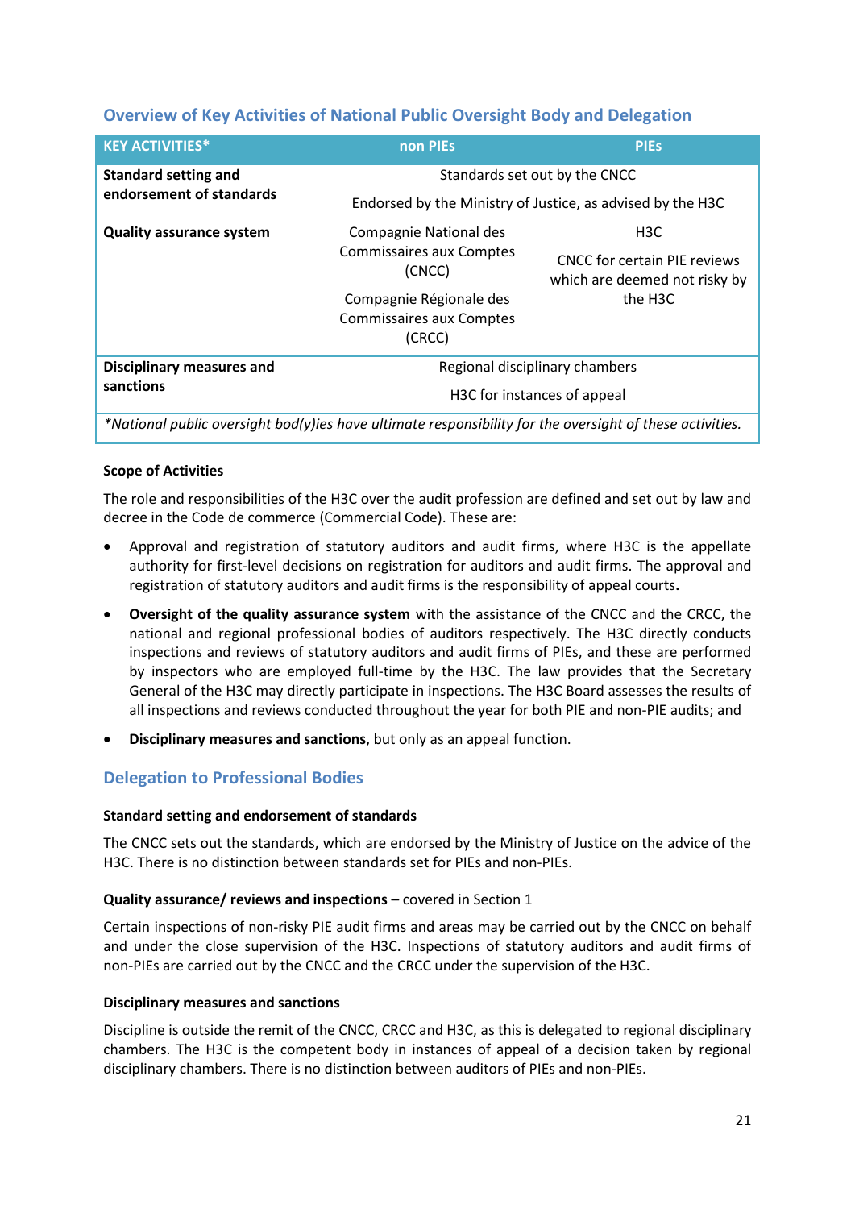## Overview of Key Activities of National Public Oversight Body and Delegation

| KEY ACTIVITIES* | non PIEs | PIEs |
|---|---|---|
| **Standard setting and endorsement of standards** | Standards set out by the CNCC<br><br>Endorsed by the Ministry of Justice, as advised by the H3C | |
| **Quality assurance system** | Compagnie National des Commissaires aux Comptes (CNCC)<br><br>Compagnie Régionale des Commissaires aux Comptes (CRCC) | H3C<br><br>CNCC for certain PIE reviews which are deemed not risky by the H3C |
| **Disciplinary measures and sanctions** | Regional disciplinary chambers<br><br>H3C for instances of appeal | |
| *\*National public oversight bod(y)ies have ultimate responsibility for the oversight of these activities.* | | |

#### Scope of Activities

The role and responsibilities of the H3C over the audit profession are defined and set out by law and decree in the Code de commerce (Commercial Code). These are:

- Approval and registration of statutory auditors and audit firms, where H3C is the appellate authority for first-level decisions on registration for auditors and audit firms. The approval and registration of statutory auditors and audit firms is the responsibility of appeal courts**.**
- **Oversight of the quality assurance system** with the assistance of the CNCC and the CRCC, the national and regional professional bodies of auditors respectively. The H3C directly conducts inspections and reviews of statutory auditors and audit firms of PIEs, and these are performed by inspectors who are employed full-time by the H3C. The law provides that the Secretary General of the H3C may directly participate in inspections. The H3C Board assesses the results of all inspections and reviews conducted throughout the year for both PIE and non-PIE audits; and
- **Disciplinary measures and sanctions**, but only as an appeal function.

## Delegation to Professional Bodies

#### Standard setting and endorsement of standards

The CNCC sets out the standards, which are endorsed by the Ministry of Justice on the advice of the H3C. There is no distinction between standards set for PIEs and non-PIEs.

#### Quality assurance/ reviews and inspections – covered in Section 1

Certain inspections of non-risky PIE audit firms and areas may be carried out by the CNCC on behalf and under the close supervision of the H3C. Inspections of statutory auditors and audit firms of non-PIEs are carried out by the CNCC and the CRCC under the supervision of the H3C.

#### Disciplinary measures and sanctions

Discipline is outside the remit of the CNCC, CRCC and H3C, as this is delegated to regional disciplinary chambers. The H3C is the competent body in instances of appeal of a decision taken by regional disciplinary chambers. There is no distinction between auditors of PIEs and non-PIEs.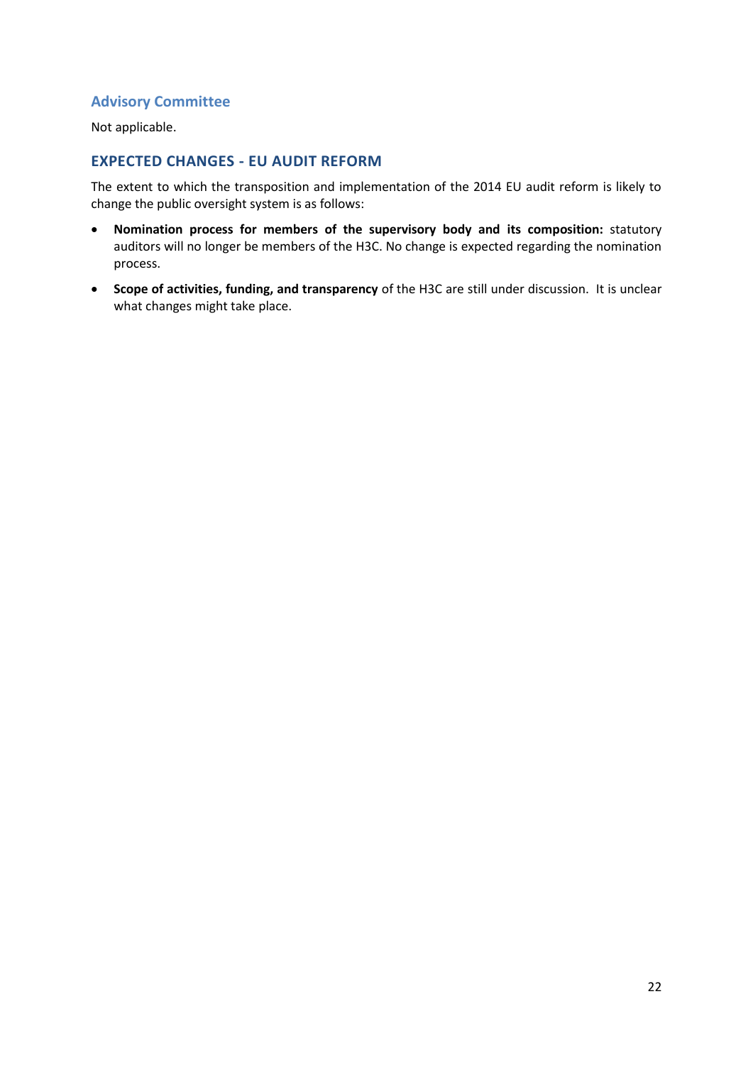### Advisory Committee

Not applicable.

## EXPECTED CHANGES - EU AUDIT REFORM

The extent to which the transposition and implementation of the 2014 EU audit reform is likely to change the public oversight system is as follows:

- **Nomination process for members of the supervisory body and its composition:** statutory auditors will no longer be members of the H3C. No change is expected regarding the nomination process.
- **Scope of activities, funding, and transparency** of the H3C are still under discussion. It is unclear what changes might take place.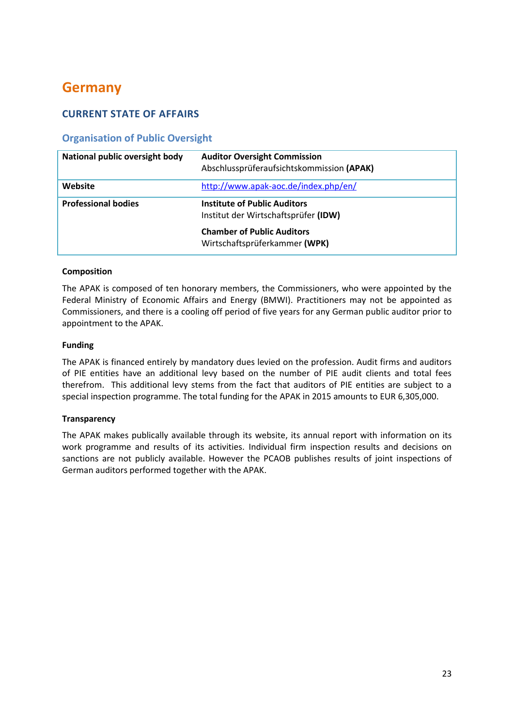# Germany

## CURRENT STATE OF AFFAIRS

### Organisation of Public Oversight

| | |
|---|---|
| **National public oversight body** | **Auditor Oversight Commission**<br>Abschlussprüferaufsichtskommission **(APAK)** |
| **Website** | http://www.apak-aoc.de/index.php/en/ |
| **Professional bodies** | **Institute of Public Auditors**<br>Institut der Wirtschaftsprüfer **(IDW)**<br><br>**Chamber of Public Auditors**<br>Wirtschaftsprüferkammer **(WPK)** |

**Composition**

The APAK is composed of ten honorary members, the Commissioners, who were appointed by the Federal Ministry of Economic Affairs and Energy (BMWI). Practitioners may not be appointed as Commissioners, and there is a cooling off period of five years for any German public auditor prior to appointment to the APAK.

**Funding**

The APAK is financed entirely by mandatory dues levied on the profession. Audit firms and auditors of PIE entities have an additional levy based on the number of PIE audit clients and total fees therefrom. This additional levy stems from the fact that auditors of PIE entities are subject to a special inspection programme. The total funding for the APAK in 2015 amounts to EUR 6,305,000.

**Transparency**

The APAK makes publically available through its website, its annual report with information on its work programme and results of its activities. Individual firm inspection results and decisions on sanctions are not publicly available. However the PCAOB publishes results of joint inspections of German auditors performed together with the APAK.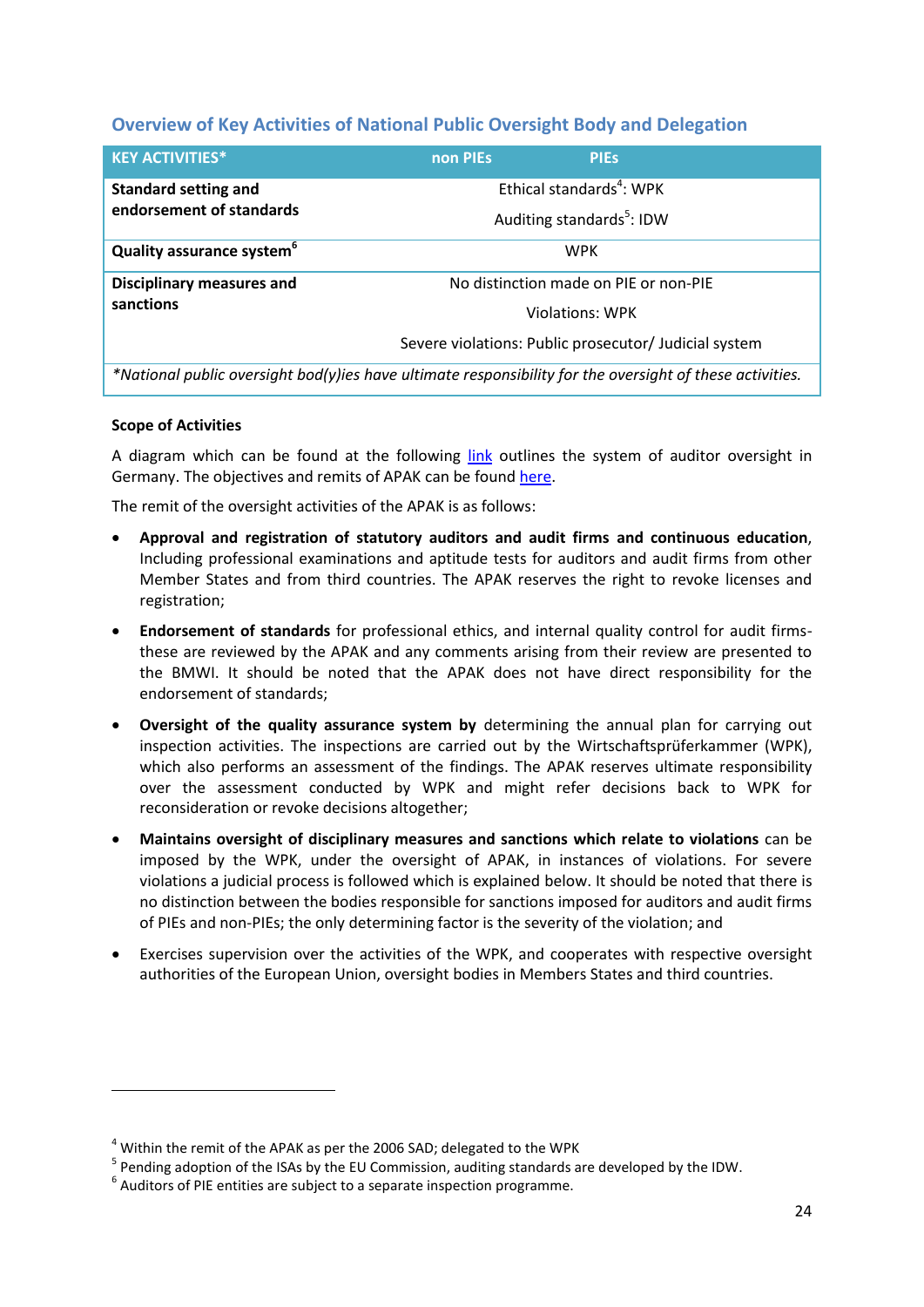### Overview of Key Activities of National Public Oversight Body and Delegation

| KEY ACTIVITIES* | non PIEs | PIEs |
|---|---|---|
| **Standard setting and endorsement of standards** | Ethical standards[4]: WPK<br>Auditing standards[5]: IDW | |
| **Quality assurance system**[6] | WPK | |
| **Disciplinary measures and sanctions** | No distinction made on PIE or non-PIE<br>Violations: WPK<br>Severe violations: Public prosecutor/ Judicial system | |
| *\*National public oversight bod(y)ies have ultimate responsibility for the oversight of these activities.* | | |

**Scope of Activities**

A diagram which can be found at the following link outlines the system of auditor oversight in Germany. The objectives and remits of APAK can be found here.

The remit of the oversight activities of the APAK is as follows:

- **Approval and registration of statutory auditors and audit firms and continuous education**, Including professional examinations and aptitude tests for auditors and audit firms from other Member States and from third countries. The APAK reserves the right to revoke licenses and registration;
- **Endorsement of standards** for professional ethics, and internal quality control for audit firms- these are reviewed by the APAK and any comments arising from their review are presented to the BMWI. It should be noted that the APAK does not have direct responsibility for the endorsement of standards;
- **Oversight of the quality assurance system by** determining the annual plan for carrying out inspection activities. The inspections are carried out by the Wirtschaftsprüferkammer (WPK), which also performs an assessment of the findings. The APAK reserves ultimate responsibility over the assessment conducted by WPK and might refer decisions back to WPK for reconsideration or revoke decisions altogether;
- **Maintains oversight of disciplinary measures and sanctions which relate to violations** can be imposed by the WPK, under the oversight of APAK, in instances of violations. For severe violations a judicial process is followed which is explained below. It should be noted that there is no distinction between the bodies responsible for sanctions imposed for auditors and audit firms of PIEs and non-PIEs; the only determining factor is the severity of the violation; and
- Exercises supervision over the activities of the WPK, and cooperates with respective oversight authorities of the European Union, oversight bodies in Members States and third countries.

---

[4] Within the remit of the APAK as per the 2006 SAD; delegated to the WPK

[5] Pending adoption of the ISAs by the EU Commission, auditing standards are developed by the IDW.

[6] Auditors of PIE entities are subject to a separate inspection programme.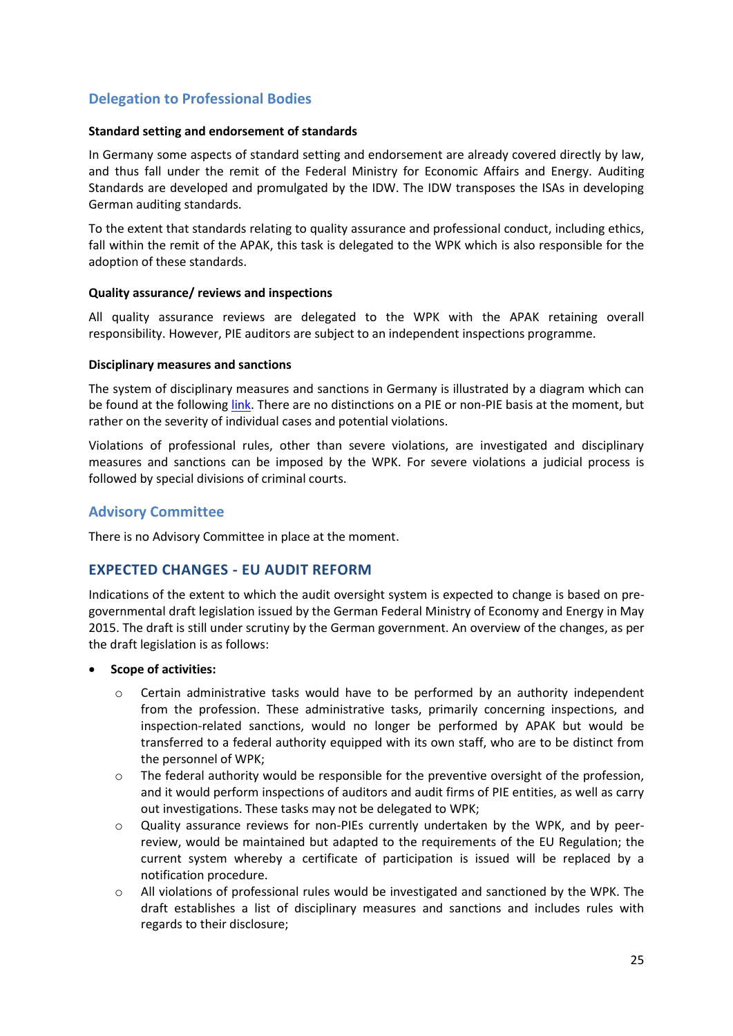## Delegation to Professional Bodies

**Standard setting and endorsement of standards**

In Germany some aspects of standard setting and endorsement are already covered directly by law, and thus fall under the remit of the Federal Ministry for Economic Affairs and Energy. Auditing Standards are developed and promulgated by the IDW. The IDW transposes the ISAs in developing German auditing standards.

To the extent that standards relating to quality assurance and professional conduct, including ethics, fall within the remit of the APAK, this task is delegated to the WPK which is also responsible for the adoption of these standards.

**Quality assurance/ reviews and inspections**

All quality assurance reviews are delegated to the WPK with the APAK retaining overall responsibility. However, PIE auditors are subject to an independent inspections programme.

**Disciplinary measures and sanctions**

The system of disciplinary measures and sanctions in Germany is illustrated by a diagram which can be found at the following link. There are no distinctions on a PIE or non-PIE basis at the moment, but rather on the severity of individual cases and potential violations.

Violations of professional rules, other than severe violations, are investigated and disciplinary measures and sanctions can be imposed by the WPK. For severe violations a judicial process is followed by special divisions of criminal courts.

## Advisory Committee

There is no Advisory Committee in place at the moment.

## EXPECTED CHANGES - EU AUDIT REFORM

Indications of the extent to which the audit oversight system is expected to change is based on pre-governmental draft legislation issued by the German Federal Ministry of Economy and Energy in May 2015. The draft is still under scrutiny by the German government. An overview of the changes, as per the draft legislation is as follows:

- **Scope of activities:**
  - Certain administrative tasks would have to be performed by an authority independent from the profession. These administrative tasks, primarily concerning inspections, and inspection-related sanctions, would no longer be performed by APAK but would be transferred to a federal authority equipped with its own staff, who are to be distinct from the personnel of WPK;
  - The federal authority would be responsible for the preventive oversight of the profession, and it would perform inspections of auditors and audit firms of PIE entities, as well as carry out investigations. These tasks may not be delegated to WPK;
  - Quality assurance reviews for non-PIEs currently undertaken by the WPK, and by peer-review, would be maintained but adapted to the requirements of the EU Regulation; the current system whereby a certificate of participation is issued will be replaced by a notification procedure.
  - All violations of professional rules would be investigated and sanctioned by the WPK. The draft establishes a list of disciplinary measures and sanctions and includes rules with regards to their disclosure;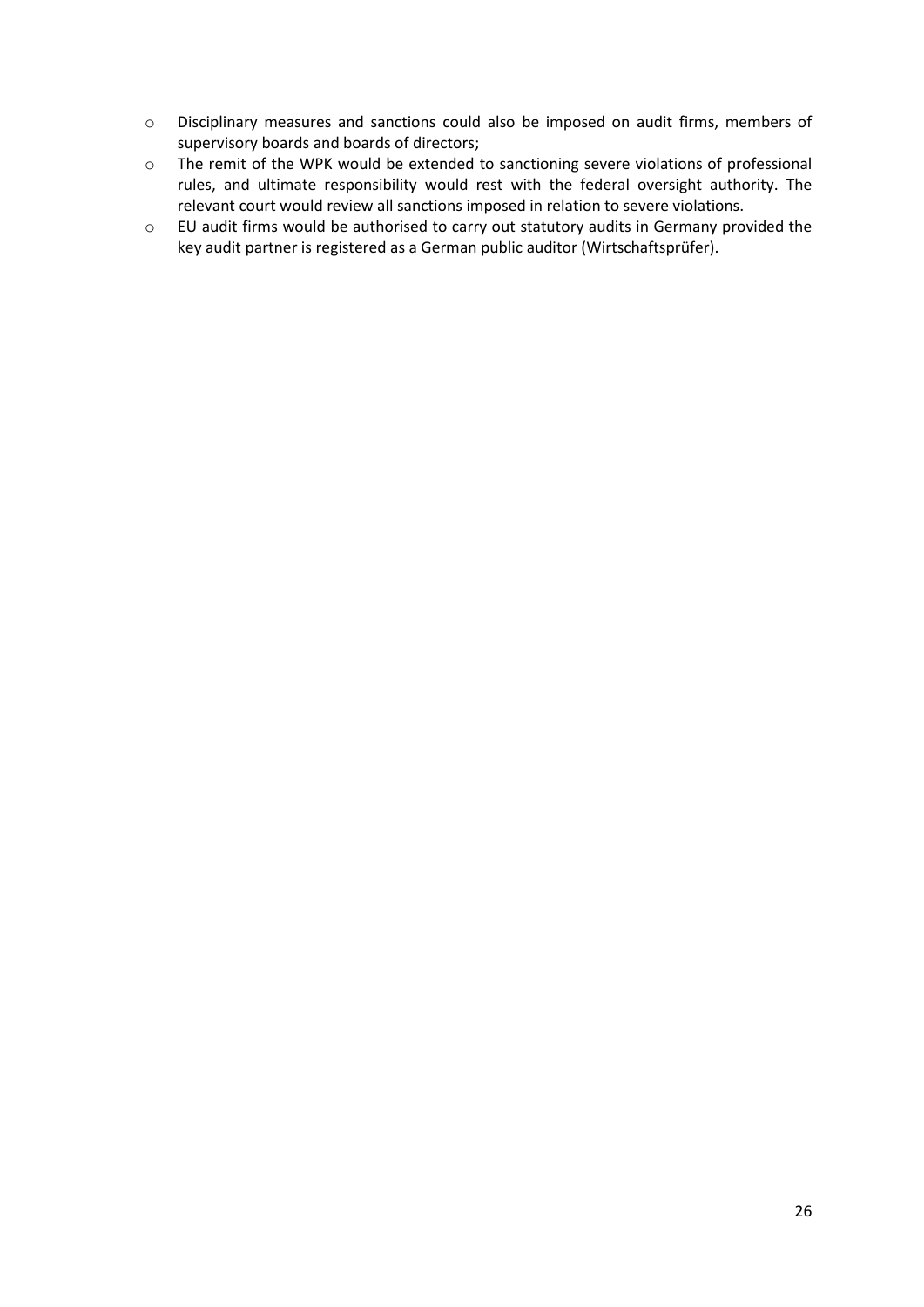- Disciplinary measures and sanctions could also be imposed on audit firms, members of supervisory boards and boards of directors;
- The remit of the WPK would be extended to sanctioning severe violations of professional rules, and ultimate responsibility would rest with the federal oversight authority. The relevant court would review all sanctions imposed in relation to severe violations.
- EU audit firms would be authorised to carry out statutory audits in Germany provided the key audit partner is registered as a German public auditor (Wirtschaftsprüfer).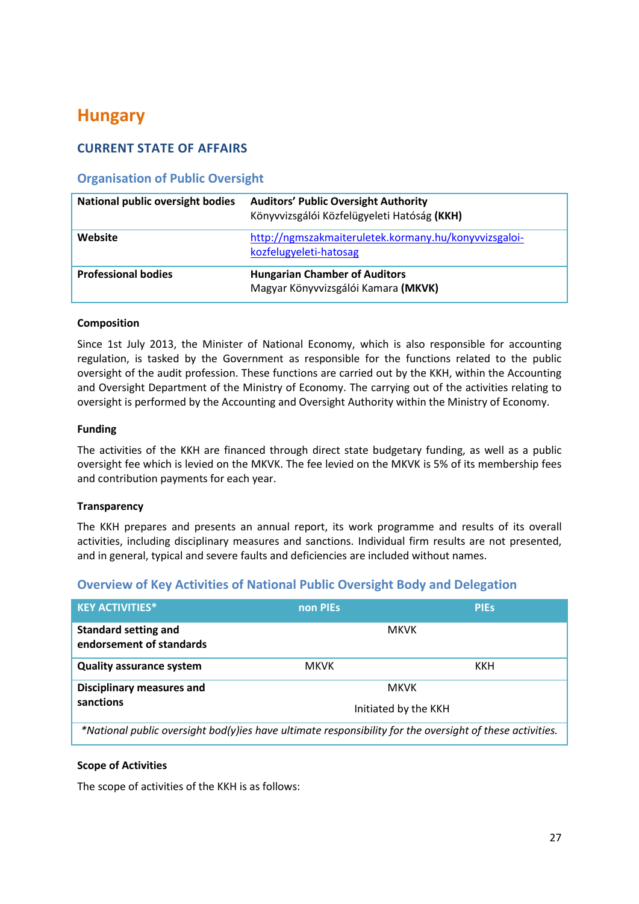# Hungary

## CURRENT STATE OF AFFAIRS

### Organisation of Public Oversight

| National public oversight bodies | **Auditors' Public Oversight Authority** Könyvvizsgálói Közfelügyeleti Hatóság **(KKH)** |
|---|---|
| **Website** | http://ngmszakmaiteruletek.kormany.hu/konyvvizsgaloi-kozfelugyeleti-hatosag |
| **Professional bodies** | **Hungarian Chamber of Auditors** Magyar Könyvvizsgálói Kamara **(MKVK)** |

**Composition**

Since 1st July 2013, the Minister of National Economy, which is also responsible for accounting regulation, is tasked by the Government as responsible for the functions related to the public oversight of the audit profession. These functions are carried out by the KKH, within the Accounting and Oversight Department of the Ministry of Economy. The carrying out of the activities relating to oversight is performed by the Accounting and Oversight Authority within the Ministry of Economy.

**Funding**

The activities of the KKH are financed through direct state budgetary funding, as well as a public oversight fee which is levied on the MKVK. The fee levied on the MKVK is 5% of its membership fees and contribution payments for each year.

**Transparency**

The KKH prepares and presents an annual report, its work programme and results of its overall activities, including disciplinary measures and sanctions. Individual firm results are not presented, and in general, typical and severe faults and deficiencies are included without names.

### Overview of Key Activities of National Public Oversight Body and Delegation

| KEY ACTIVITIES* | non PIEs | PIEs |
|---|---|---|
| **Standard setting and endorsement of standards** | MKVK | |
| **Quality assurance system** | MKVK | KKH |
| **Disciplinary measures and sanctions** | MKVK<br>Initiated by the KKH | |

*\*National public oversight bod(y)ies have ultimate responsibility for the oversight of these activities.*

**Scope of Activities**

The scope of activities of the KKH is as follows: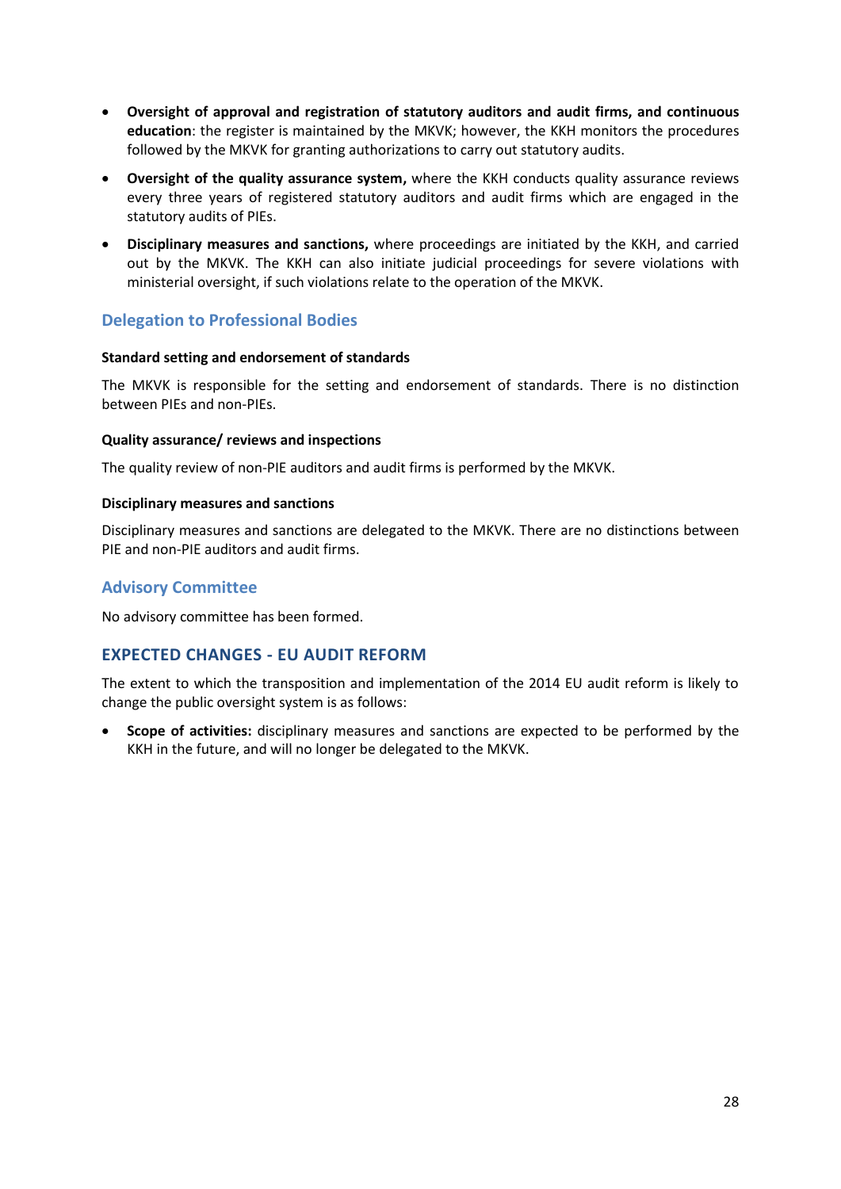- **Oversight of approval and registration of statutory auditors and audit firms, and continuous education**: the register is maintained by the MKVK; however, the KKH monitors the procedures followed by the MKVK for granting authorizations to carry out statutory audits.
- **Oversight of the quality assurance system,** where the KKH conducts quality assurance reviews every three years of registered statutory auditors and audit firms which are engaged in the statutory audits of PIEs.
- **Disciplinary measures and sanctions,** where proceedings are initiated by the KKH, and carried out by the MKVK. The KKH can also initiate judicial proceedings for severe violations with ministerial oversight, if such violations relate to the operation of the MKVK.

### Delegation to Professional Bodies

#### Standard setting and endorsement of standards

The MKVK is responsible for the setting and endorsement of standards. There is no distinction between PIEs and non-PIEs.

#### Quality assurance/ reviews and inspections

The quality review of non-PIE auditors and audit firms is performed by the MKVK.

#### Disciplinary measures and sanctions

Disciplinary measures and sanctions are delegated to the MKVK. There are no distinctions between PIE and non-PIE auditors and audit firms.

### Advisory Committee

No advisory committee has been formed.

## EXPECTED CHANGES - EU AUDIT REFORM

The extent to which the transposition and implementation of the 2014 EU audit reform is likely to change the public oversight system is as follows:

- **Scope of activities:** disciplinary measures and sanctions are expected to be performed by the KKH in the future, and will no longer be delegated to the MKVK.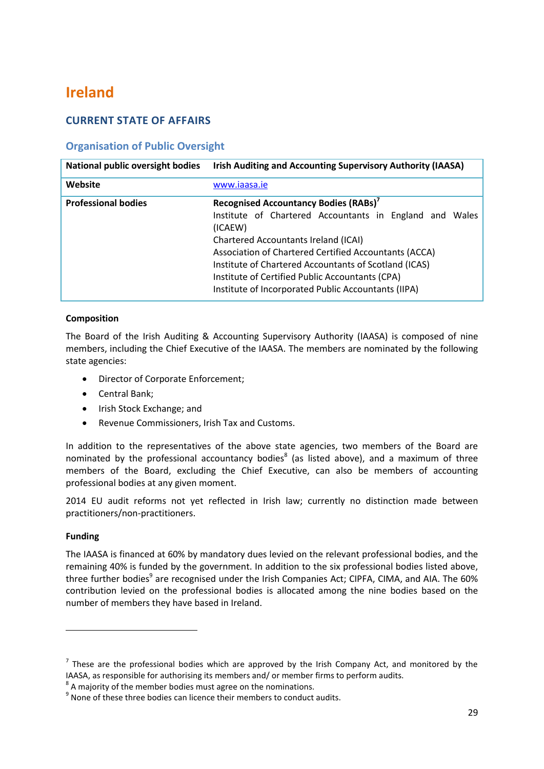# Ireland

## CURRENT STATE OF AFFAIRS

### Organisation of Public Oversight

| National public oversight bodies | Irish Auditing and Accounting Supervisory Authority (IAASA) |
|---|---|
| Website | www.iaasa.ie |
| Professional bodies | **Recognised Accountancy Bodies (RABs)**[7]<br>Institute of Chartered Accountants in England and Wales (ICAEW)<br>Chartered Accountants Ireland (ICAI)<br>Association of Chartered Certified Accountants (ACCA)<br>Institute of Chartered Accountants of Scotland (ICAS)<br>Institute of Certified Public Accountants (CPA)<br>Institute of Incorporated Public Accountants (IIPA) |

**Composition**

The Board of the Irish Auditing & Accounting Supervisory Authority (IAASA) is composed of nine members, including the Chief Executive of the IAASA. The members are nominated by the following state agencies:

- Director of Corporate Enforcement;
- Central Bank;
- Irish Stock Exchange; and
- Revenue Commissioners, Irish Tax and Customs.

In addition to the representatives of the above state agencies, two members of the Board are nominated by the professional accountancy bodies[8] (as listed above), and a maximum of three members of the Board, excluding the Chief Executive, can also be members of accounting professional bodies at any given moment.

2014 EU audit reforms not yet reflected in Irish law; currently no distinction made between practitioners/non-practitioners.

**Funding**

The IAASA is financed at 60% by mandatory dues levied on the relevant professional bodies, and the remaining 40% is funded by the government. In addition to the six professional bodies listed above, three further bodies[9] are recognised under the Irish Companies Act; CIPFA, CIMA, and AIA. The 60% contribution levied on the professional bodies is allocated among the nine bodies based on the number of members they have based in Ireland.

---

[7] These are the professional bodies which are approved by the Irish Company Act, and monitored by the IAASA, as responsible for authorising its members and/ or member firms to perform audits.

[8] A majority of the member bodies must agree on the nominations.

[9] None of these three bodies can licence their members to conduct audits.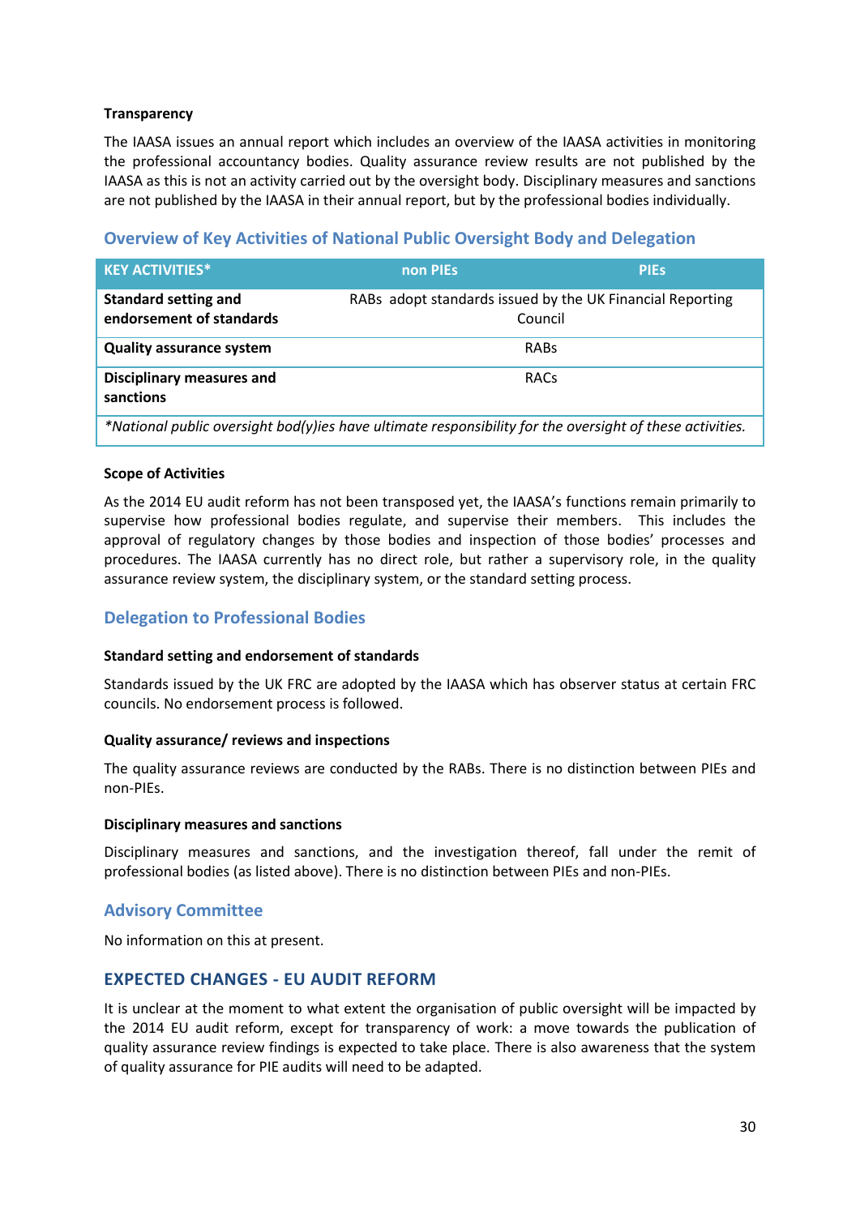**Transparency**

The IAASA issues an annual report which includes an overview of the IAASA activities in monitoring the professional accountancy bodies. Quality assurance review results are not published by the IAASA as this is not an activity carried out by the oversight body. Disciplinary measures and sanctions are not published by the IAASA in their annual report, but by the professional bodies individually.

## Overview of Key Activities of National Public Oversight Body and Delegation

| KEY ACTIVITIES* | non PIEs | PIEs |
|---|---|---|
| **Standard setting and endorsement of standards** | RABs adopt standards issued by the UK Financial Reporting Council | |
| **Quality assurance system** | RABs | |
| **Disciplinary measures and sanctions** | RACs | |
| *\*National public oversight bod(y)ies have ultimate responsibility for the oversight of these activities.* | | |

**Scope of Activities**

As the 2014 EU audit reform has not been transposed yet, the IAASA's functions remain primarily to supervise how professional bodies regulate, and supervise their members. This includes the approval of regulatory changes by those bodies and inspection of those bodies' processes and procedures. The IAASA currently has no direct role, but rather a supervisory role, in the quality assurance review system, the disciplinary system, or the standard setting process.

## Delegation to Professional Bodies

**Standard setting and endorsement of standards**

Standards issued by the UK FRC are adopted by the IAASA which has observer status at certain FRC councils. No endorsement process is followed.

**Quality assurance/ reviews and inspections**

The quality assurance reviews are conducted by the RABs. There is no distinction between PIEs and non-PIEs.

**Disciplinary measures and sanctions**

Disciplinary measures and sanctions, and the investigation thereof, fall under the remit of professional bodies (as listed above). There is no distinction between PIEs and non-PIEs.

## Advisory Committee

No information on this at present.

## EXPECTED CHANGES - EU AUDIT REFORM

It is unclear at the moment to what extent the organisation of public oversight will be impacted by the 2014 EU audit reform, except for transparency of work: a move towards the publication of quality assurance review findings is expected to take place. There is also awareness that the system of quality assurance for PIE audits will need to be adapted.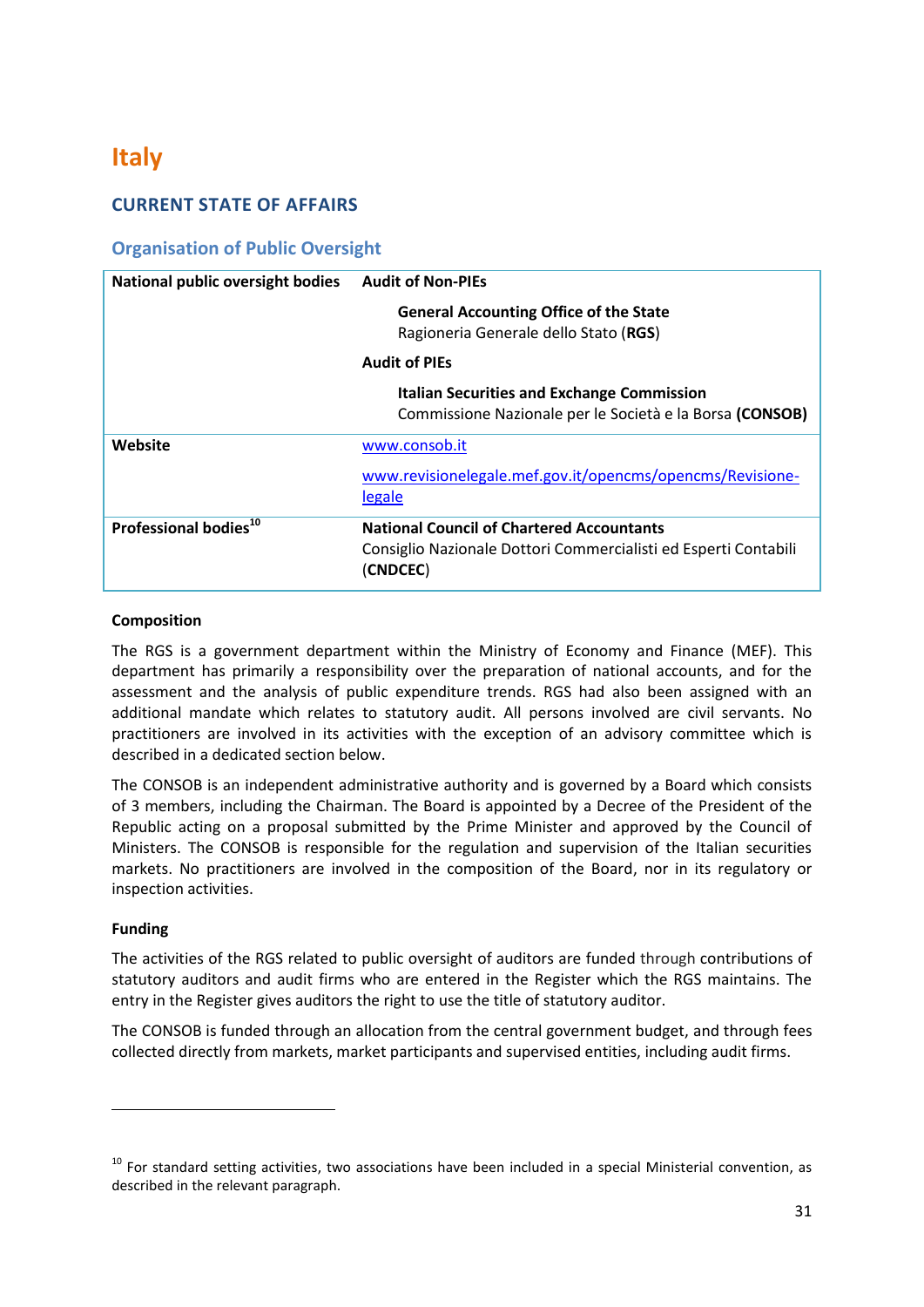# Italy

## CURRENT STATE OF AFFAIRS

### Organisation of Public Oversight

| National public oversight bodies | **Audit of Non-PIEs**<br>**General Accounting Office of the State**<br>Ragioneria Generale dello Stato (**RGS**)<br>**Audit of PIEs**<br>**Italian Securities and Exchange Commission**<br>Commissione Nazionale per le Società e la Borsa **(CONSOB)** |
|---|---|
| **Website** | www.consob.it<br>www.revisionelegale.mef.gov.it/opencms/opencms/Revisione-legale |
| **Professional bodies**[10] | **National Council of Chartered Accountants**<br>Consiglio Nazionale Dottori Commercialisti ed Esperti Contabili (**CNDCEC**) |

**Composition**

The RGS is a government department within the Ministry of Economy and Finance (MEF). This department has primarily a responsibility over the preparation of national accounts, and for the assessment and the analysis of public expenditure trends. RGS had also been assigned with an additional mandate which relates to statutory audit. All persons involved are civil servants. No practitioners are involved in its activities with the exception of an advisory committee which is described in a dedicated section below.

The CONSOB is an independent administrative authority and is governed by a Board which consists of 3 members, including the Chairman. The Board is appointed by a Decree of the President of the Republic acting on a proposal submitted by the Prime Minister and approved by the Council of Ministers. The CONSOB is responsible for the regulation and supervision of the Italian securities markets. No practitioners are involved in the composition of the Board, nor in its regulatory or inspection activities.

**Funding**

The activities of the RGS related to public oversight of auditors are funded through contributions of statutory auditors and audit firms who are entered in the Register which the RGS maintains. The entry in the Register gives auditors the right to use the title of statutory auditor.

The CONSOB is funded through an allocation from the central government budget, and through fees collected directly from markets, market participants and supervised entities, including audit firms.

[10] For standard setting activities, two associations have been included in a special Ministerial convention, as described in the relevant paragraph.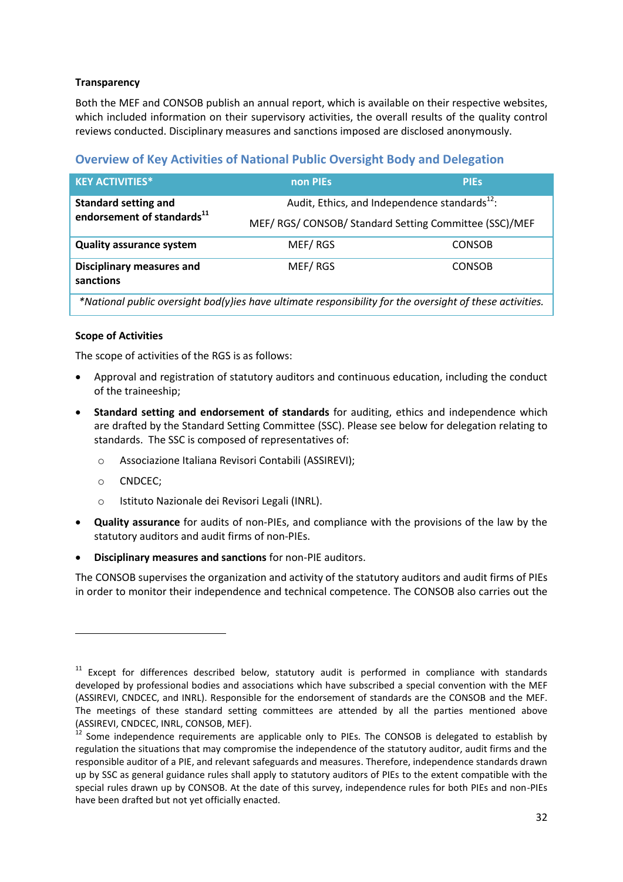**Transparency**

Both the MEF and CONSOB publish an annual report, which is available on their respective websites, which included information on their supervisory activities, the overall results of the quality control reviews conducted. Disciplinary measures and sanctions imposed are disclosed anonymously.

## Overview of Key Activities of National Public Oversight Body and Delegation

| KEY ACTIVITIES* | non PIEs | PIEs |
|---|---|---|
| **Standard setting and endorsement of standards**[11] | Audit, Ethics, and Independence standards[12]: MEF/ RGS/ CONSOB/ Standard Setting Committee (SSC)/MEF | |
| **Quality assurance system** | MEF/ RGS | CONSOB |
| **Disciplinary measures and sanctions** | MEF/ RGS | CONSOB |

*\*National public oversight bod(y)ies have ultimate responsibility for the oversight of these activities.*

**Scope of Activities**

The scope of activities of the RGS is as follows:

- Approval and registration of statutory auditors and continuous education, including the conduct of the traineeship;
- **Standard setting and endorsement of standards** for auditing, ethics and independence which are drafted by the Standard Setting Committee (SSC). Please see below for delegation relating to standards. The SSC is composed of representatives of:
  - Associazione Italiana Revisori Contabili (ASSIREVI);
  - CNDCEC;
  - Istituto Nazionale dei Revisori Legali (INRL).
- **Quality assurance** for audits of non-PIEs, and compliance with the provisions of the law by the statutory auditors and audit firms of non-PIEs.
- **Disciplinary measures and sanctions** for non-PIE auditors.

The CONSOB supervises the organization and activity of the statutory auditors and audit firms of PIEs in order to monitor their independence and technical competence. The CONSOB also carries out the

---

[11] Except for differences described below, statutory audit is performed in compliance with standards developed by professional bodies and associations which have subscribed a special convention with the MEF (ASSIREVI, CNDCEC, and INRL). Responsible for the endorsement of standards are the CONSOB and the MEF. The meetings of these standard setting committees are attended by all the parties mentioned above (ASSIREVI, CNDCEC, INRL, CONSOB, MEF).

[12] Some independence requirements are applicable only to PIEs. The CONSOB is delegated to establish by regulation the situations that may compromise the independence of the statutory auditor, audit firms and the responsible auditor of a PIE, and relevant safeguards and measures. Therefore, independence standards drawn up by SSC as general guidance rules shall apply to statutory auditors of PIEs to the extent compatible with the special rules drawn up by CONSOB. At the date of this survey, independence rules for both PIEs and non-PIEs have been drafted but not yet officially enacted.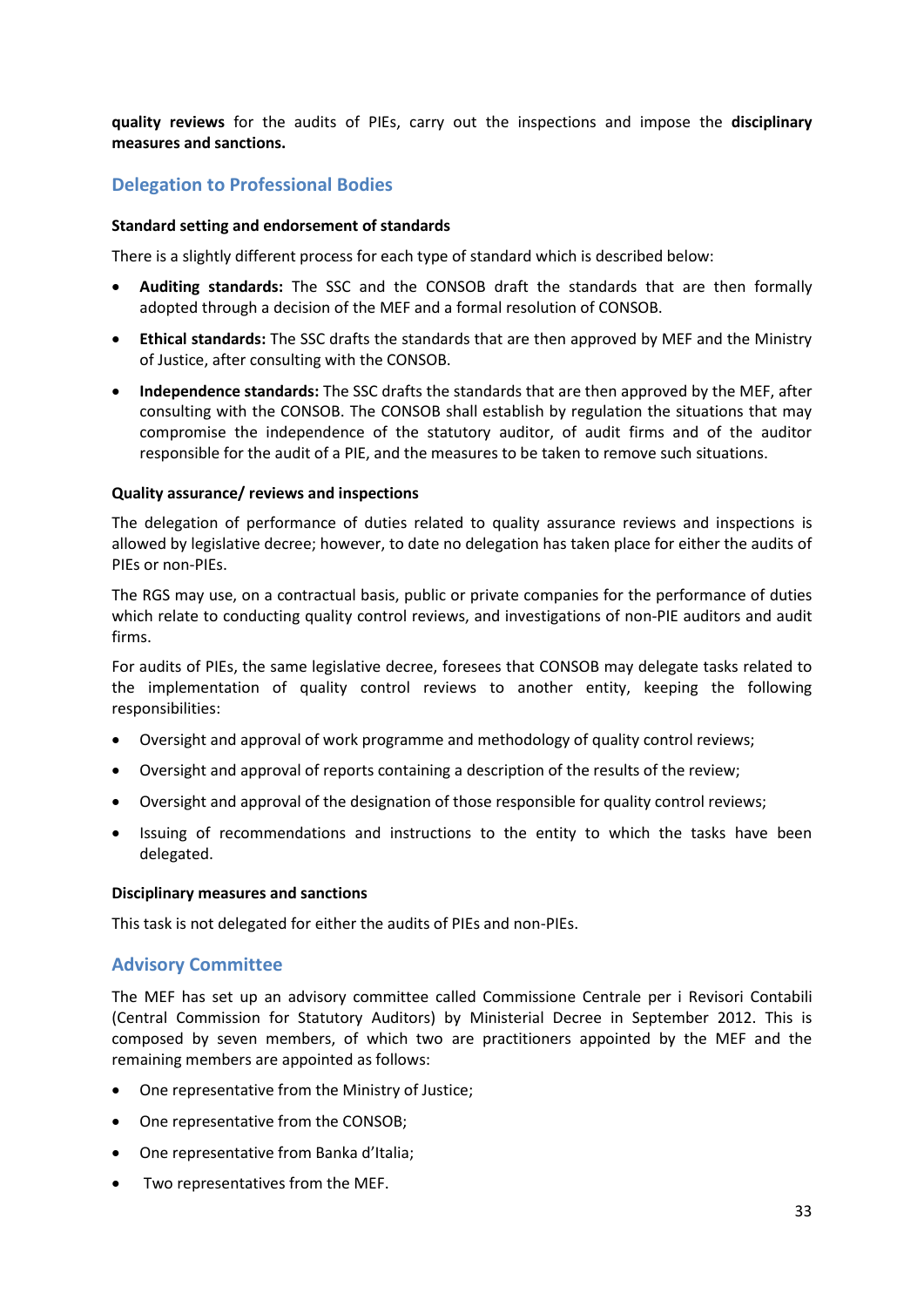**quality reviews** for the audits of PIEs, carry out the inspections and impose the **disciplinary measures and sanctions.**

## Delegation to Professional Bodies

#### Standard setting and endorsement of standards

There is a slightly different process for each type of standard which is described below:

- **Auditing standards:** The SSC and the CONSOB draft the standards that are then formally adopted through a decision of the MEF and a formal resolution of CONSOB.
- **Ethical standards:** The SSC drafts the standards that are then approved by MEF and the Ministry of Justice, after consulting with the CONSOB.
- **Independence standards:** The SSC drafts the standards that are then approved by the MEF, after consulting with the CONSOB. The CONSOB shall establish by regulation the situations that may compromise the independence of the statutory auditor, of audit firms and of the auditor responsible for the audit of a PIE, and the measures to be taken to remove such situations.

#### Quality assurance/ reviews and inspections

The delegation of performance of duties related to quality assurance reviews and inspections is allowed by legislative decree; however, to date no delegation has taken place for either the audits of PIEs or non-PIEs.

The RGS may use, on a contractual basis, public or private companies for the performance of duties which relate to conducting quality control reviews, and investigations of non-PIE auditors and audit firms.

For audits of PIEs, the same legislative decree, foresees that CONSOB may delegate tasks related to the implementation of quality control reviews to another entity, keeping the following responsibilities:

- Oversight and approval of work programme and methodology of quality control reviews;
- Oversight and approval of reports containing a description of the results of the review;
- Oversight and approval of the designation of those responsible for quality control reviews;
- Issuing of recommendations and instructions to the entity to which the tasks have been delegated.

#### Disciplinary measures and sanctions

This task is not delegated for either the audits of PIEs and non-PIEs.

## Advisory Committee

The MEF has set up an advisory committee called Commissione Centrale per i Revisori Contabili (Central Commission for Statutory Auditors) by Ministerial Decree in September 2012. This is composed by seven members, of which two are practitioners appointed by the MEF and the remaining members are appointed as follows:

- One representative from the Ministry of Justice;
- One representative from the CONSOB;
- One representative from Banka d'Italia;
- Two representatives from the MEF.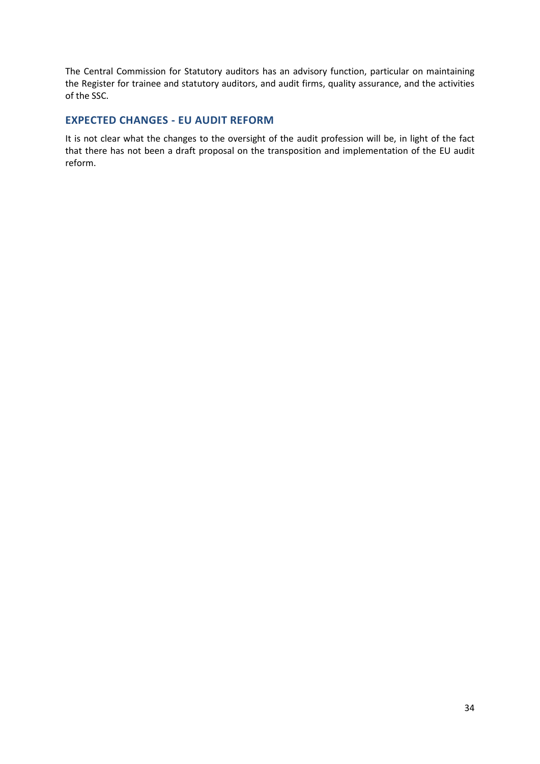The Central Commission for Statutory auditors has an advisory function, particular on maintaining the Register for trainee and statutory auditors, and audit firms, quality assurance, and the activities of the SSC.

## EXPECTED CHANGES - EU AUDIT REFORM

It is not clear what the changes to the oversight of the audit profession will be, in light of the fact that there has not been a draft proposal on the transposition and implementation of the EU audit reform.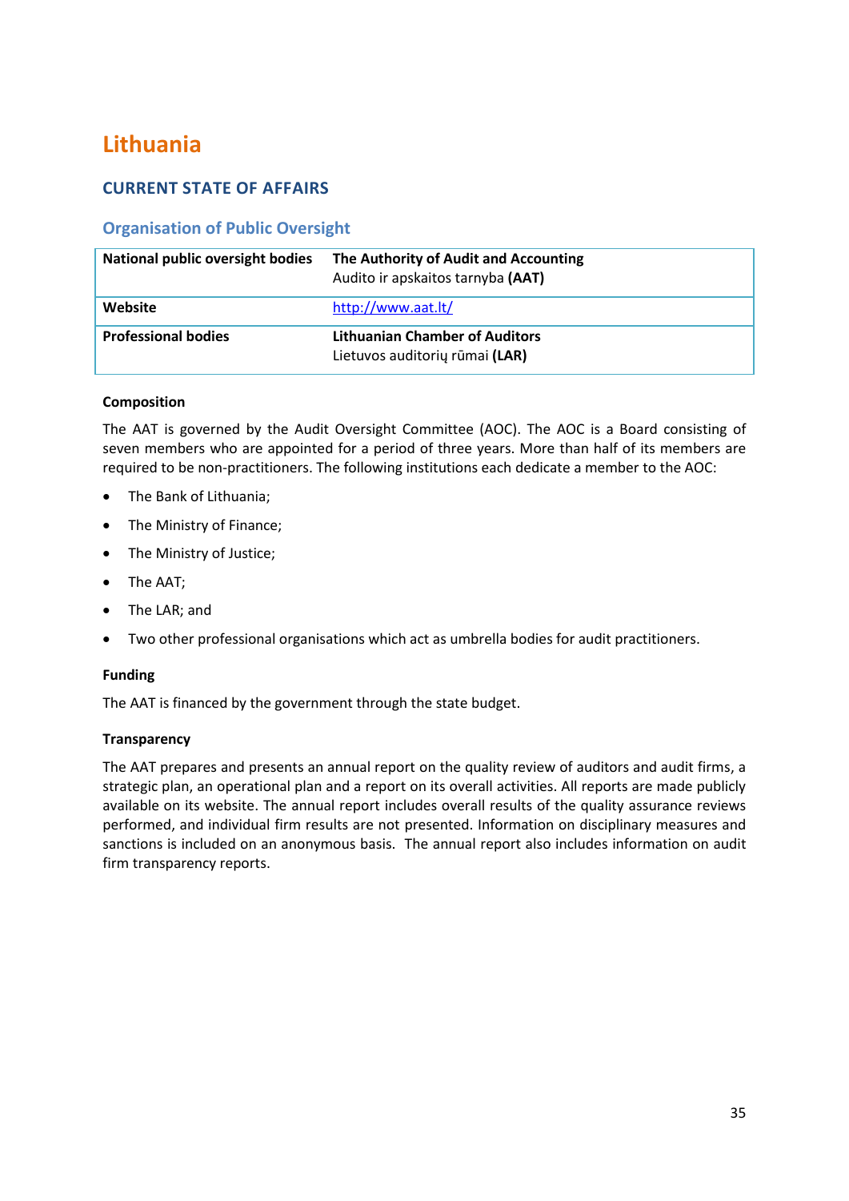# Lithuania

## CURRENT STATE OF AFFAIRS

### Organisation of Public Oversight

| **National public oversight bodies** | **The Authority of Audit and Accounting**<br>Audito ir apskaitos tarnyba **(AAT)** |
|---|---|
| **Website** | http://www.aat.lt/ |
| **Professional bodies** | **Lithuanian Chamber of Auditors**<br>Lietuvos auditorių rūmai **(LAR)** |

**Composition**

The AAT is governed by the Audit Oversight Committee (AOC). The AOC is a Board consisting of seven members who are appointed for a period of three years. More than half of its members are required to be non-practitioners. The following institutions each dedicate a member to the AOC:

- The Bank of Lithuania;
- The Ministry of Finance;
- The Ministry of Justice;
- The AAT;
- The LAR; and
- Two other professional organisations which act as umbrella bodies for audit practitioners.

**Funding**

The AAT is financed by the government through the state budget.

**Transparency**

The AAT prepares and presents an annual report on the quality review of auditors and audit firms, a strategic plan, an operational plan and a report on its overall activities. All reports are made publicly available on its website. The annual report includes overall results of the quality assurance reviews performed, and individual firm results are not presented. Information on disciplinary measures and sanctions is included on an anonymous basis. The annual report also includes information on audit firm transparency reports.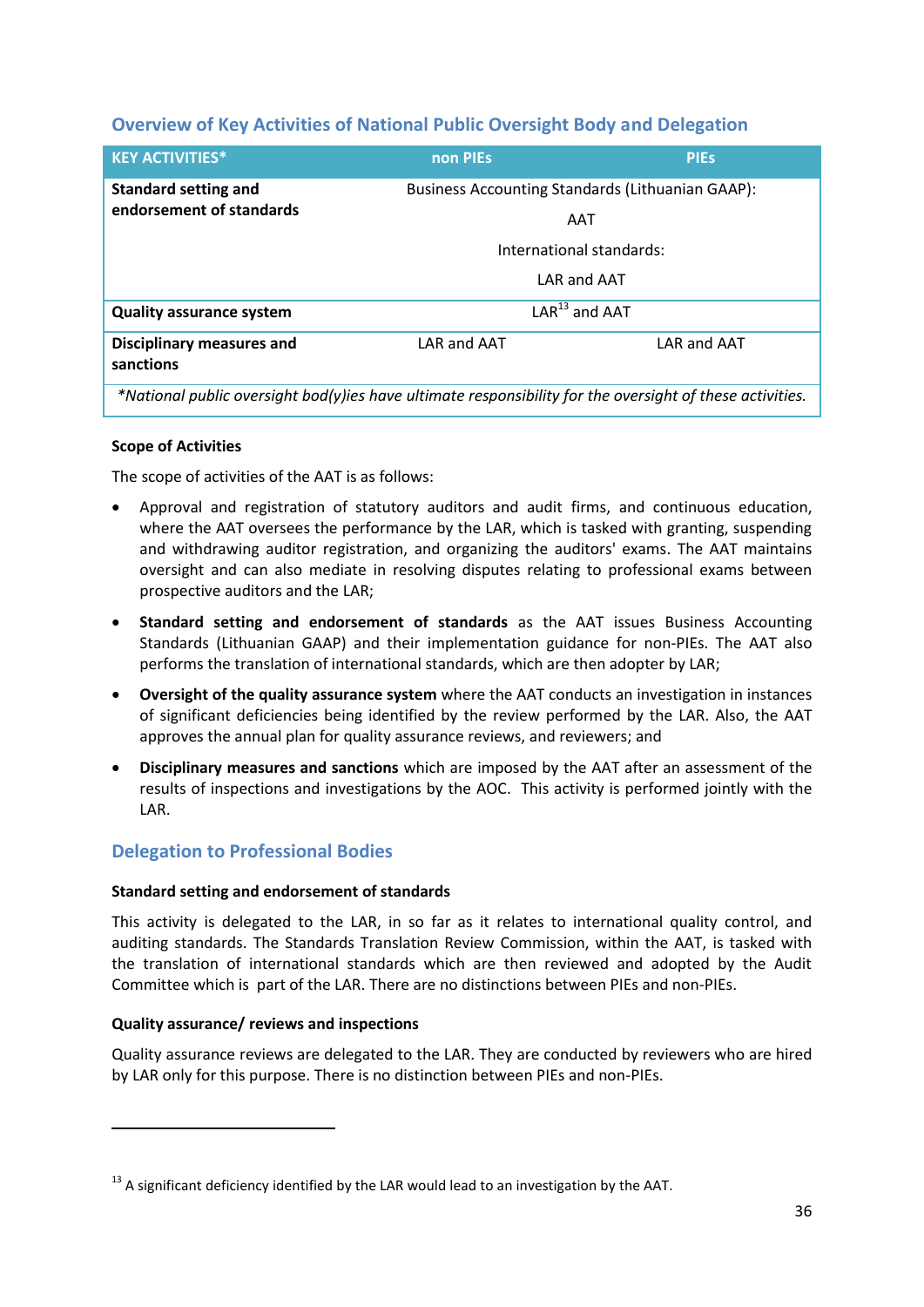## Overview of Key Activities of National Public Oversight Body and Delegation

| KEY ACTIVITIES* | non PIEs | PIEs |
|---|---|---|
| Standard setting and endorsement of standards | Business Accounting Standards (Lithuanian GAAP): AAT<br>International standards: LAR and AAT | |
| Quality assurance system | LAR[13] and AAT | |
| Disciplinary measures and sanctions | LAR and AAT | LAR and AAT |

*National public oversight bod(y)ies have ultimate responsibility for the oversight of these activities.

**Scope of Activities**

The scope of activities of the AAT is as follows:

- Approval and registration of statutory auditors and audit firms, and continuous education, where the AAT oversees the performance by the LAR, which is tasked with granting, suspending and withdrawing auditor registration, and organizing the auditors' exams. The AAT maintains oversight and can also mediate in resolving disputes relating to professional exams between prospective auditors and the LAR;
- **Standard setting and endorsement of standards** as the AAT issues Business Accounting Standards (Lithuanian GAAP) and their implementation guidance for non-PIEs. The AAT also performs the translation of international standards, which are then adopter by LAR;
- **Oversight of the quality assurance system** where the AAT conducts an investigation in instances of significant deficiencies being identified by the review performed by the LAR. Also, the AAT approves the annual plan for quality assurance reviews, and reviewers; and
- **Disciplinary measures and sanctions** which are imposed by the AAT after an assessment of the results of inspections and investigations by the AOC. This activity is performed jointly with the LAR.

## Delegation to Professional Bodies

**Standard setting and endorsement of standards**

This activity is delegated to the LAR, in so far as it relates to international quality control, and auditing standards. The Standards Translation Review Commission, within the AAT, is tasked with the translation of international standards which are then reviewed and adopted by the Audit Committee which is part of the LAR. There are no distinctions between PIEs and non-PIEs.

**Quality assurance/ reviews and inspections**

Quality assurance reviews are delegated to the LAR. They are conducted by reviewers who are hired by LAR only for this purpose. There is no distinction between PIEs and non-PIEs.

---

[13] A significant deficiency identified by the LAR would lead to an investigation by the AAT.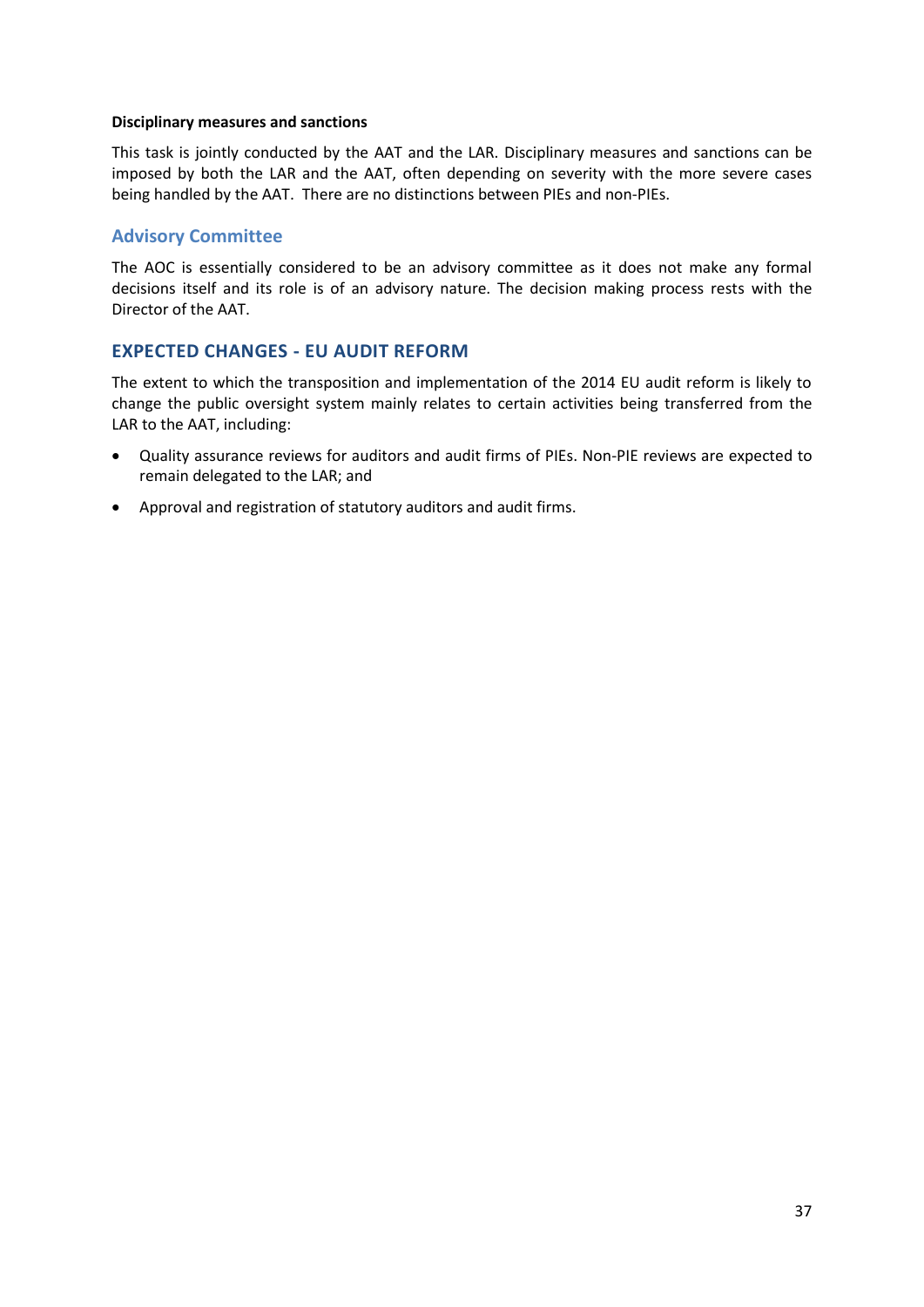**Disciplinary measures and sanctions**

This task is jointly conducted by the AAT and the LAR. Disciplinary measures and sanctions can be imposed by both the LAR and the AAT, often depending on severity with the more severe cases being handled by the AAT. There are no distinctions between PIEs and non-PIEs.

### Advisory Committee

The AOC is essentially considered to be an advisory committee as it does not make any formal decisions itself and its role is of an advisory nature. The decision making process rests with the Director of the AAT.

## EXPECTED CHANGES - EU AUDIT REFORM

The extent to which the transposition and implementation of the 2014 EU audit reform is likely to change the public oversight system mainly relates to certain activities being transferred from the LAR to the AAT, including:

- Quality assurance reviews for auditors and audit firms of PIEs. Non-PIE reviews are expected to remain delegated to the LAR; and
- Approval and registration of statutory auditors and audit firms.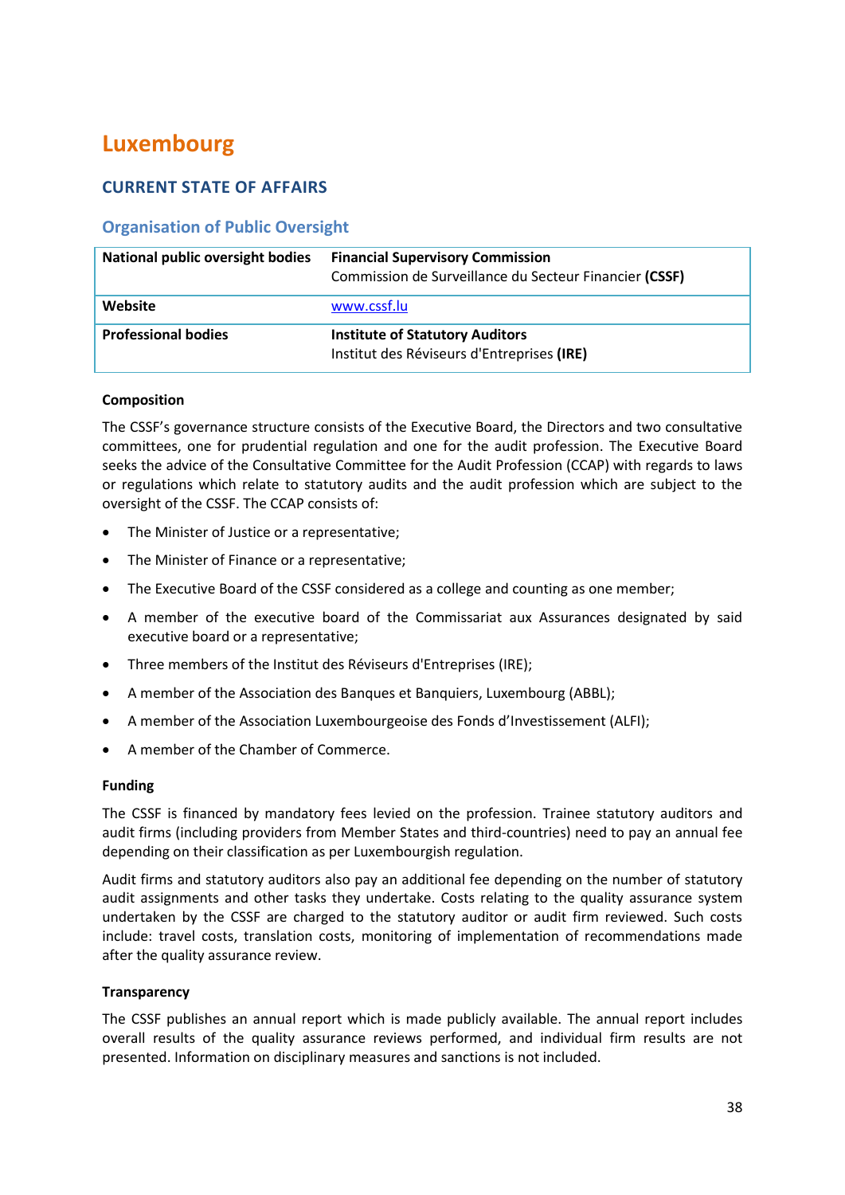# Luxembourg

## CURRENT STATE OF AFFAIRS

### Organisation of Public Oversight

| National public oversight bodies | **Financial Supervisory Commission**<br>Commission de Surveillance du Secteur Financier **(CSSF)** |
|---|---|
| **Website** | www.cssf.lu |
| **Professional bodies** | **Institute of Statutory Auditors**<br>Institut des Réviseurs d'Entreprises **(IRE)** |

**Composition**

The CSSF's governance structure consists of the Executive Board, the Directors and two consultative committees, one for prudential regulation and one for the audit profession. The Executive Board seeks the advice of the Consultative Committee for the Audit Profession (CCAP) with regards to laws or regulations which relate to statutory audits and the audit profession which are subject to the oversight of the CSSF. The CCAP consists of:

- The Minister of Justice or a representative;
- The Minister of Finance or a representative;
- The Executive Board of the CSSF considered as a college and counting as one member;
- A member of the executive board of the Commissariat aux Assurances designated by said executive board or a representative;
- Three members of the Institut des Réviseurs d'Entreprises (IRE);
- A member of the Association des Banques et Banquiers, Luxembourg (ABBL);
- A member of the Association Luxembourgeoise des Fonds d'Investissement (ALFI);
- A member of the Chamber of Commerce.

**Funding**

The CSSF is financed by mandatory fees levied on the profession. Trainee statutory auditors and audit firms (including providers from Member States and third-countries) need to pay an annual fee depending on their classification as per Luxembourgish regulation.

Audit firms and statutory auditors also pay an additional fee depending on the number of statutory audit assignments and other tasks they undertake. Costs relating to the quality assurance system undertaken by the CSSF are charged to the statutory auditor or audit firm reviewed. Such costs include: travel costs, translation costs, monitoring of implementation of recommendations made after the quality assurance review.

**Transparency**

The CSSF publishes an annual report which is made publicly available. The annual report includes overall results of the quality assurance reviews performed, and individual firm results are not presented. Information on disciplinary measures and sanctions is not included.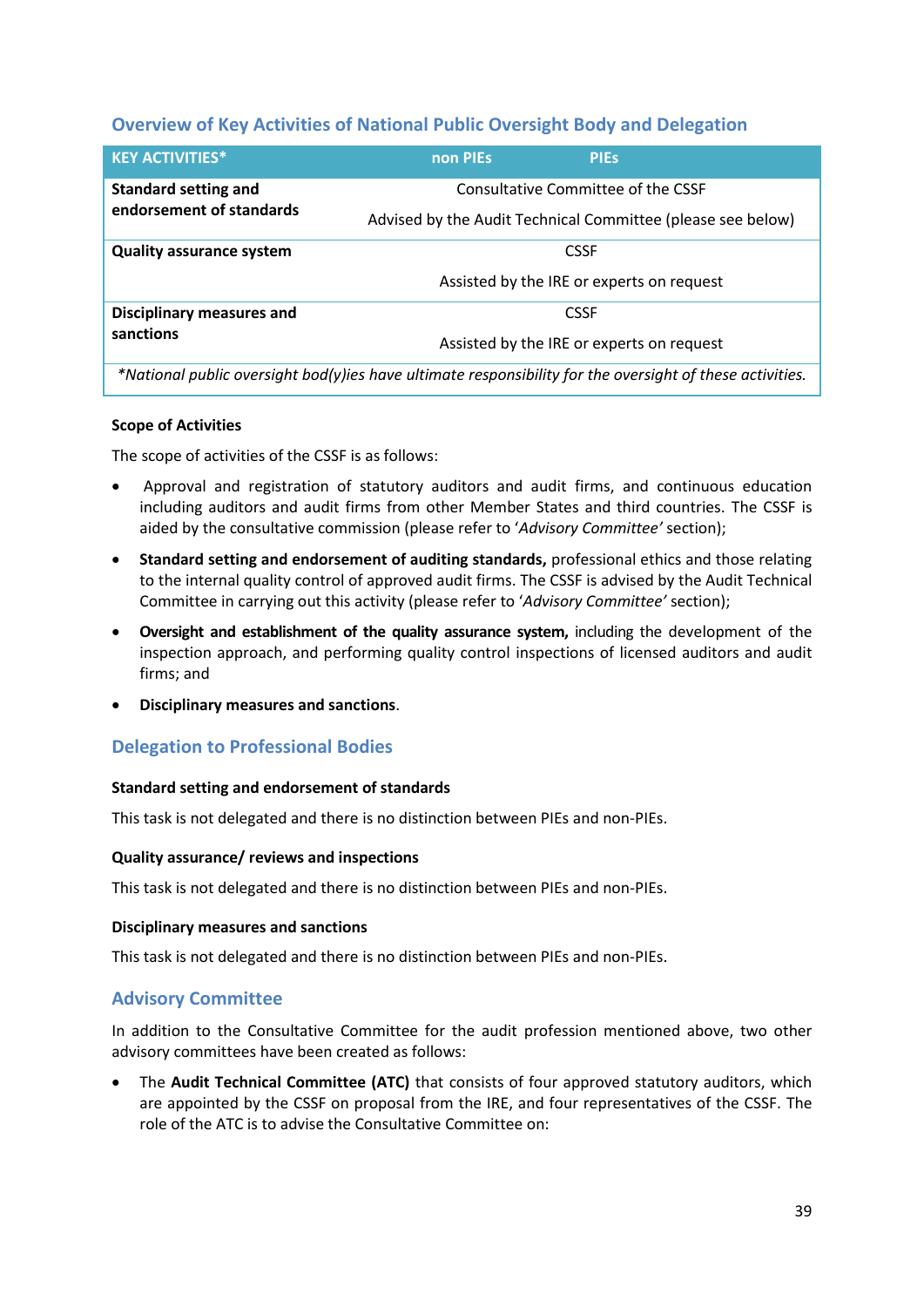## Overview of Key Activities of National Public Oversight Body and Delegation

| KEY ACTIVITIES* | non PIEs | PIEs |
|---|---|---|
| **Standard setting and endorsement of standards** | Consultative Committee of the CSSF<br>Advised by the Audit Technical Committee (please see below) | |
| **Quality assurance system** | CSSF<br>Assisted by the IRE or experts on request | |
| **Disciplinary measures and sanctions** | CSSF<br>Assisted by the IRE or experts on request | |

*\*National public oversight bod(y)ies have ultimate responsibility for the oversight of these activities.*

### Scope of Activities

The scope of activities of the CSSF is as follows:

- Approval and registration of statutory auditors and audit firms, and continuous education including auditors and audit firms from other Member States and third countries. The CSSF is aided by the consultative commission (please refer to '*Advisory Committee'* section);
- **Standard setting and endorsement of auditing standards,** professional ethics and those relating to the internal quality control of approved audit firms. The CSSF is advised by the Audit Technical Committee in carrying out this activity (please refer to '*Advisory Committee'* section);
- **Oversight and establishment of the quality assurance system,** including the development of the inspection approach, and performing quality control inspections of licensed auditors and audit firms; and
- **Disciplinary measures and sanctions**.

## Delegation to Professional Bodies

### Standard setting and endorsement of standards

This task is not delegated and there is no distinction between PIEs and non-PIEs.

### Quality assurance/ reviews and inspections

This task is not delegated and there is no distinction between PIEs and non-PIEs.

### Disciplinary measures and sanctions

This task is not delegated and there is no distinction between PIEs and non-PIEs.

## Advisory Committee

In addition to the Consultative Committee for the audit profession mentioned above, two other advisory committees have been created as follows:

- The **Audit Technical Committee (ATC)** that consists of four approved statutory auditors, which are appointed by the CSSF on proposal from the IRE, and four representatives of the CSSF. The role of the ATC is to advise the Consultative Committee on: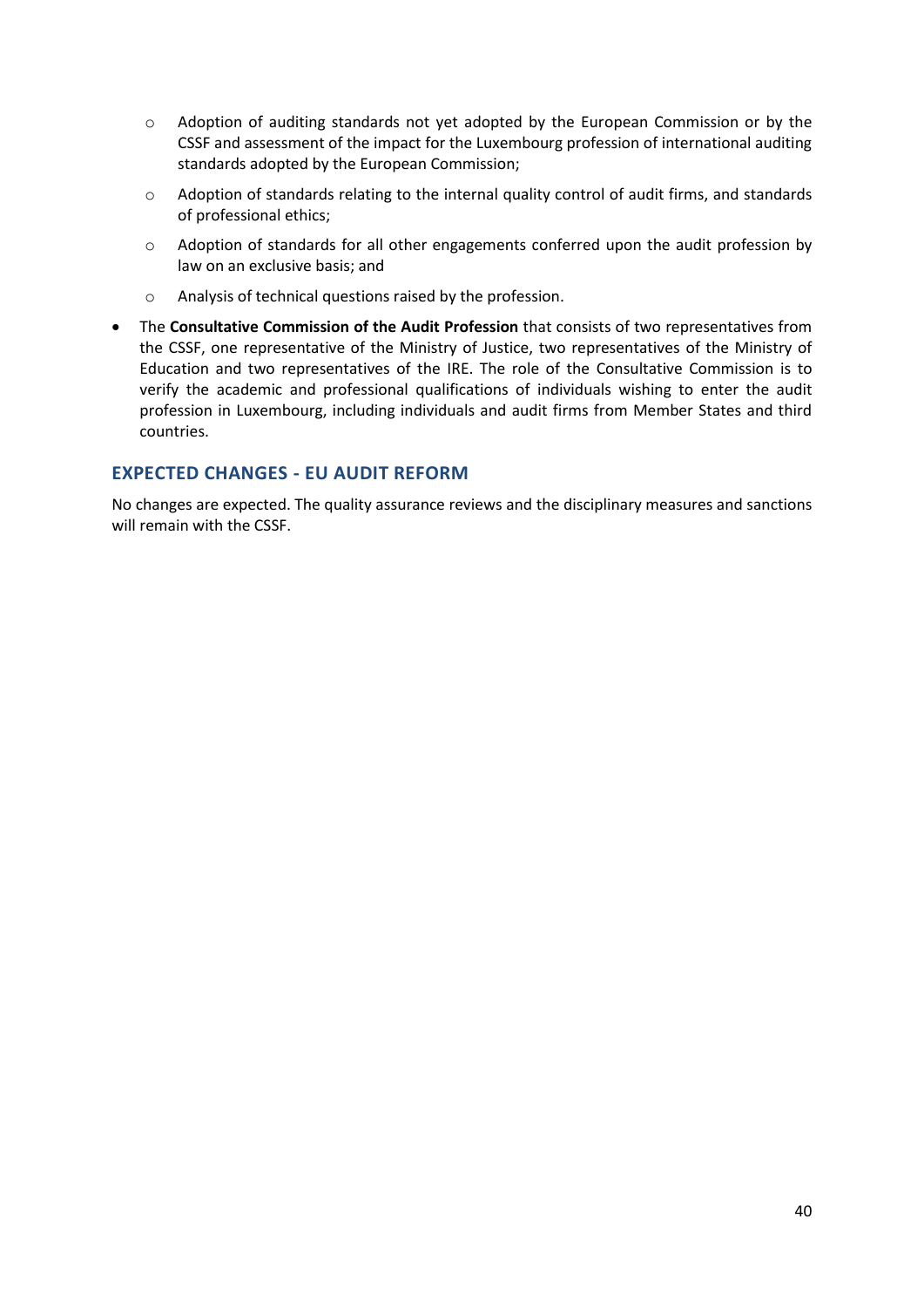- Adoption of auditing standards not yet adopted by the European Commission or by the CSSF and assessment of the impact for the Luxembourg profession of international auditing standards adopted by the European Commission;
  - Adoption of standards relating to the internal quality control of audit firms, and standards of professional ethics;
  - Adoption of standards for all other engagements conferred upon the audit profession by law on an exclusive basis; and
  - Analysis of technical questions raised by the profession.
- The **Consultative Commission of the Audit Profession** that consists of two representatives from the CSSF, one representative of the Ministry of Justice, two representatives of the Ministry of Education and two representatives of the IRE. The role of the Consultative Commission is to verify the academic and professional qualifications of individuals wishing to enter the audit profession in Luxembourg, including individuals and audit firms from Member States and third countries.

## EXPECTED CHANGES - EU AUDIT REFORM

No changes are expected. The quality assurance reviews and the disciplinary measures and sanctions will remain with the CSSF.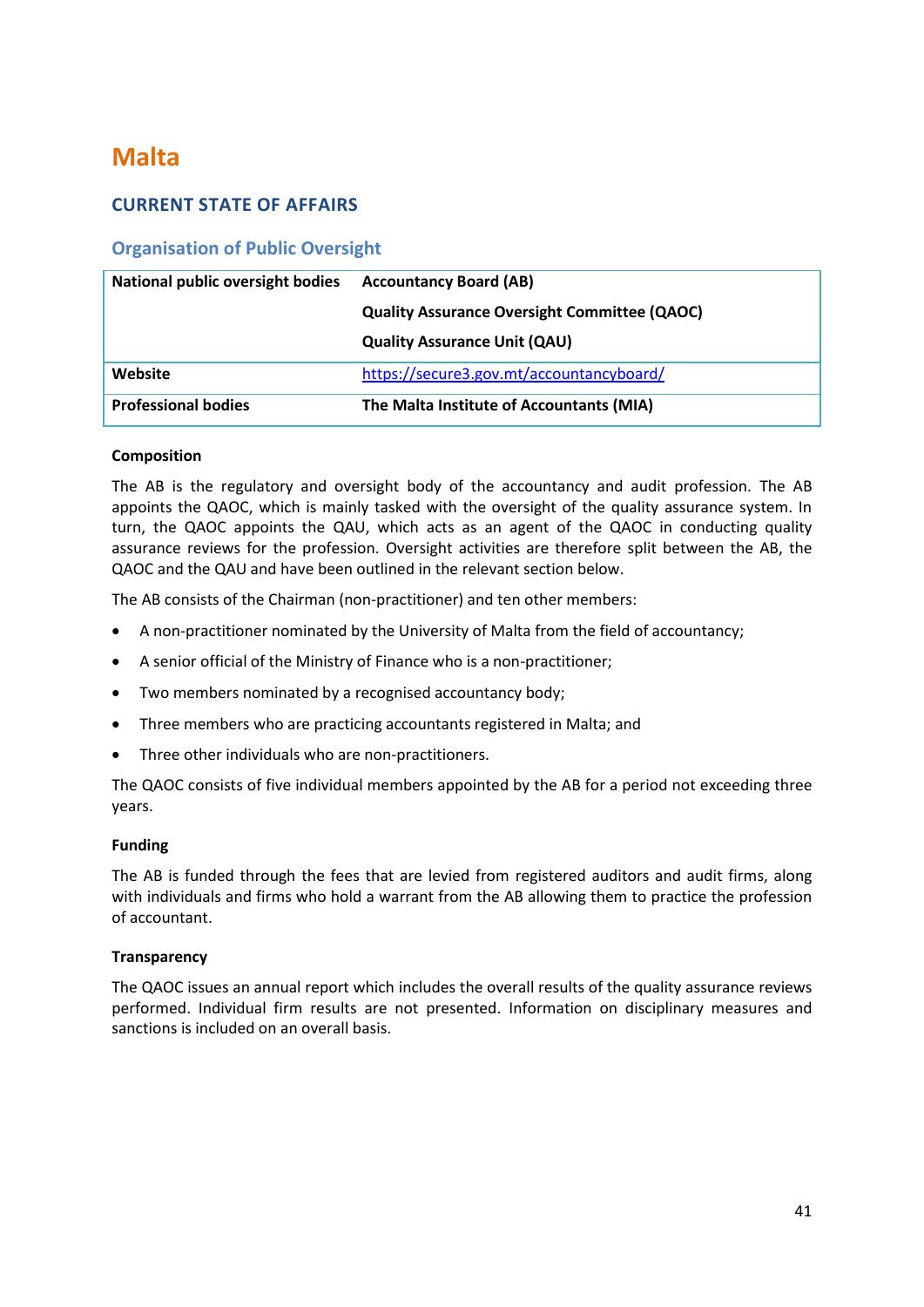# Malta

## CURRENT STATE OF AFFAIRS

### Organisation of Public Oversight

| National public oversight bodies | Accountancy Board (AB)<br>Quality Assurance Oversight Committee (QAOC)<br>Quality Assurance Unit (QAU) |
|---|---|
| Website | https://secure3.gov.mt/accountancyboard/ |
| Professional bodies | The Malta Institute of Accountants (MIA) |

**Composition**

The AB is the regulatory and oversight body of the accountancy and audit profession. The AB appoints the QAOC, which is mainly tasked with the oversight of the quality assurance system. In turn, the QAOC appoints the QAU, which acts as an agent of the QAOC in conducting quality assurance reviews for the profession. Oversight activities are therefore split between the AB, the QAOC and the QAU and have been outlined in the relevant section below.

The AB consists of the Chairman (non-practitioner) and ten other members:

- A non-practitioner nominated by the University of Malta from the field of accountancy;
- A senior official of the Ministry of Finance who is a non-practitioner;
- Two members nominated by a recognised accountancy body;
- Three members who are practicing accountants registered in Malta; and
- Three other individuals who are non-practitioners.

The QAOC consists of five individual members appointed by the AB for a period not exceeding three years.

**Funding**

The AB is funded through the fees that are levied from registered auditors and audit firms, along with individuals and firms who hold a warrant from the AB allowing them to practice the profession of accountant.

**Transparency**

The QAOC issues an annual report which includes the overall results of the quality assurance reviews performed. Individual firm results are not presented. Information on disciplinary measures and sanctions is included on an overall basis.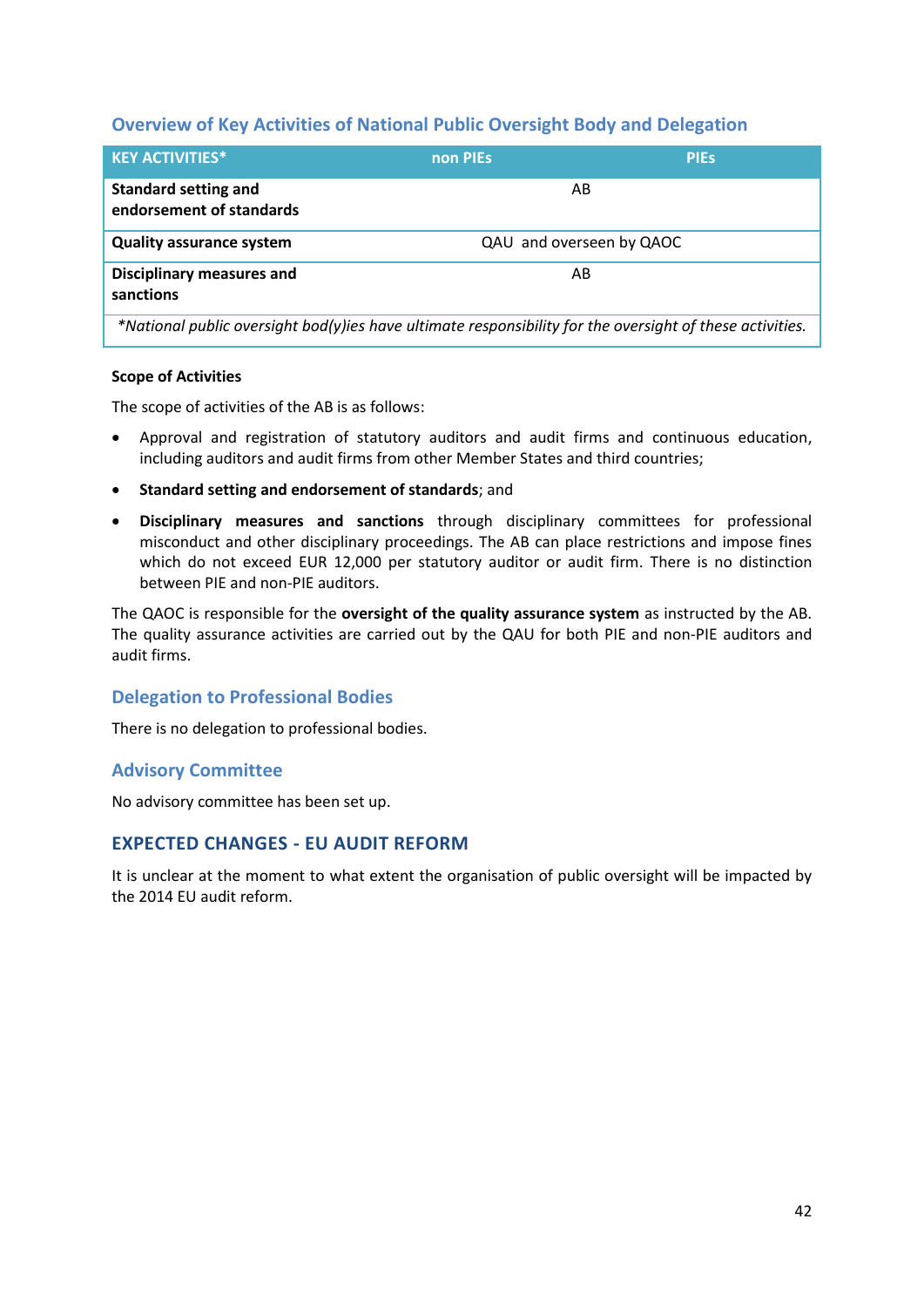## Overview of Key Activities of National Public Oversight Body and Delegation

| KEY ACTIVITIES* | non PIEs | PIEs |
|---|---|---|
| **Standard setting and endorsement of standards** | AB | |
| **Quality assurance system** | QAU and overseen by QAOC | |
| **Disciplinary measures and sanctions** | AB | |
| *\*National public oversight bod(y)ies have ultimate responsibility for the oversight of these activities.* | | |

**Scope of Activities**

The scope of activities of the AB is as follows:

- Approval and registration of statutory auditors and audit firms and continuous education, including auditors and audit firms from other Member States and third countries;
- **Standard setting and endorsement of standards**; and
- **Disciplinary measures and sanctions** through disciplinary committees for professional misconduct and other disciplinary proceedings. The AB can place restrictions and impose fines which do not exceed EUR 12,000 per statutory auditor or audit firm. There is no distinction between PIE and non-PIE auditors.

The QAOC is responsible for the **oversight of the quality assurance system** as instructed by the AB. The quality assurance activities are carried out by the QAU for both PIE and non-PIE auditors and audit firms.

## Delegation to Professional Bodies

There is no delegation to professional bodies.

## Advisory Committee

No advisory committee has been set up.

## EXPECTED CHANGES - EU AUDIT REFORM

It is unclear at the moment to what extent the organisation of public oversight will be impacted by the 2014 EU audit reform.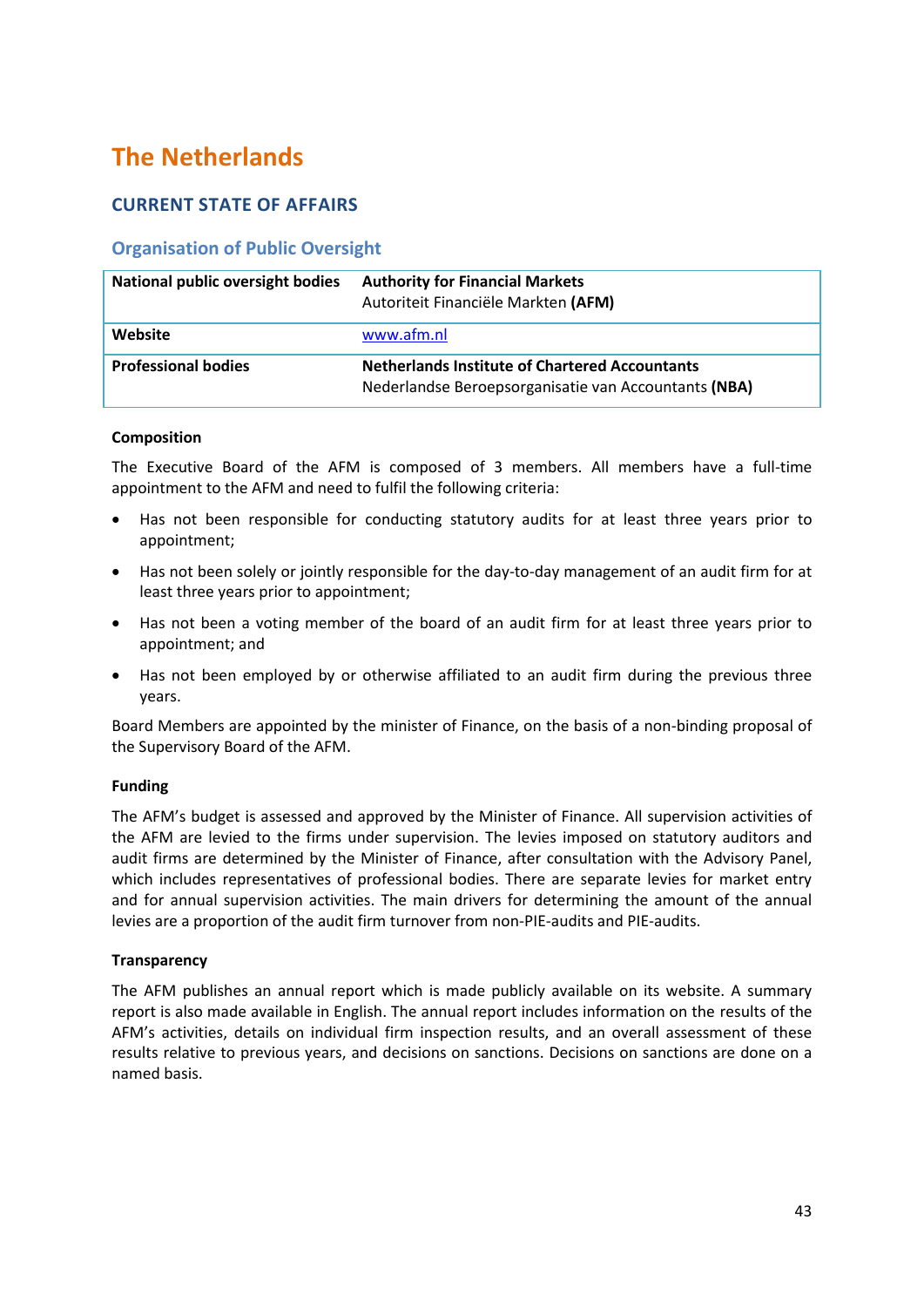# The Netherlands

## CURRENT STATE OF AFFAIRS

### Organisation of Public Oversight

| National public oversight bodies | **Authority for Financial Markets** Autoriteit Financiële Markten **(AFM)** |
|---|---|
| **Website** | www.afm.nl |
| **Professional bodies** | **Netherlands Institute of Chartered Accountants** Nederlandse Beroepsorganisatie van Accountants **(NBA)** |

**Composition**

The Executive Board of the AFM is composed of 3 members. All members have a full-time appointment to the AFM and need to fulfil the following criteria:

- Has not been responsible for conducting statutory audits for at least three years prior to appointment;
- Has not been solely or jointly responsible for the day-to-day management of an audit firm for at least three years prior to appointment;
- Has not been a voting member of the board of an audit firm for at least three years prior to appointment; and
- Has not been employed by or otherwise affiliated to an audit firm during the previous three years.

Board Members are appointed by the minister of Finance, on the basis of a non-binding proposal of the Supervisory Board of the AFM.

**Funding**

The AFM's budget is assessed and approved by the Minister of Finance. All supervision activities of the AFM are levied to the firms under supervision. The levies imposed on statutory auditors and audit firms are determined by the Minister of Finance, after consultation with the Advisory Panel, which includes representatives of professional bodies. There are separate levies for market entry and for annual supervision activities. The main drivers for determining the amount of the annual levies are a proportion of the audit firm turnover from non-PIE-audits and PIE-audits.

**Transparency**

The AFM publishes an annual report which is made publicly available on its website. A summary report is also made available in English. The annual report includes information on the results of the AFM's activities, details on individual firm inspection results, and an overall assessment of these results relative to previous years, and decisions on sanctions. Decisions on sanctions are done on a named basis.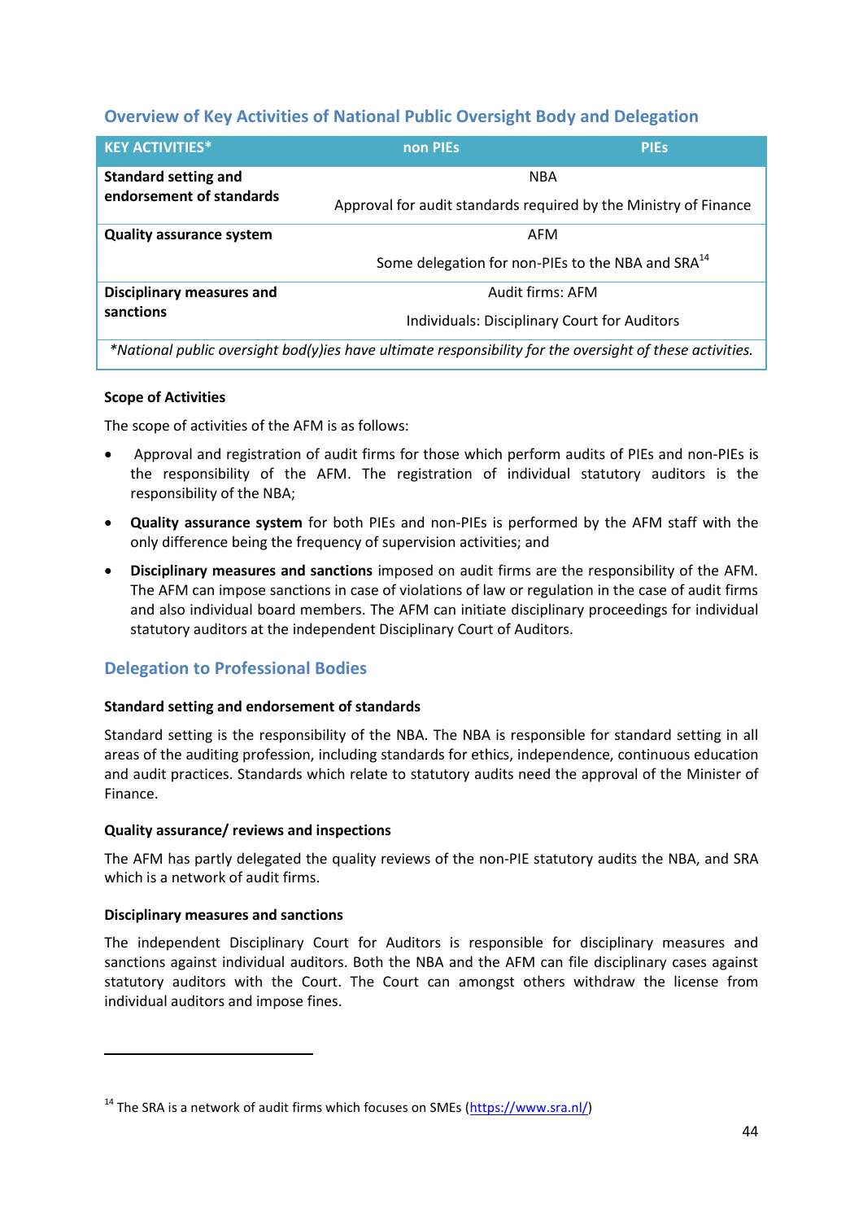## Overview of Key Activities of National Public Oversight Body and Delegation

| KEY ACTIVITIES* | non PIEs | PIEs |
|---|---|---|
| **Standard setting and endorsement of standards** | NBA<br>Approval for audit standards required by the Ministry of Finance | |
| **Quality assurance system** | AFM<br>Some delegation for non-PIEs to the NBA and SRA[14] | |
| **Disciplinary measures and sanctions** | Audit firms: AFM<br>Individuals: Disciplinary Court for Auditors | |
| *\*National public oversight bod(y)ies have ultimate responsibility for the oversight of these activities.* | | |

**Scope of Activities**

The scope of activities of the AFM is as follows:

- Approval and registration of audit firms for those which perform audits of PIEs and non-PIEs is the responsibility of the AFM. The registration of individual statutory auditors is the responsibility of the NBA;
- **Quality assurance system** for both PIEs and non-PIEs is performed by the AFM staff with the only difference being the frequency of supervision activities; and
- **Disciplinary measures and sanctions** imposed on audit firms are the responsibility of the AFM. The AFM can impose sanctions in case of violations of law or regulation in the case of audit firms and also individual board members. The AFM can initiate disciplinary proceedings for individual statutory auditors at the independent Disciplinary Court of Auditors.

## Delegation to Professional Bodies

**Standard setting and endorsement of standards**

Standard setting is the responsibility of the NBA. The NBA is responsible for standard setting in all areas of the auditing profession, including standards for ethics, independence, continuous education and audit practices. Standards which relate to statutory audits need the approval of the Minister of Finance.

**Quality assurance/ reviews and inspections**

The AFM has partly delegated the quality reviews of the non-PIE statutory audits the NBA, and SRA which is a network of audit firms.

**Disciplinary measures and sanctions**

The independent Disciplinary Court for Auditors is responsible for disciplinary measures and sanctions against individual auditors. Both the NBA and the AFM can file disciplinary cases against statutory auditors with the Court. The Court can amongst others withdraw the license from individual auditors and impose fines.

---

[14] The SRA is a network of audit firms which focuses on SMEs (https://www.sra.nl/)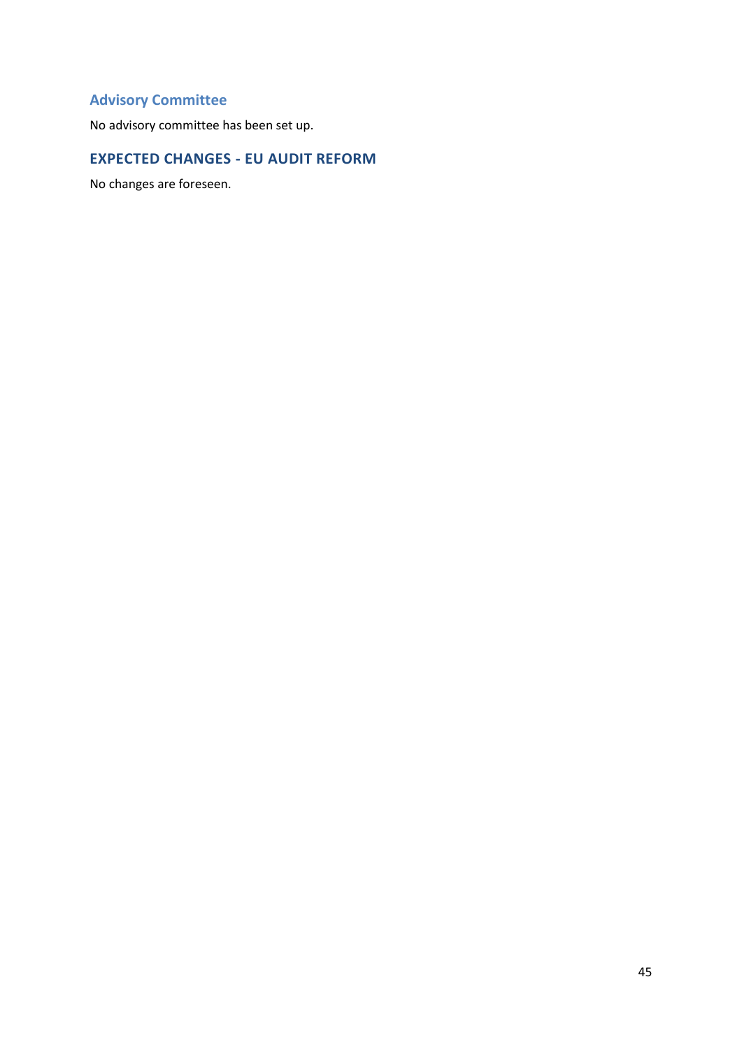### Advisory Committee

No advisory committee has been set up.

## EXPECTED CHANGES - EU AUDIT REFORM

No changes are foreseen.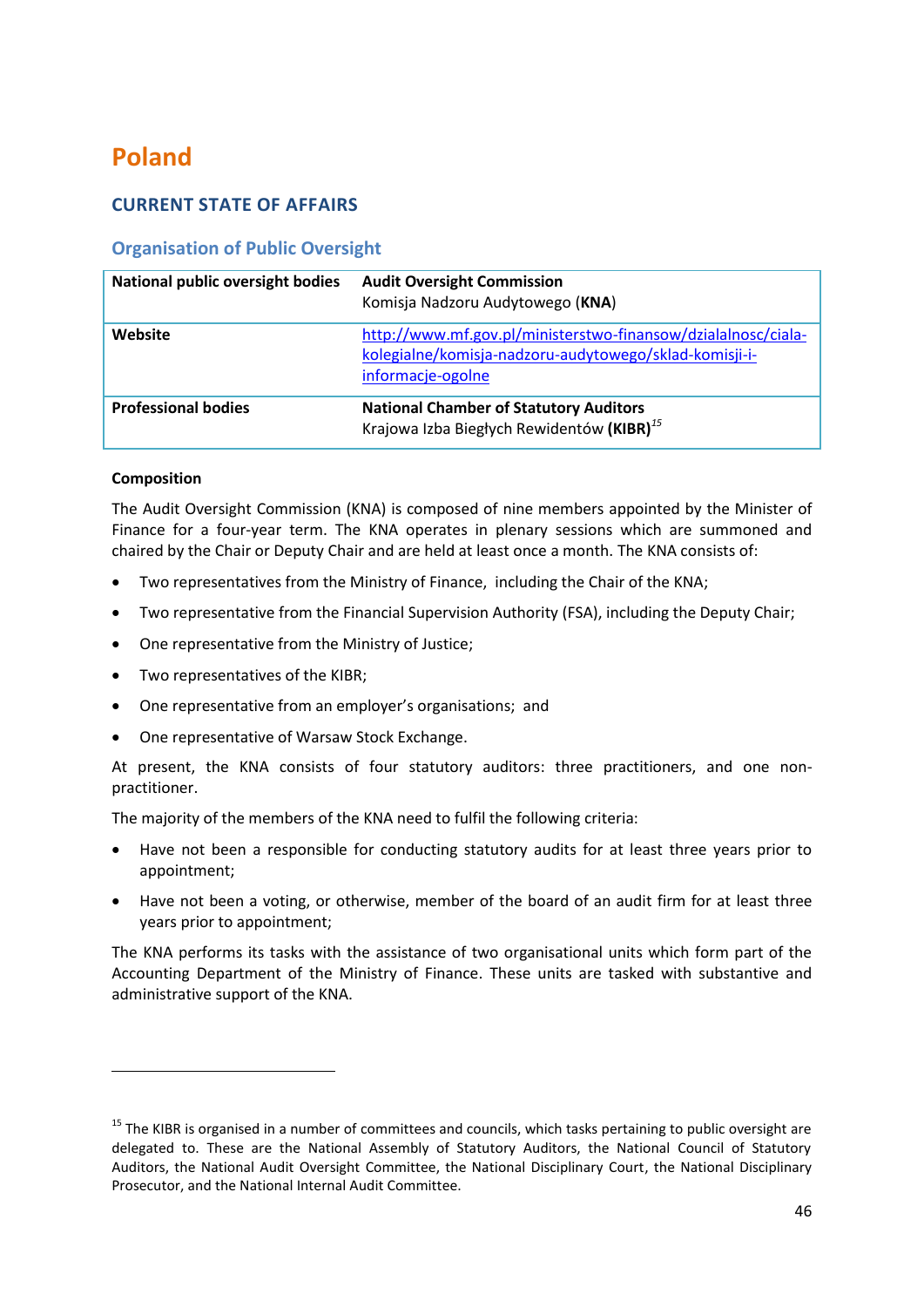# Poland

## CURRENT STATE OF AFFAIRS

### Organisation of Public Oversight

| | |
|---|---|
| **National public oversight bodies** | **Audit Oversight Commission**<br>Komisja Nadzoru Audytowego (**KNA**) |
| **Website** | http://www.mf.gov.pl/ministerstwo-finansow/dzialalnosc/ciala-kolegialne/komisja-nadzoru-audytowego/sklad-komisji-i-informacje-ogolne |
| **Professional bodies** | **National Chamber of Statutory Auditors**<br>Krajowa Izba Biegłych Rewidentów **(KIBR)**[15] |

**Composition**

The Audit Oversight Commission (KNA) is composed of nine members appointed by the Minister of Finance for a four-year term. The KNA operates in plenary sessions which are summoned and chaired by the Chair or Deputy Chair and are held at least once a month. The KNA consists of:

- Two representatives from the Ministry of Finance, including the Chair of the KNA;
- Two representative from the Financial Supervision Authority (FSA), including the Deputy Chair;
- One representative from the Ministry of Justice;
- Two representatives of the KIBR;
- One representative from an employer's organisations; and
- One representative of Warsaw Stock Exchange.

At present, the KNA consists of four statutory auditors: three practitioners, and one non-practitioner.

The majority of the members of the KNA need to fulfil the following criteria:

- Have not been a responsible for conducting statutory audits for at least three years prior to appointment;
- Have not been a voting, or otherwise, member of the board of an audit firm for at least three years prior to appointment;

The KNA performs its tasks with the assistance of two organisational units which form part of the Accounting Department of the Ministry of Finance. These units are tasked with substantive and administrative support of the KNA.

[15] The KIBR is organised in a number of committees and councils, which tasks pertaining to public oversight are delegated to. These are the National Assembly of Statutory Auditors, the National Council of Statutory Auditors, the National Audit Oversight Committee, the National Disciplinary Court, the National Disciplinary Prosecutor, and the National Internal Audit Committee.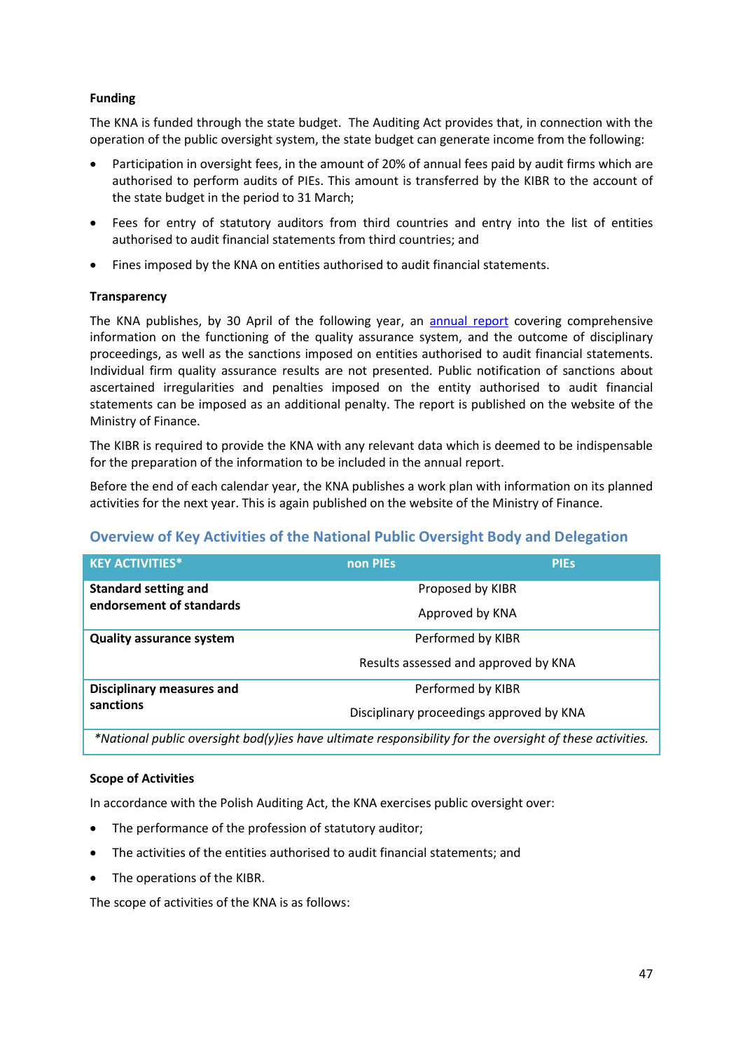**Funding**

The KNA is funded through the state budget. The Auditing Act provides that, in connection with the operation of the public oversight system, the state budget can generate income from the following:

- Participation in oversight fees, in the amount of 20% of annual fees paid by audit firms which are authorised to perform audits of PIEs. This amount is transferred by the KIBR to the account of the state budget in the period to 31 March;
- Fees for entry of statutory auditors from third countries and entry into the list of entities authorised to audit financial statements from third countries; and
- Fines imposed by the KNA on entities authorised to audit financial statements.

**Transparency**

The KNA publishes, by 30 April of the following year, an annual report covering comprehensive information on the functioning of the quality assurance system, and the outcome of disciplinary proceedings, as well as the sanctions imposed on entities authorised to audit financial statements. Individual firm quality assurance results are not presented. Public notification of sanctions about ascertained irregularities and penalties imposed on the entity authorised to audit financial statements can be imposed as an additional penalty. The report is published on the website of the Ministry of Finance.

The KIBR is required to provide the KNA with any relevant data which is deemed to be indispensable for the preparation of the information to be included in the annual report.

Before the end of each calendar year, the KNA publishes a work plan with information on its planned activities for the next year. This is again published on the website of the Ministry of Finance.

## Overview of Key Activities of the National Public Oversight Body and Delegation

| KEY ACTIVITIES* | non PIEs | PIEs |
|---|---|---|
| **Standard setting and endorsement of standards** | Proposed by KIBR<br>Approved by KNA | |
| **Quality assurance system** | Performed by KIBR<br>Results assessed and approved by KNA | |
| **Disciplinary measures and sanctions** | Performed by KIBR<br>Disciplinary proceedings approved by KNA | |

*\*National public oversight bod(y)ies have ultimate responsibility for the oversight of these activities.*

**Scope of Activities**

In accordance with the Polish Auditing Act, the KNA exercises public oversight over:

- The performance of the profession of statutory auditor;
- The activities of the entities authorised to audit financial statements; and
- The operations of the KIBR.

The scope of activities of the KNA is as follows: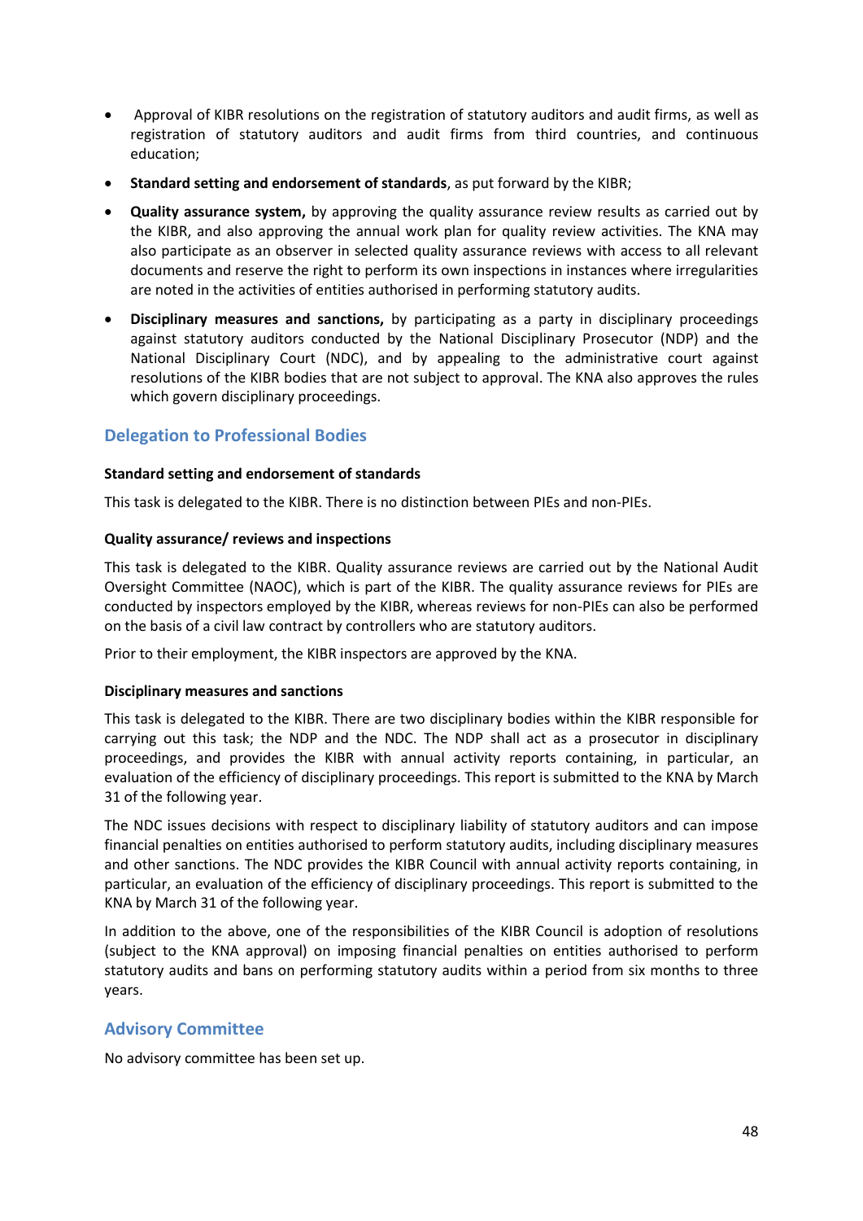- Approval of KIBR resolutions on the registration of statutory auditors and audit firms, as well as registration of statutory auditors and audit firms from third countries, and continuous education;
- **Standard setting and endorsement of standards**, as put forward by the KIBR;
- **Quality assurance system,** by approving the quality assurance review results as carried out by the KIBR, and also approving the annual work plan for quality review activities. The KNA may also participate as an observer in selected quality assurance reviews with access to all relevant documents and reserve the right to perform its own inspections in instances where irregularities are noted in the activities of entities authorised in performing statutory audits.
- **Disciplinary measures and sanctions,** by participating as a party in disciplinary proceedings against statutory auditors conducted by the National Disciplinary Prosecutor (NDP) and the National Disciplinary Court (NDC), and by appealing to the administrative court against resolutions of the KIBR bodies that are not subject to approval. The KNA also approves the rules which govern disciplinary proceedings.

## Delegation to Professional Bodies

**Standard setting and endorsement of standards**

This task is delegated to the KIBR. There is no distinction between PIEs and non-PIEs.

**Quality assurance/ reviews and inspections**

This task is delegated to the KIBR. Quality assurance reviews are carried out by the National Audit Oversight Committee (NAOC), which is part of the KIBR. The quality assurance reviews for PIEs are conducted by inspectors employed by the KIBR, whereas reviews for non-PIEs can also be performed on the basis of a civil law contract by controllers who are statutory auditors.

Prior to their employment, the KIBR inspectors are approved by the KNA.

**Disciplinary measures and sanctions**

This task is delegated to the KIBR. There are two disciplinary bodies within the KIBR responsible for carrying out this task; the NDP and the NDC. The NDP shall act as a prosecutor in disciplinary proceedings, and provides the KIBR with annual activity reports containing, in particular, an evaluation of the efficiency of disciplinary proceedings. This report is submitted to the KNA by March 31 of the following year.

The NDC issues decisions with respect to disciplinary liability of statutory auditors and can impose financial penalties on entities authorised to perform statutory audits, including disciplinary measures and other sanctions. The NDC provides the KIBR Council with annual activity reports containing, in particular, an evaluation of the efficiency of disciplinary proceedings. This report is submitted to the KNA by March 31 of the following year.

In addition to the above, one of the responsibilities of the KIBR Council is adoption of resolutions (subject to the KNA approval) on imposing financial penalties on entities authorised to perform statutory audits and bans on performing statutory audits within a period from six months to three years.

## Advisory Committee

No advisory committee has been set up.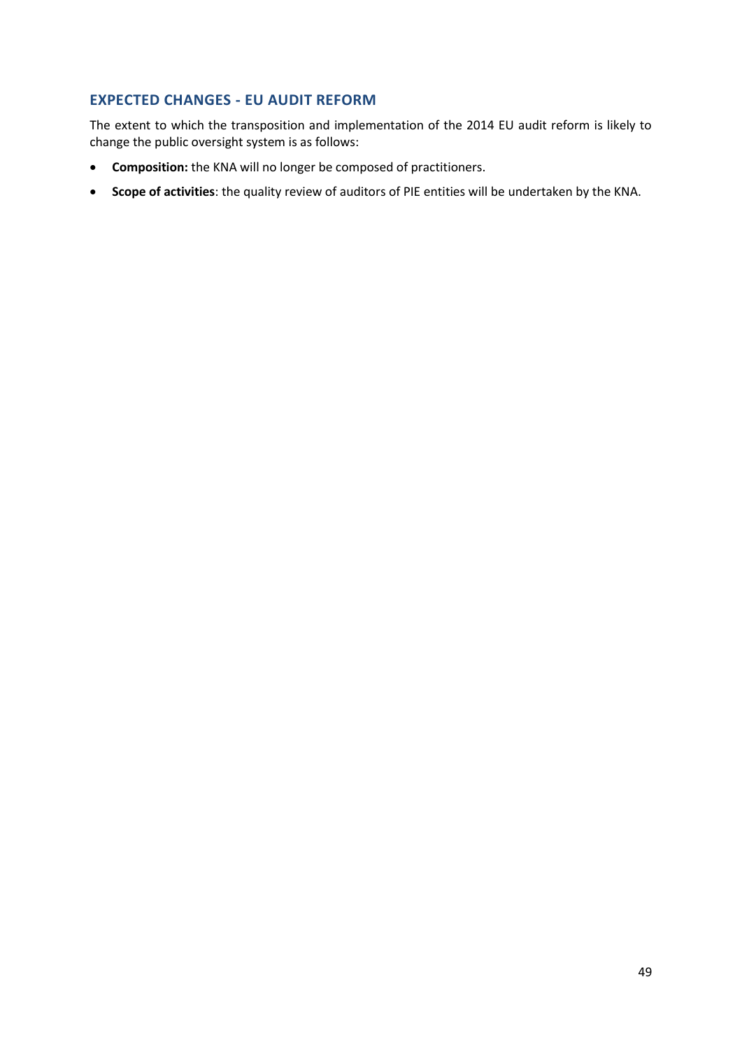## EXPECTED CHANGES - EU AUDIT REFORM

The extent to which the transposition and implementation of the 2014 EU audit reform is likely to change the public oversight system is as follows:

- **Composition:** the KNA will no longer be composed of practitioners.
- **Scope of activities**: the quality review of auditors of PIE entities will be undertaken by the KNA.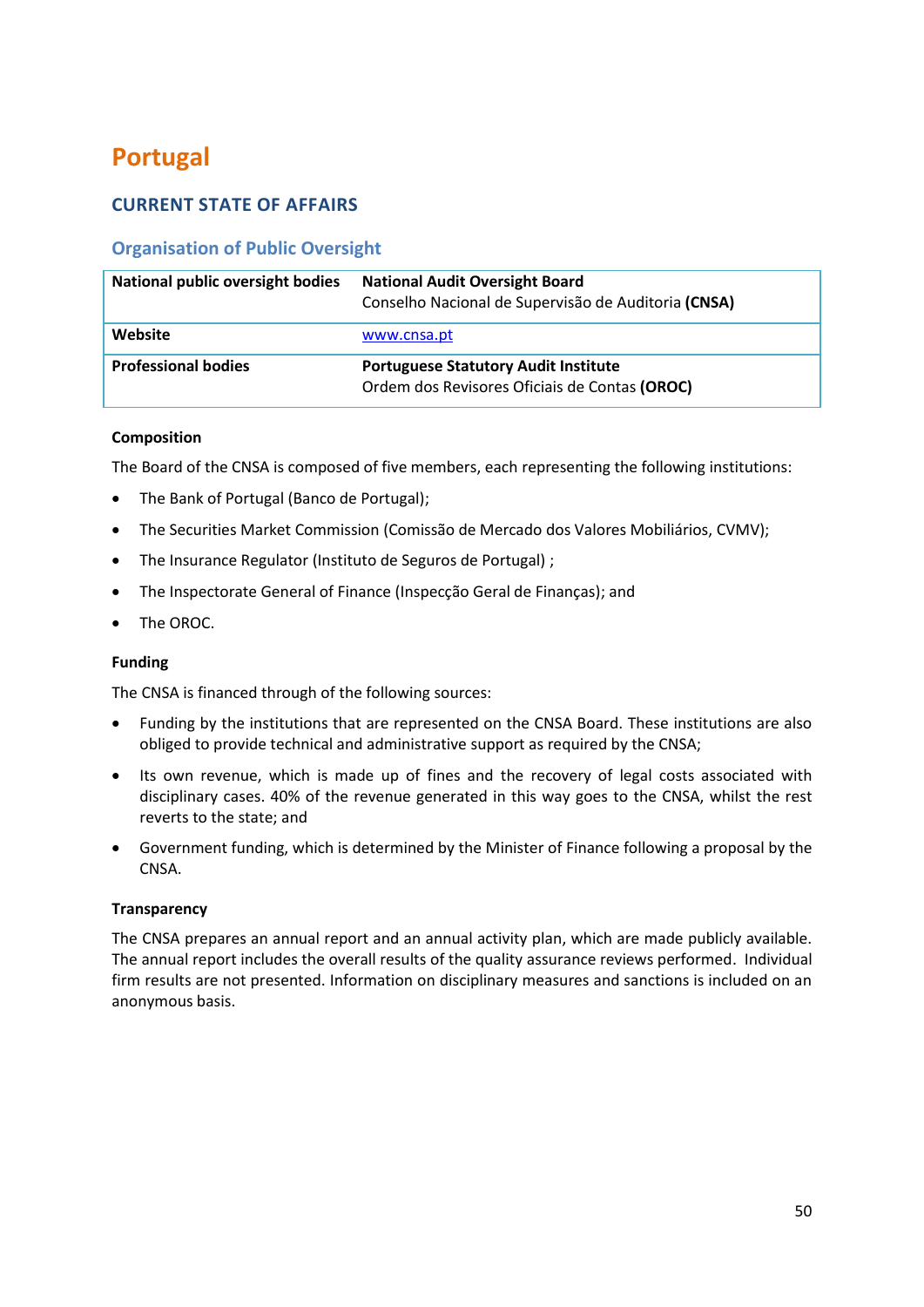# Portugal

## CURRENT STATE OF AFFAIRS

### Organisation of Public Oversight

| | |
|---|---|
| **National public oversight bodies** | **National Audit Oversight Board**<br>Conselho Nacional de Supervisão de Auditoria **(CNSA)** |
| **Website** | www.cnsa.pt |
| **Professional bodies** | **Portuguese Statutory Audit Institute**<br>Ordem dos Revisores Oficiais de Contas **(OROC)** |

**Composition**

The Board of the CNSA is composed of five members, each representing the following institutions:

- The Bank of Portugal (Banco de Portugal);
- The Securities Market Commission (Comissão de Mercado dos Valores Mobiliários, CVMV);
- The Insurance Regulator (Instituto de Seguros de Portugal) ;
- The Inspectorate General of Finance (Inspecção Geral de Finanças); and
- The OROC.

**Funding**

The CNSA is financed through of the following sources:

- Funding by the institutions that are represented on the CNSA Board. These institutions are also obliged to provide technical and administrative support as required by the CNSA;
- Its own revenue, which is made up of fines and the recovery of legal costs associated with disciplinary cases. 40% of the revenue generated in this way goes to the CNSA, whilst the rest reverts to the state; and
- Government funding, which is determined by the Minister of Finance following a proposal by the CNSA.

**Transparency**

The CNSA prepares an annual report and an annual activity plan, which are made publicly available. The annual report includes the overall results of the quality assurance reviews performed. Individual firm results are not presented. Information on disciplinary measures and sanctions is included on an anonymous basis.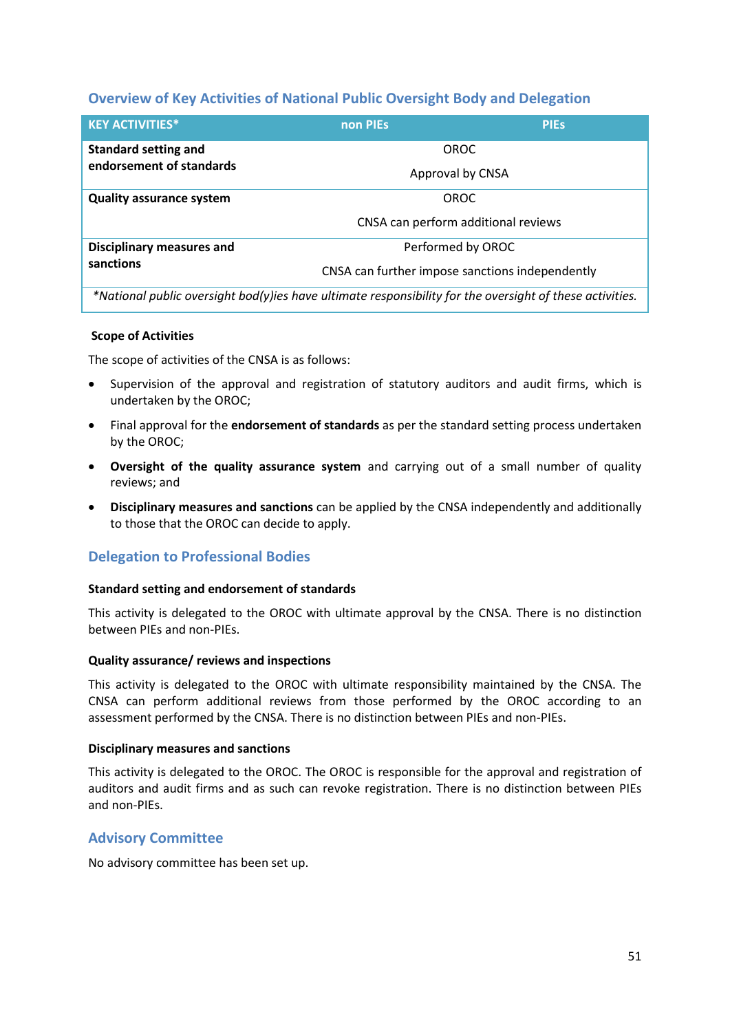## Overview of Key Activities of National Public Oversight Body and Delegation

| KEY ACTIVITIES* | non PIEs | PIEs |
|---|---|---|
| **Standard setting and endorsement of standards** | OROC<br>Approval by CNSA | |
| **Quality assurance system** | OROC<br>CNSA can perform additional reviews | |
| **Disciplinary measures and sanctions** | Performed by OROC<br>CNSA can further impose sanctions independently | |
| *\*National public oversight bod(y)ies have ultimate responsibility for the oversight of these activities.* | | |

**Scope of Activities**

The scope of activities of the CNSA is as follows:

- Supervision of the approval and registration of statutory auditors and audit firms, which is undertaken by the OROC;
- Final approval for the **endorsement of standards** as per the standard setting process undertaken by the OROC;
- **Oversight of the quality assurance system** and carrying out of a small number of quality reviews; and
- **Disciplinary measures and sanctions** can be applied by the CNSA independently and additionally to those that the OROC can decide to apply.

## Delegation to Professional Bodies

**Standard setting and endorsement of standards**

This activity is delegated to the OROC with ultimate approval by the CNSA. There is no distinction between PIEs and non-PIEs.

**Quality assurance/ reviews and inspections**

This activity is delegated to the OROC with ultimate responsibility maintained by the CNSA. The CNSA can perform additional reviews from those performed by the OROC according to an assessment performed by the CNSA. There is no distinction between PIEs and non-PIEs.

**Disciplinary measures and sanctions**

This activity is delegated to the OROC. The OROC is responsible for the approval and registration of auditors and audit firms and as such can revoke registration. There is no distinction between PIEs and non-PIEs.

## Advisory Committee

No advisory committee has been set up.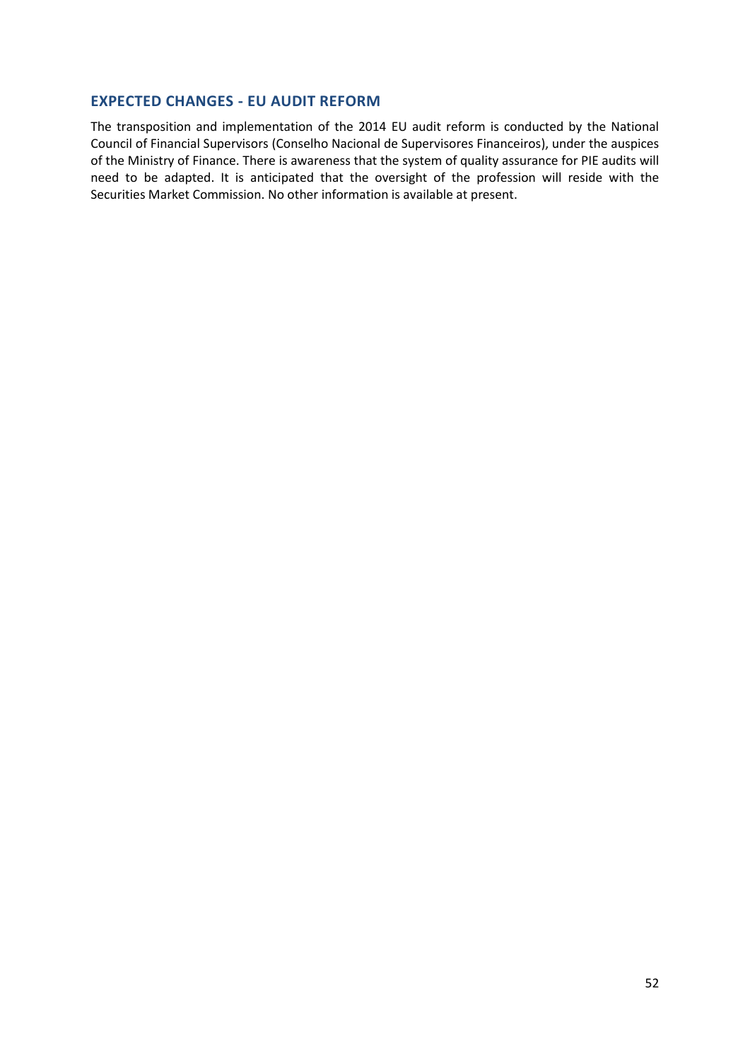## EXPECTED CHANGES - EU AUDIT REFORM

The transposition and implementation of the 2014 EU audit reform is conducted by the National Council of Financial Supervisors (Conselho Nacional de Supervisores Financeiros), under the auspices of the Ministry of Finance. There is awareness that the system of quality assurance for PIE audits will need to be adapted. It is anticipated that the oversight of the profession will reside with the Securities Market Commission. No other information is available at present.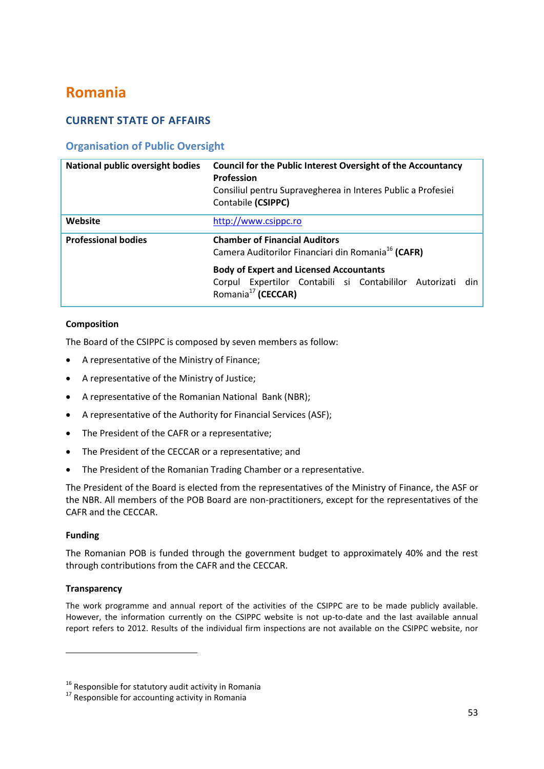# Romania

## CURRENT STATE OF AFFAIRS

### Organisation of Public Oversight

| | |
|---|---|
| **National public oversight bodies** | **Council for the Public Interest Oversight of the Accountancy Profession**<br>Consiliul pentru Supravegherea in Interes Public a Profesiei Contabile **(CSIPPC)** |
| **Website** | http://www.csippc.ro |
| **Professional bodies** | **Chamber of Financial Auditors**<br>Camera Auditorilor Financiari din Romania[16] **(CAFR)**<br><br>**Body of Expert and Licensed Accountants**<br>Corpul Expertilor Contabili si Contabililor Autorizati din Romania[17] **(CECCAR)** |

#### Composition

The Board of the CSIPPC is composed by seven members as follow:

- A representative of the Ministry of Finance;
- A representative of the Ministry of Justice;
- A representative of the Romanian National Bank (NBR);
- A representative of the Authority for Financial Services (ASF);
- The President of the CAFR or a representative;
- The President of the CECCAR or a representative; and
- The President of the Romanian Trading Chamber or a representative.

The President of the Board is elected from the representatives of the Ministry of Finance, the ASF or the NBR. All members of the POB Board are non-practitioners, except for the representatives of the CAFR and the CECCAR.

#### Funding

The Romanian POB is funded through the government budget to approximately 40% and the rest through contributions from the CAFR and the CECCAR.

#### Transparency

The work programme and annual report of the activities of the CSIPPC are to be made publicly available. However, the information currently on the CSIPPC website is not up-to-date and the last available annual report refers to 2012. Results of the individual firm inspections are not available on the CSIPPC website, nor

---

[16] Responsible for statutory audit activity in Romania

[17] Responsible for accounting activity in Romania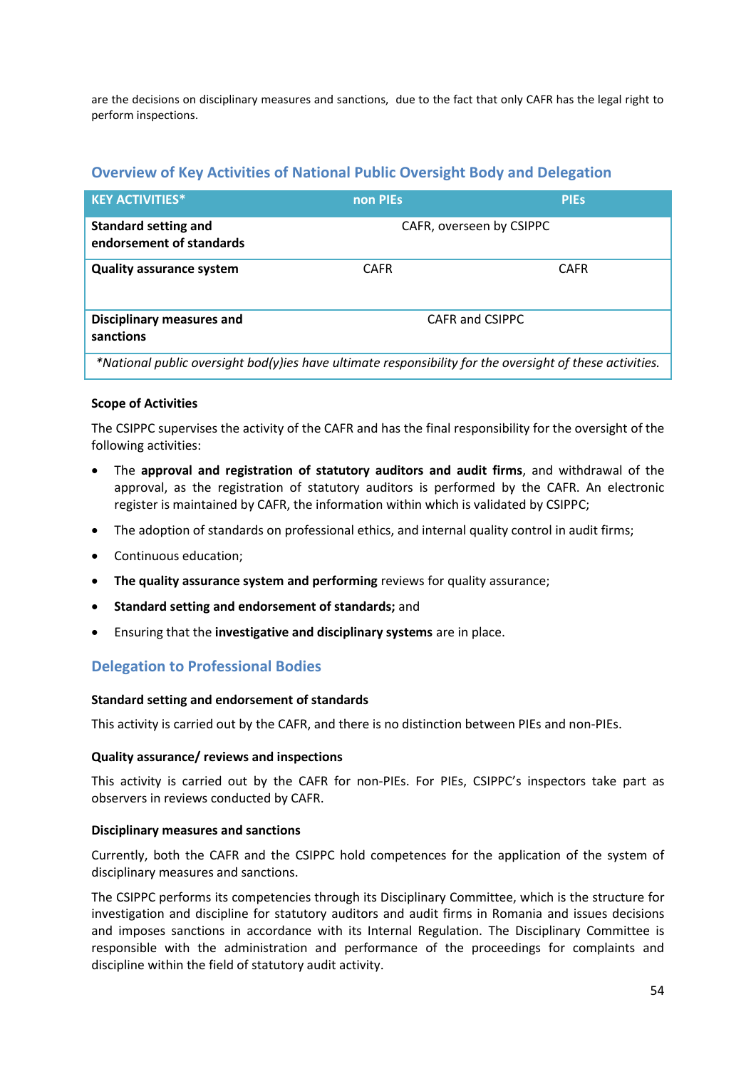are the decisions on disciplinary measures and sanctions,  due to the fact that only CAFR has the legal right to perform inspections.

## Overview of Key Activities of National Public Oversight Body and Delegation

| KEY ACTIVITIES* | non PIEs | PIEs |
|---|---|---|
| **Standard setting and endorsement of standards** | CAFR, overseen by CSIPPC | |
| **Quality assurance system** | CAFR | CAFR |
| **Disciplinary measures and sanctions** | CAFR and CSIPPC | |
| *\*National public oversight bod(y)ies have ultimate responsibility for the oversight of these activities.* | | |

**Scope of Activities**

The CSIPPC supervises the activity of the CAFR and has the final responsibility for the oversight of the following activities:

- The **approval and registration of statutory auditors and audit firms**, and withdrawal of the approval, as the registration of statutory auditors is performed by the CAFR. An electronic register is maintained by CAFR, the information within which is validated by CSIPPC;
- The adoption of standards on professional ethics, and internal quality control in audit firms;
- Continuous education;
- **The quality assurance system and performing** reviews for quality assurance;
- **Standard setting and endorsement of standards;** and
- Ensuring that the **investigative and disciplinary systems** are in place.

## Delegation to Professional Bodies

**Standard setting and endorsement of standards**

This activity is carried out by the CAFR, and there is no distinction between PIEs and non-PIEs.

**Quality assurance/ reviews and inspections**

This activity is carried out by the CAFR for non-PIEs. For PIEs, CSIPPC's inspectors take part as observers in reviews conducted by CAFR.

**Disciplinary measures and sanctions**

Currently, both the CAFR and the CSIPPC hold competences for the application of the system of disciplinary measures and sanctions.

The CSIPPC performs its competencies through its Disciplinary Committee, which is the structure for investigation and discipline for statutory auditors and audit firms in Romania and issues decisions and imposes sanctions in accordance with its Internal Regulation. The Disciplinary Committee is responsible with the administration and performance of the proceedings for complaints and discipline within the field of statutory audit activity.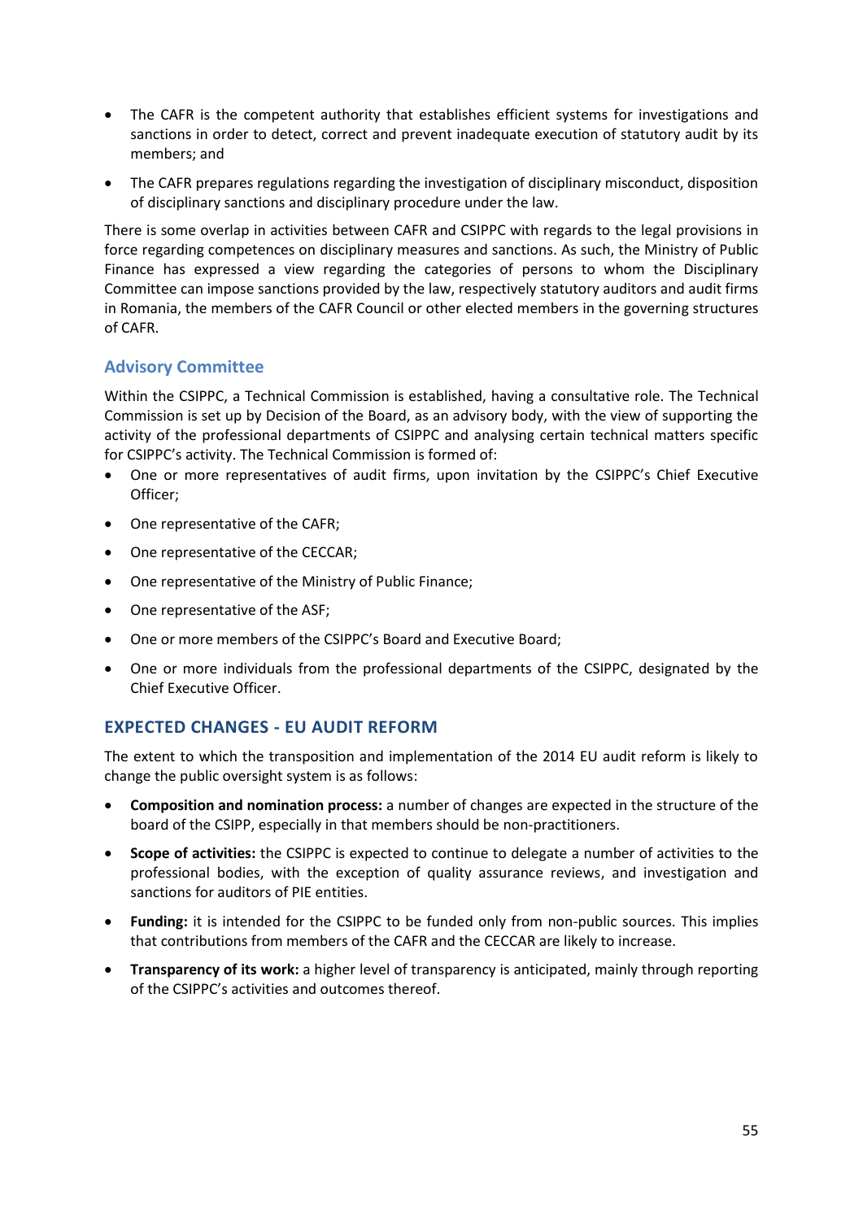- The CAFR is the competent authority that establishes efficient systems for investigations and sanctions in order to detect, correct and prevent inadequate execution of statutory audit by its members; and
- The CAFR prepares regulations regarding the investigation of disciplinary misconduct, disposition of disciplinary sanctions and disciplinary procedure under the law.

There is some overlap in activities between CAFR and CSIPPC with regards to the legal provisions in force regarding competences on disciplinary measures and sanctions. As such, the Ministry of Public Finance has expressed a view regarding the categories of persons to whom the Disciplinary Committee can impose sanctions provided by the law, respectively statutory auditors and audit firms in Romania, the members of the CAFR Council or other elected members in the governing structures of CAFR.

### Advisory Committee

Within the CSIPPC, a Technical Commission is established, having a consultative role. The Technical Commission is set up by Decision of the Board, as an advisory body, with the view of supporting the activity of the professional departments of CSIPPC and analysing certain technical matters specific for CSIPPC's activity. The Technical Commission is formed of:

- One or more representatives of audit firms, upon invitation by the CSIPPC's Chief Executive Officer;
- One representative of the CAFR;
- One representative of the CECCAR;
- One representative of the Ministry of Public Finance;
- One representative of the ASF;
- One or more members of the CSIPPC's Board and Executive Board;
- One or more individuals from the professional departments of the CSIPPC, designated by the Chief Executive Officer.

## EXPECTED CHANGES - EU AUDIT REFORM

The extent to which the transposition and implementation of the 2014 EU audit reform is likely to change the public oversight system is as follows:

- **Composition and nomination process:** a number of changes are expected in the structure of the board of the CSIPP, especially in that members should be non-practitioners.
- **Scope of activities:** the CSIPPC is expected to continue to delegate a number of activities to the professional bodies, with the exception of quality assurance reviews, and investigation and sanctions for auditors of PIE entities.
- **Funding:** it is intended for the CSIPPC to be funded only from non-public sources. This implies that contributions from members of the CAFR and the CECCAR are likely to increase.
- **Transparency of its work:** a higher level of transparency is anticipated, mainly through reporting of the CSIPPC's activities and outcomes thereof.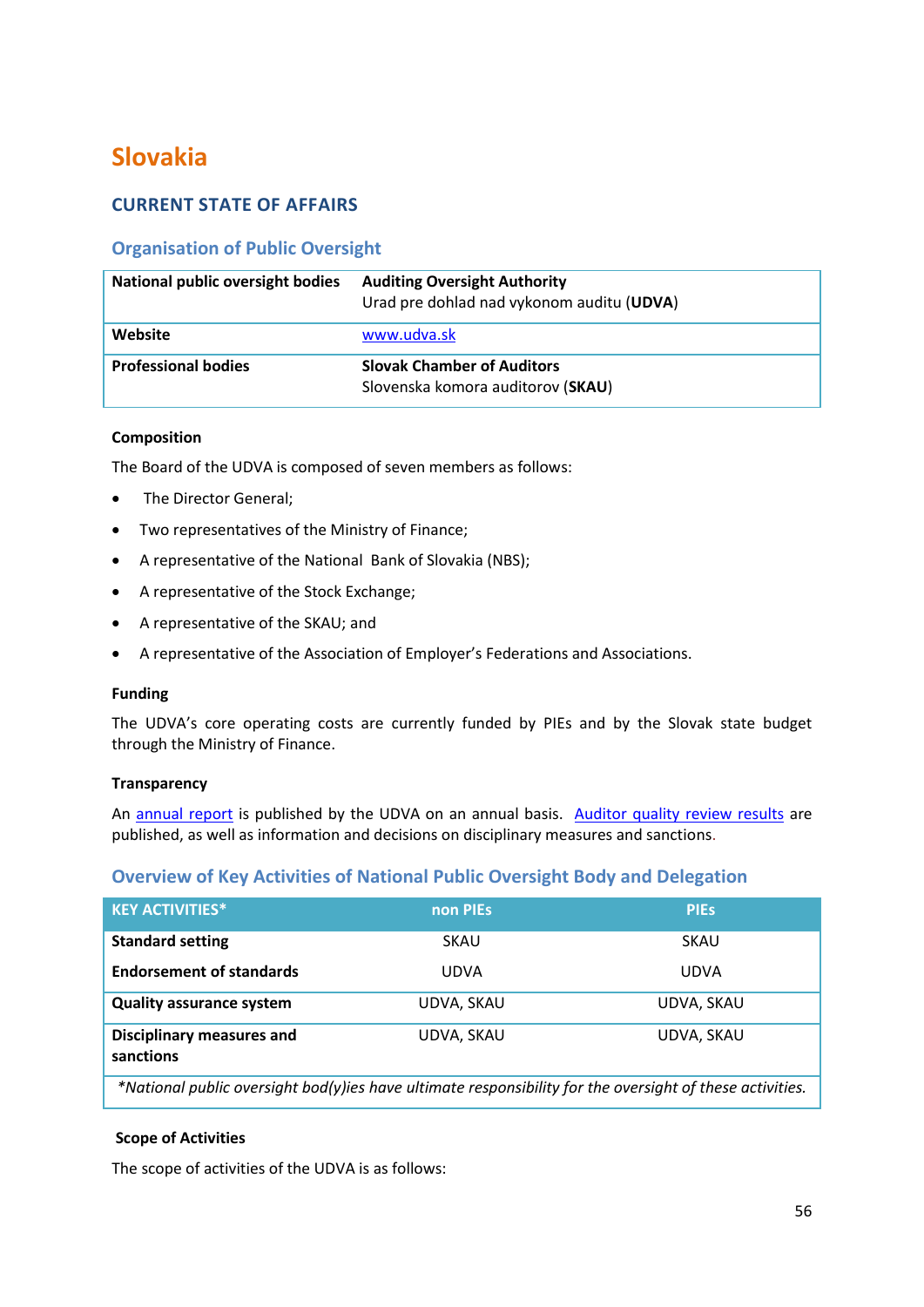# Slovakia

## CURRENT STATE OF AFFAIRS

### Organisation of Public Oversight

| | |
|---|---|
| **National public oversight bodies** | **Auditing Oversight Authority**<br>Urad pre dohlad nad vykonom auditu (**UDVA**) |
| **Website** | www.udva.sk |
| **Professional bodies** | **Slovak Chamber of Auditors**<br>Slovenska komora auditorov (**SKAU**) |

**Composition**

The Board of the UDVA is composed of seven members as follows:

- The Director General;
- Two representatives of the Ministry of Finance;
- A representative of the National Bank of Slovakia (NBS);
- A representative of the Stock Exchange;
- A representative of the SKAU; and
- A representative of the Association of Employer's Federations and Associations.

**Funding**

The UDVA's core operating costs are currently funded by PIEs and by the Slovak state budget through the Ministry of Finance.

**Transparency**

An annual report is published by the UDVA on an annual basis. Auditor quality review results are published, as well as information and decisions on disciplinary measures and sanctions.

### Overview of Key Activities of National Public Oversight Body and Delegation

| KEY ACTIVITIES* | non PIEs | PIEs |
|---|---|---|
| **Standard setting** | SKAU | SKAU |
| **Endorsement of standards** | UDVA | UDVA |
| **Quality assurance system** | UDVA, SKAU | UDVA, SKAU |
| **Disciplinary measures and sanctions** | UDVA, SKAU | UDVA, SKAU |

*\*National public oversight bod(y)ies have ultimate responsibility for the oversight of these activities.*

**Scope of Activities**

The scope of activities of the UDVA is as follows: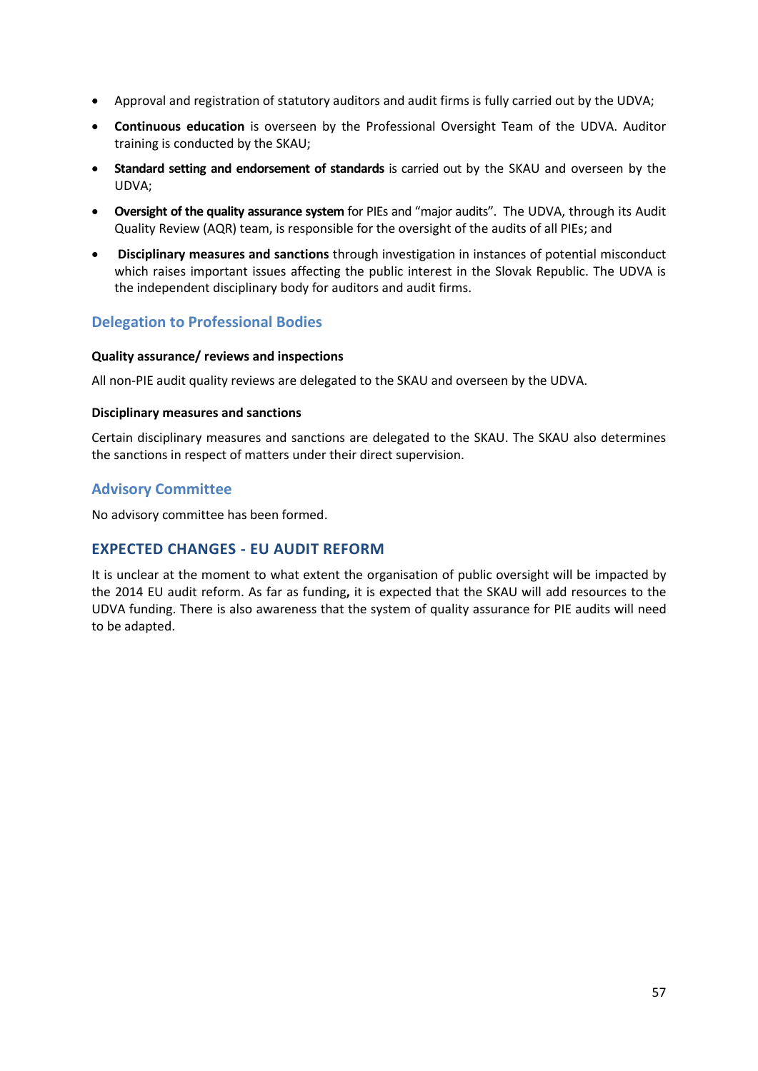- Approval and registration of statutory auditors and audit firms is fully carried out by the UDVA;
- **Continuous education** is overseen by the Professional Oversight Team of the UDVA. Auditor training is conducted by the SKAU;
- **Standard setting and endorsement of standards** is carried out by the SKAU and overseen by the UDVA;
- **Oversight of the quality assurance system** for PIEs and "major audits". The UDVA, through its Audit Quality Review (AQR) team, is responsible for the oversight of the audits of all PIEs; and
- **Disciplinary measures and sanctions** through investigation in instances of potential misconduct which raises important issues affecting the public interest in the Slovak Republic. The UDVA is the independent disciplinary body for auditors and audit firms.

### Delegation to Professional Bodies

**Quality assurance/ reviews and inspections**

All non-PIE audit quality reviews are delegated to the SKAU and overseen by the UDVA.

**Disciplinary measures and sanctions**

Certain disciplinary measures and sanctions are delegated to the SKAU. The SKAU also determines the sanctions in respect of matters under their direct supervision.

### Advisory Committee

No advisory committee has been formed.

## EXPECTED CHANGES - EU AUDIT REFORM

It is unclear at the moment to what extent the organisation of public oversight will be impacted by the 2014 EU audit reform. As far as funding**,** it is expected that the SKAU will add resources to the UDVA funding. There is also awareness that the system of quality assurance for PIE audits will need to be adapted.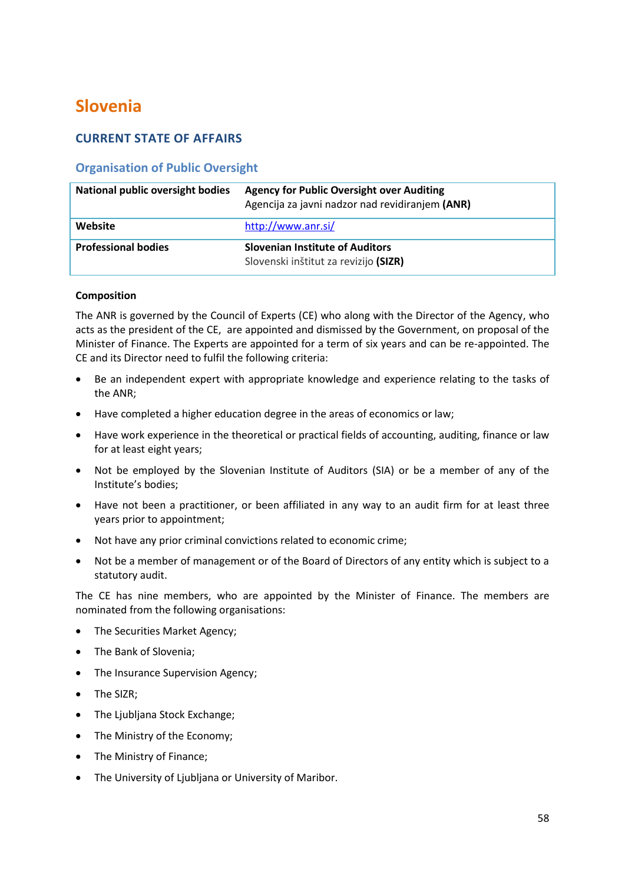# Slovenia

## CURRENT STATE OF AFFAIRS

### Organisation of Public Oversight

| National public oversight bodies | **Agency for Public Oversight over Auditing**<br>Agencija za javni nadzor nad revidiranjem **(ANR)** |
|---|---|
| **Website** | http://www.anr.si/ |
| **Professional bodies** | **Slovenian Institute of Auditors**<br>Slovenski inštitut za revizijo **(SIZR)** |

**Composition**

The ANR is governed by the Council of Experts (CE) who along with the Director of the Agency, who acts as the president of the CE, are appointed and dismissed by the Government, on proposal of the Minister of Finance. The Experts are appointed for a term of six years and can be re-appointed. The CE and its Director need to fulfil the following criteria:

- Be an independent expert with appropriate knowledge and experience relating to the tasks of the ANR;
- Have completed a higher education degree in the areas of economics or law;
- Have work experience in the theoretical or practical fields of accounting, auditing, finance or law for at least eight years;
- Not be employed by the Slovenian Institute of Auditors (SIA) or be a member of any of the Institute's bodies;
- Have not been a practitioner, or been affiliated in any way to an audit firm for at least three years prior to appointment;
- Not have any prior criminal convictions related to economic crime;
- Not be a member of management or of the Board of Directors of any entity which is subject to a statutory audit.

The CE has nine members, who are appointed by the Minister of Finance. The members are nominated from the following organisations:

- The Securities Market Agency;
- The Bank of Slovenia;
- The Insurance Supervision Agency;
- The SIZR;
- The Ljubljana Stock Exchange;
- The Ministry of the Economy;
- The Ministry of Finance;
- The University of Ljubljana or University of Maribor.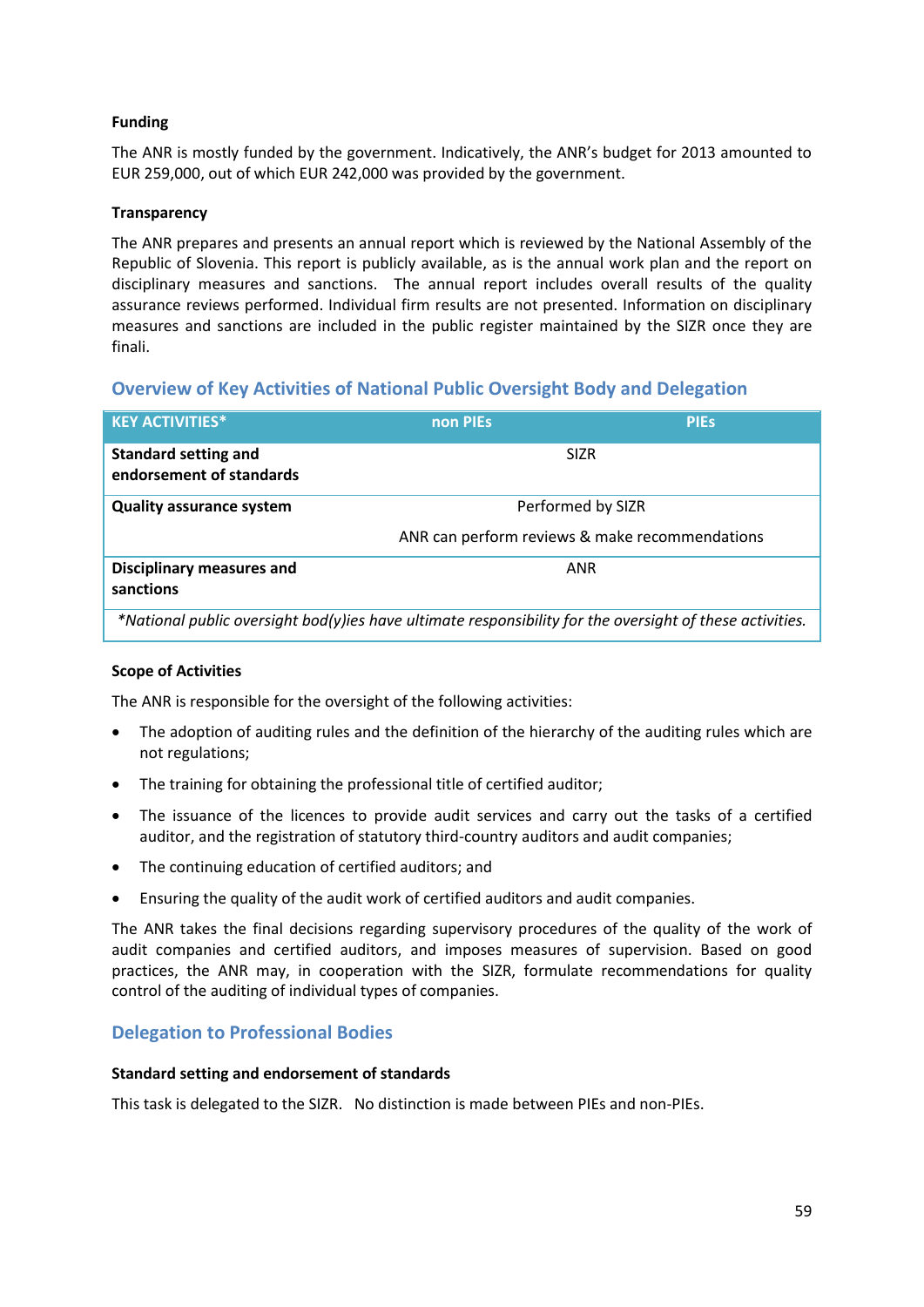**Funding**

The ANR is mostly funded by the government. Indicatively, the ANR's budget for 2013 amounted to EUR 259,000, out of which EUR 242,000 was provided by the government.

**Transparency**

The ANR prepares and presents an annual report which is reviewed by the National Assembly of the Republic of Slovenia. This report is publicly available, as is the annual work plan and the report on disciplinary measures and sanctions. The annual report includes overall results of the quality assurance reviews performed. Individual firm results are not presented. Information on disciplinary measures and sanctions are included in the public register maintained by the SIZR once they are finali.

## Overview of Key Activities of National Public Oversight Body and Delegation

| KEY ACTIVITIES* | non PIEs | PIEs |
|---|---|---|
| **Standard setting and endorsement of standards** | SIZR | |
| **Quality assurance system** | Performed by SIZR<br>ANR can perform reviews & make recommendations | |
| **Disciplinary measures and sanctions** | ANR | |
| *\*National public oversight bod(y)ies have ultimate responsibility for the oversight of these activities.* | | |

**Scope of Activities**

The ANR is responsible for the oversight of the following activities:

- The adoption of auditing rules and the definition of the hierarchy of the auditing rules which are not regulations;
- The training for obtaining the professional title of certified auditor;
- The issuance of the licences to provide audit services and carry out the tasks of a certified auditor, and the registration of statutory third-country auditors and audit companies;
- The continuing education of certified auditors; and
- Ensuring the quality of the audit work of certified auditors and audit companies.

The ANR takes the final decisions regarding supervisory procedures of the quality of the work of audit companies and certified auditors, and imposes measures of supervision. Based on good practices, the ANR may, in cooperation with the SIZR, formulate recommendations for quality control of the auditing of individual types of companies.

## Delegation to Professional Bodies

**Standard setting and endorsement of standards**

This task is delegated to the SIZR. No distinction is made between PIEs and non-PIEs.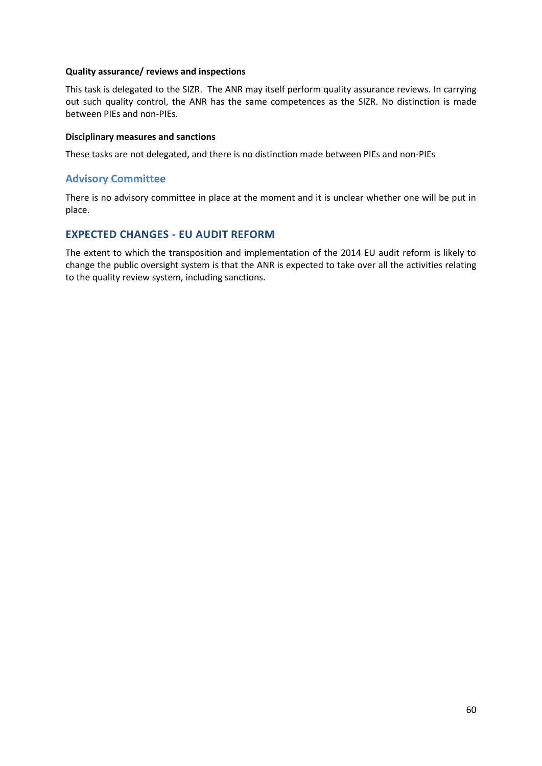**Quality assurance/ reviews and inspections**

This task is delegated to the SIZR. The ANR may itself perform quality assurance reviews. In carrying out such quality control, the ANR has the same competences as the SIZR. No distinction is made between PIEs and non-PIEs.

**Disciplinary measures and sanctions**

These tasks are not delegated, and there is no distinction made between PIEs and non-PIEs

### Advisory Committee

There is no advisory committee in place at the moment and it is unclear whether one will be put in place.

## EXPECTED CHANGES - EU AUDIT REFORM

The extent to which the transposition and implementation of the 2014 EU audit reform is likely to change the public oversight system is that the ANR is expected to take over all the activities relating to the quality review system, including sanctions.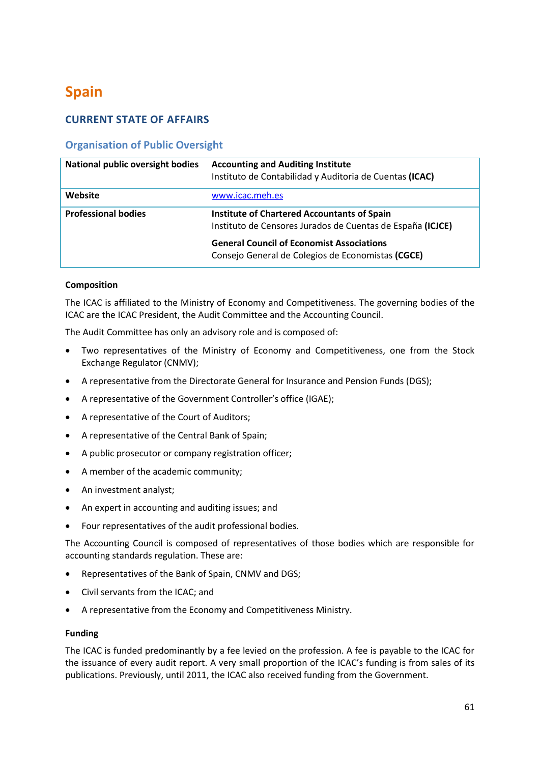# Spain

## CURRENT STATE OF AFFAIRS

### Organisation of Public Oversight

| National public oversight bodies | **Accounting and Auditing Institute**<br>Instituto de Contabilidad y Auditoria de Cuentas **(ICAC)** |
|---|---|
| **Website** | www.icac.meh.es |
| **Professional bodies** | **Institute of Chartered Accountants of Spain**<br>Instituto de Censores Jurados de Cuentas de España **(ICJCE)**<br><br>**General Council of Economist Associations**<br>Consejo General de Colegios de Economistas **(CGCE)** |

**Composition**

The ICAC is affiliated to the Ministry of Economy and Competitiveness. The governing bodies of the ICAC are the ICAC President, the Audit Committee and the Accounting Council.

The Audit Committee has only an advisory role and is composed of:

- Two representatives of the Ministry of Economy and Competitiveness, one from the Stock Exchange Regulator (CNMV);
- A representative from the Directorate General for Insurance and Pension Funds (DGS);
- A representative of the Government Controller's office (IGAE);
- A representative of the Court of Auditors;
- A representative of the Central Bank of Spain;
- A public prosecutor or company registration officer;
- A member of the academic community;
- An investment analyst;
- An expert in accounting and auditing issues; and
- Four representatives of the audit professional bodies.

The Accounting Council is composed of representatives of those bodies which are responsible for accounting standards regulation. These are:

- Representatives of the Bank of Spain, CNMV and DGS;
- Civil servants from the ICAC; and
- A representative from the Economy and Competitiveness Ministry.

**Funding**

The ICAC is funded predominantly by a fee levied on the profession. A fee is payable to the ICAC for the issuance of every audit report. A very small proportion of the ICAC's funding is from sales of its publications. Previously, until 2011, the ICAC also received funding from the Government.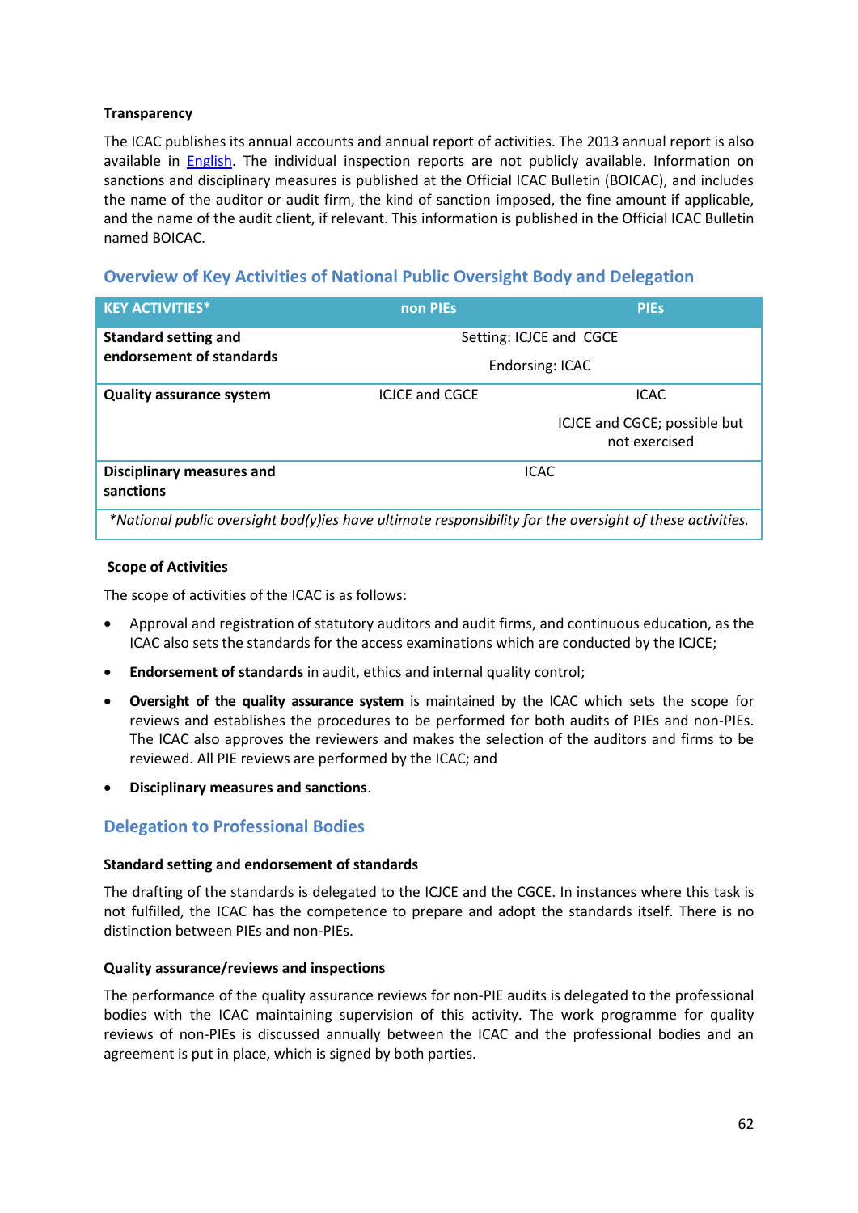**Transparency**

The ICAC publishes its annual accounts and annual report of activities. The 2013 annual report is also available in English. The individual inspection reports are not publicly available. Information on sanctions and disciplinary measures is published at the Official ICAC Bulletin (BOICAC), and includes the name of the auditor or audit firm, the kind of sanction imposed, the fine amount if applicable, and the name of the audit client, if relevant. This information is published in the Official ICAC Bulletin named BOICAC.

## Overview of Key Activities of National Public Oversight Body and Delegation

| KEY ACTIVITIES* | non PIEs | PIEs |
|---|---|---|
| **Standard setting and endorsement of standards** | Setting: ICJCE and CGCE<br>Endorsing: ICAC | |
| **Quality assurance system** | ICJCE and CGCE | ICAC<br>ICJCE and CGCE; possible but not exercised |
| **Disciplinary measures and sanctions** | ICAC | |
| *\*National public oversight bod(y)ies have ultimate responsibility for the oversight of these activities.* | | |

**Scope of Activities**

The scope of activities of the ICAC is as follows:

- Approval and registration of statutory auditors and audit firms, and continuous education, as the ICAC also sets the standards for the access examinations which are conducted by the ICJCE;
- **Endorsement of standards** in audit, ethics and internal quality control;
- **Oversight of the quality assurance system** is maintained by the ICAC which sets the scope for reviews and establishes the procedures to be performed for both audits of PIEs and non-PIEs. The ICAC also approves the reviewers and makes the selection of the auditors and firms to be reviewed. All PIE reviews are performed by the ICAC; and
- **Disciplinary measures and sanctions**.

## Delegation to Professional Bodies

**Standard setting and endorsement of standards**

The drafting of the standards is delegated to the ICJCE and the CGCE. In instances where this task is not fulfilled, the ICAC has the competence to prepare and adopt the standards itself. There is no distinction between PIEs and non-PIEs.

**Quality assurance/reviews and inspections**

The performance of the quality assurance reviews for non-PIE audits is delegated to the professional bodies with the ICAC maintaining supervision of this activity. The work programme for quality reviews of non-PIEs is discussed annually between the ICAC and the professional bodies and an agreement is put in place, which is signed by both parties.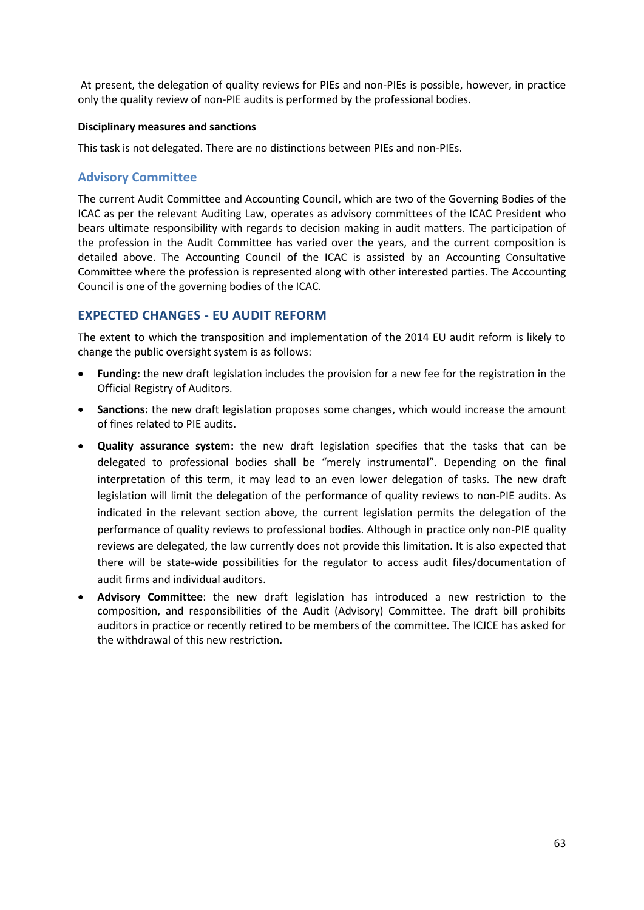At present, the delegation of quality reviews for PIEs and non-PIEs is possible, however, in practice only the quality review of non-PIE audits is performed by the professional bodies.

**Disciplinary measures and sanctions**

This task is not delegated. There are no distinctions between PIEs and non-PIEs.

### Advisory Committee

The current Audit Committee and Accounting Council, which are two of the Governing Bodies of the ICAC as per the relevant Auditing Law, operates as advisory committees of the ICAC President who bears ultimate responsibility with regards to decision making in audit matters. The participation of the profession in the Audit Committee has varied over the years, and the current composition is detailed above. The Accounting Council of the ICAC is assisted by an Accounting Consultative Committee where the profession is represented along with other interested parties. The Accounting Council is one of the governing bodies of the ICAC.

## EXPECTED CHANGES - EU AUDIT REFORM

The extent to which the transposition and implementation of the 2014 EU audit reform is likely to change the public oversight system is as follows:

- **Funding:** the new draft legislation includes the provision for a new fee for the registration in the Official Registry of Auditors.
- **Sanctions:** the new draft legislation proposes some changes, which would increase the amount of fines related to PIE audits.
- **Quality assurance system:** the new draft legislation specifies that the tasks that can be delegated to professional bodies shall be "merely instrumental". Depending on the final interpretation of this term, it may lead to an even lower delegation of tasks. The new draft legislation will limit the delegation of the performance of quality reviews to non-PIE audits. As indicated in the relevant section above, the current legislation permits the delegation of the performance of quality reviews to professional bodies. Although in practice only non-PIE quality reviews are delegated, the law currently does not provide this limitation. It is also expected that there will be state-wide possibilities for the regulator to access audit files/documentation of audit firms and individual auditors.
- **Advisory Committee**: the new draft legislation has introduced a new restriction to the composition, and responsibilities of the Audit (Advisory) Committee. The draft bill prohibits auditors in practice or recently retired to be members of the committee. The ICJCE has asked for the withdrawal of this new restriction.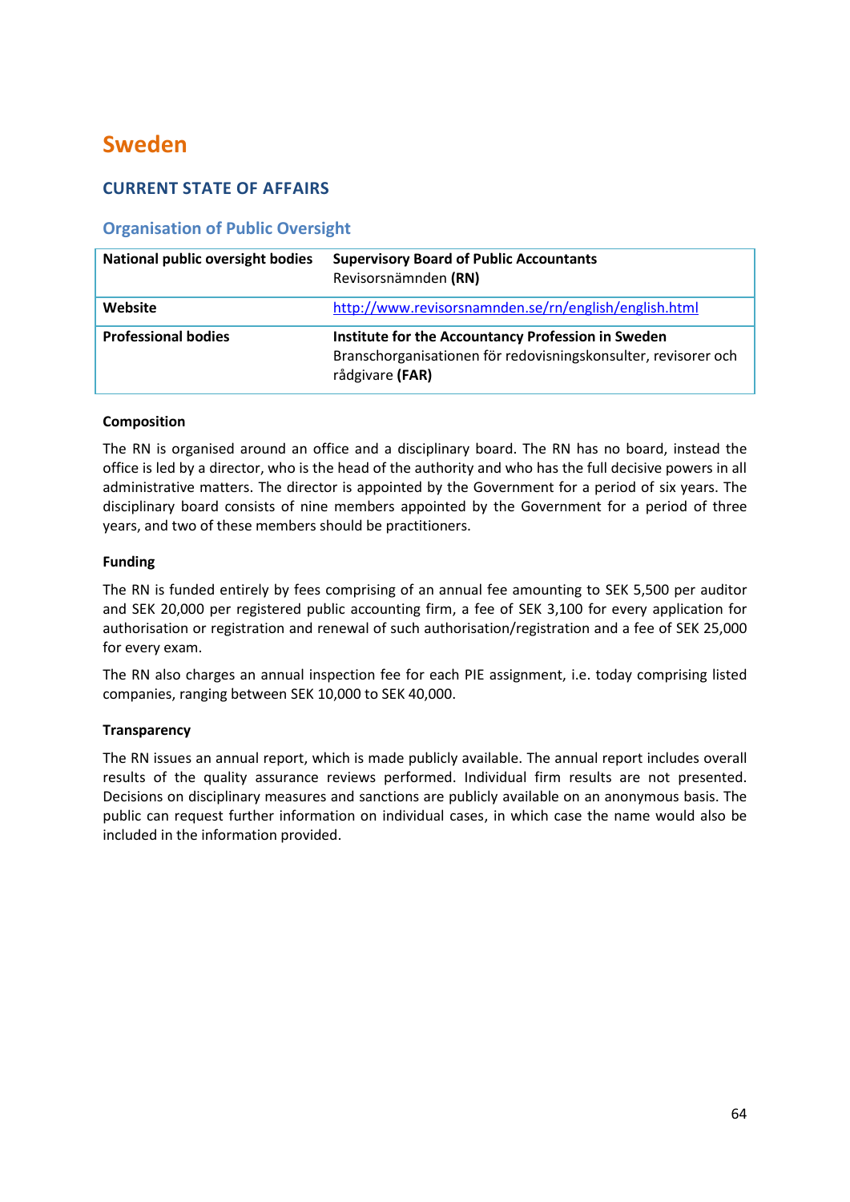# Sweden

## CURRENT STATE OF AFFAIRS

### Organisation of Public Oversight

| **National public oversight bodies** | **Supervisory Board of Public Accountants**<br>Revisorsnämnden **(RN)** |
|---|---|
| **Website** | http://www.revisorsnamnden.se/rn/english/english.html |
| **Professional bodies** | **Institute for the Accountancy Profession in Sweden**<br>Branschorganisationen för redovisningskonsulter, revisorer och rådgivare **(FAR)** |

#### Composition

The RN is organised around an office and a disciplinary board. The RN has no board, instead the office is led by a director, who is the head of the authority and who has the full decisive powers in all administrative matters. The director is appointed by the Government for a period of six years. The disciplinary board consists of nine members appointed by the Government for a period of three years, and two of these members should be practitioners.

#### Funding

The RN is funded entirely by fees comprising of an annual fee amounting to SEK 5,500 per auditor and SEK 20,000 per registered public accounting firm, a fee of SEK 3,100 for every application for authorisation or registration and renewal of such authorisation/registration and a fee of SEK 25,000 for every exam.

The RN also charges an annual inspection fee for each PIE assignment, i.e. today comprising listed companies, ranging between SEK 10,000 to SEK 40,000.

#### Transparency

The RN issues an annual report, which is made publicly available. The annual report includes overall results of the quality assurance reviews performed. Individual firm results are not presented. Decisions on disciplinary measures and sanctions are publicly available on an anonymous basis. The public can request further information on individual cases, in which case the name would also be included in the information provided.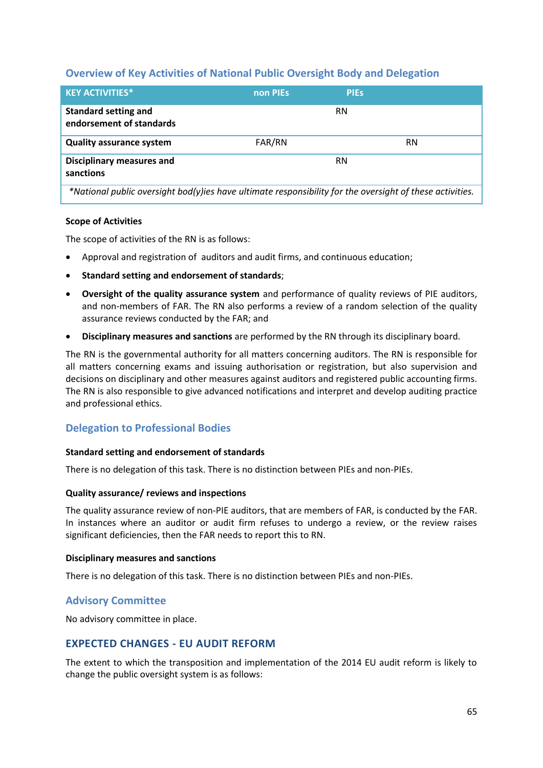## Overview of Key Activities of National Public Oversight Body and Delegation

| KEY ACTIVITIES* | non PIEs | PIEs |
|---|---|---|
| **Standard setting and endorsement of standards** | RN | |
| **Quality assurance system** | FAR/RN | RN |
| **Disciplinary measures and sanctions** | RN | |
| *\*National public oversight bod(y)ies have ultimate responsibility for the oversight of these activities.* | | |

**Scope of Activities**

The scope of activities of the RN is as follows:

- Approval and registration of auditors and audit firms, and continuous education;
- **Standard setting and endorsement of standards**;
- **Oversight of the quality assurance system** and performance of quality reviews of PIE auditors, and non-members of FAR. The RN also performs a review of a random selection of the quality assurance reviews conducted by the FAR; and
- **Disciplinary measures and sanctions** are performed by the RN through its disciplinary board.

The RN is the governmental authority for all matters concerning auditors. The RN is responsible for all matters concerning exams and issuing authorisation or registration, but also supervision and decisions on disciplinary and other measures against auditors and registered public accounting firms. The RN is also responsible to give advanced notifications and interpret and develop auditing practice and professional ethics.

## Delegation to Professional Bodies

**Standard setting and endorsement of standards**

There is no delegation of this task. There is no distinction between PIEs and non-PIEs.

**Quality assurance/ reviews and inspections**

The quality assurance review of non-PIE auditors, that are members of FAR, is conducted by the FAR. In instances where an auditor or audit firm refuses to undergo a review, or the review raises significant deficiencies, then the FAR needs to report this to RN.

**Disciplinary measures and sanctions**

There is no delegation of this task. There is no distinction between PIEs and non-PIEs.

## Advisory Committee

No advisory committee in place.

## EXPECTED CHANGES - EU AUDIT REFORM

The extent to which the transposition and implementation of the 2014 EU audit reform is likely to change the public oversight system is as follows: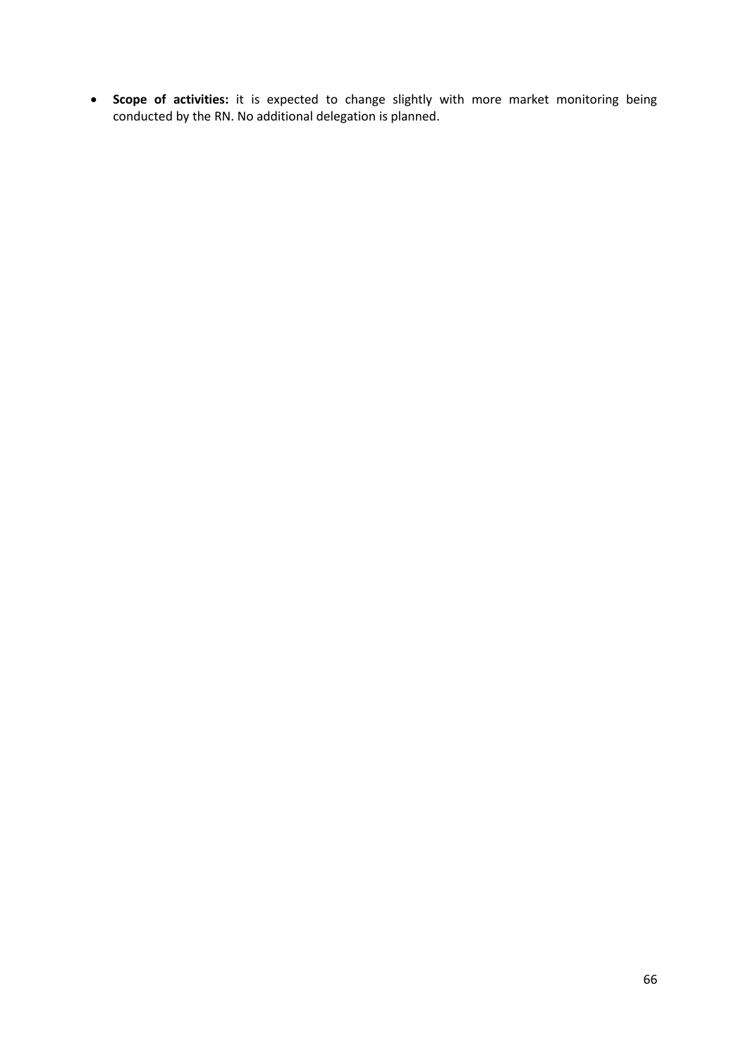- **Scope of activities:** it is expected to change slightly with more market monitoring being conducted by the RN. No additional delegation is planned.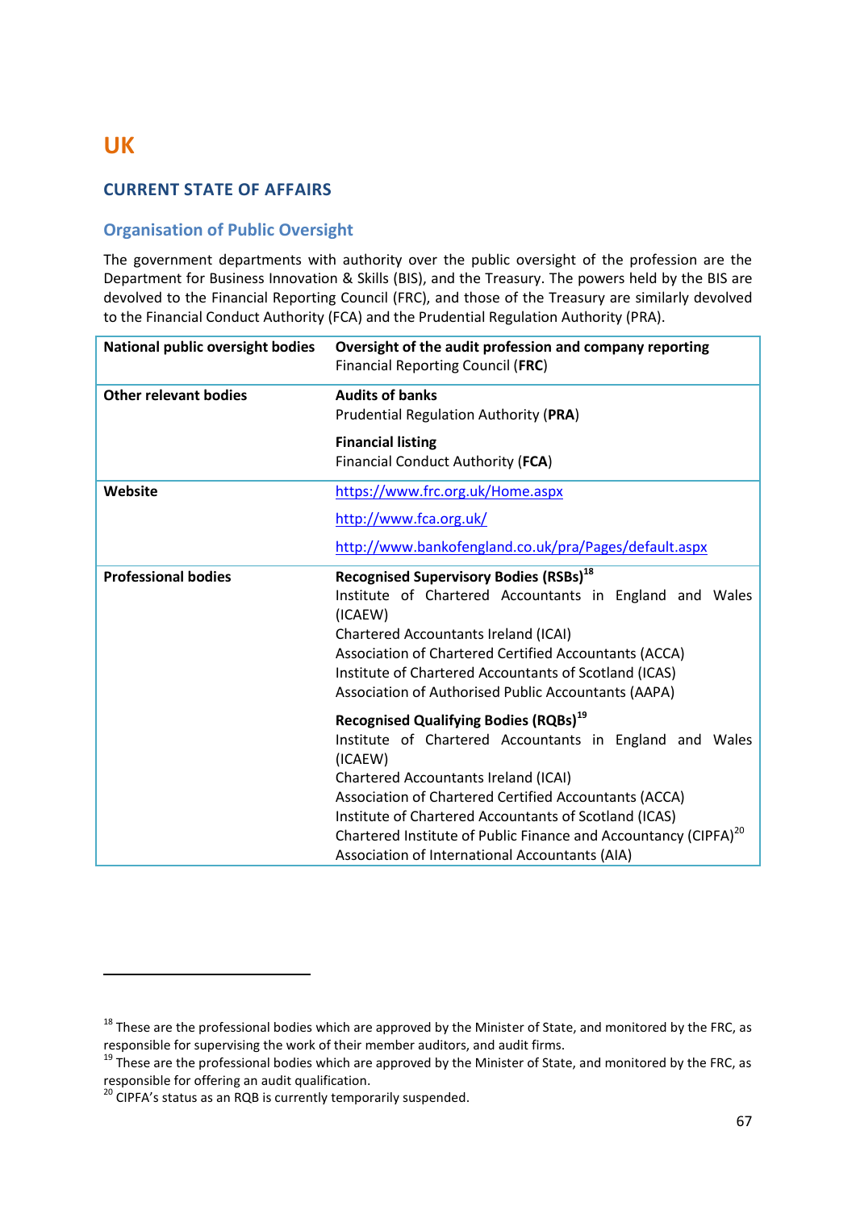# UK

## CURRENT STATE OF AFFAIRS

### Organisation of Public Oversight

The government departments with authority over the public oversight of the profession are the Department for Business Innovation & Skills (BIS), and the Treasury. The powers held by the BIS are devolved to the Financial Reporting Council (FRC), and those of the Treasury are similarly devolved to the Financial Conduct Authority (FCA) and the Prudential Regulation Authority (PRA).

| | |
|---|---|
| **National public oversight bodies** | **Oversight of the audit profession and company reporting**<br>Financial Reporting Council (**FRC**) |
| **Other relevant bodies** | **Audits of banks**<br>Prudential Regulation Authority (**PRA**)<br><br>**Financial listing**<br>Financial Conduct Authority (**FCA**) |
| **Website** | https://www.frc.org.uk/Home.aspx<br><br>http://www.fca.org.uk/<br><br>http://www.bankofengland.co.uk/pra/Pages/default.aspx |
| **Professional bodies** | **Recognised Supervisory Bodies (RSBs)**[18]<br>Institute of Chartered Accountants in England and Wales (ICAEW)<br>Chartered Accountants Ireland (ICAI)<br>Association of Chartered Certified Accountants (ACCA)<br>Institute of Chartered Accountants of Scotland (ICAS)<br>Association of Authorised Public Accountants (AAPA)<br><br>**Recognised Qualifying Bodies (RQBs)**[19]<br>Institute of Chartered Accountants in England and Wales (ICAEW)<br>Chartered Accountants Ireland (ICAI)<br>Association of Chartered Certified Accountants (ACCA)<br>Institute of Chartered Accountants of Scotland (ICAS)<br>Chartered Institute of Public Finance and Accountancy (CIPFA)[20]<br>Association of International Accountants (AIA) |

[18] These are the professional bodies which are approved by the Minister of State, and monitored by the FRC, as responsible for supervising the work of their member auditors, and audit firms.

[19] These are the professional bodies which are approved by the Minister of State, and monitored by the FRC, as responsible for offering an audit qualification.

[20] CIPFA's status as an RQB is currently temporarily suspended.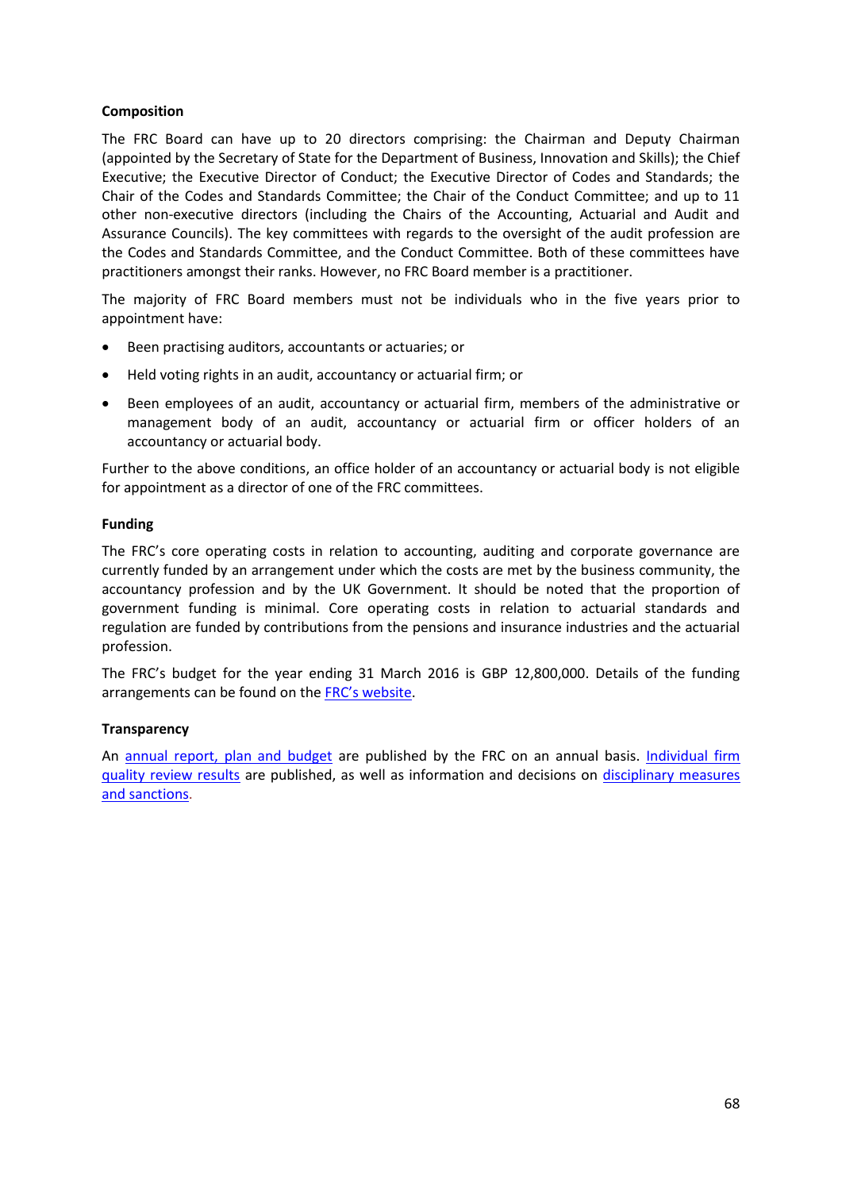**Composition**

The FRC Board can have up to 20 directors comprising: the Chairman and Deputy Chairman (appointed by the Secretary of State for the Department of Business, Innovation and Skills); the Chief Executive; the Executive Director of Conduct; the Executive Director of Codes and Standards; the Chair of the Codes and Standards Committee; the Chair of the Conduct Committee; and up to 11 other non-executive directors (including the Chairs of the Accounting, Actuarial and Audit and Assurance Councils). The key committees with regards to the oversight of the audit profession are the Codes and Standards Committee, and the Conduct Committee. Both of these committees have practitioners amongst their ranks. However, no FRC Board member is a practitioner.

The majority of FRC Board members must not be individuals who in the five years prior to appointment have:

- Been practising auditors, accountants or actuaries; or
- Held voting rights in an audit, accountancy or actuarial firm; or
- Been employees of an audit, accountancy or actuarial firm, members of the administrative or management body of an audit, accountancy or actuarial firm or officer holders of an accountancy or actuarial body.

Further to the above conditions, an office holder of an accountancy or actuarial body is not eligible for appointment as a director of one of the FRC committees.

**Funding**

The FRC's core operating costs in relation to accounting, auditing and corporate governance are currently funded by an arrangement under which the costs are met by the business community, the accountancy profession and by the UK Government. It should be noted that the proportion of government funding is minimal. Core operating costs in relation to actuarial standards and regulation are funded by contributions from the pensions and insurance industries and the actuarial profession.

The FRC's budget for the year ending 31 March 2016 is GBP 12,800,000. Details of the funding arrangements can be found on the FRC's website.

**Transparency**

An annual report, plan and budget are published by the FRC on an annual basis. Individual firm quality review results are published, as well as information and decisions on disciplinary measures and sanctions.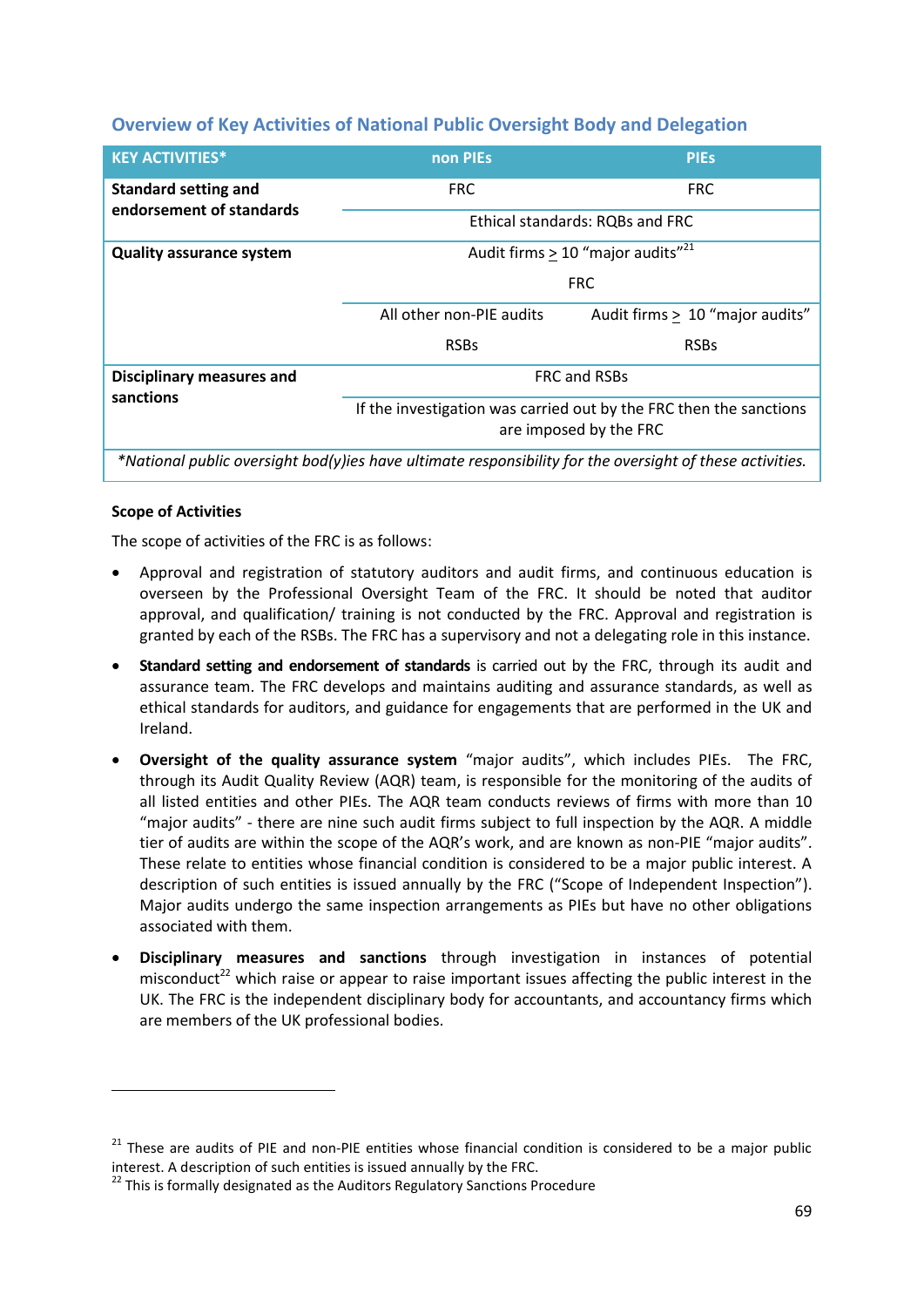## Overview of Key Activities of National Public Oversight Body and Delegation

| KEY ACTIVITIES* | non PIEs | PIEs |
|---|---|---|
| **Standard setting and endorsement of standards** | FRC | FRC |
| | Ethical standards: RQBs and FRC | |
| **Quality assurance system** | Audit firms ≥ 10 "major audits"[21] | |
| | FRC | |
| | All other non-PIE audits | Audit firms ≥ 10 "major audits" |
| | RSBs | RSBs |
| **Disciplinary measures and sanctions** | FRC and RSBs | |
| | If the investigation was carried out by the FRC then the sanctions are imposed by the FRC | |
| *\*National public oversight bod(y)ies have ultimate responsibility for the oversight of these activities.* | | |

**Scope of Activities**

The scope of activities of the FRC is as follows:

- Approval and registration of statutory auditors and audit firms, and continuous education is overseen by the Professional Oversight Team of the FRC. It should be noted that auditor approval, and qualification/ training is not conducted by the FRC. Approval and registration is granted by each of the RSBs. The FRC has a supervisory and not a delegating role in this instance.
- **Standard setting and endorsement of standards** is carried out by the FRC, through its audit and assurance team. The FRC develops and maintains auditing and assurance standards, as well as ethical standards for auditors, and guidance for engagements that are performed in the UK and Ireland.
- **Oversight of the quality assurance system** "major audits", which includes PIEs. The FRC, through its Audit Quality Review (AQR) team, is responsible for the monitoring of the audits of all listed entities and other PIEs. The AQR team conducts reviews of firms with more than 10 "major audits" - there are nine such audit firms subject to full inspection by the AQR. A middle tier of audits are within the scope of the AQR's work, and are known as non-PIE "major audits". These relate to entities whose financial condition is considered to be a major public interest. A description of such entities is issued annually by the FRC ("Scope of Independent Inspection"). Major audits undergo the same inspection arrangements as PIEs but have no other obligations associated with them.
- **Disciplinary measures and sanctions** through investigation in instances of potential misconduct[22] which raise or appear to raise important issues affecting the public interest in the UK. The FRC is the independent disciplinary body for accountants, and accountancy firms which are members of the UK professional bodies.

---

[21] These are audits of PIE and non-PIE entities whose financial condition is considered to be a major public interest. A description of such entities is issued annually by the FRC.

[22] This is formally designated as the Auditors Regulatory Sanctions Procedure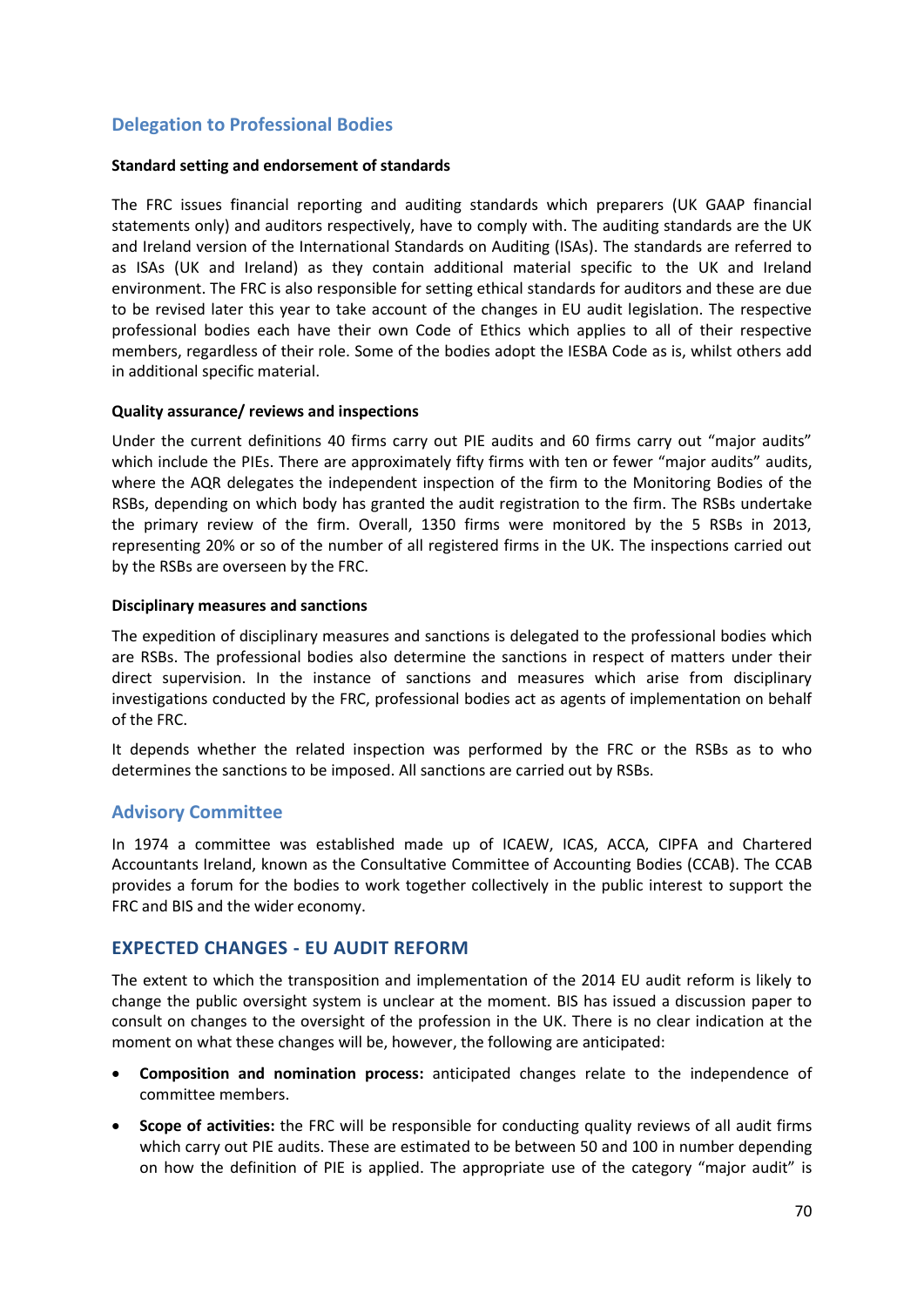## Delegation to Professional Bodies

**Standard setting and endorsement of standards**

The FRC issues financial reporting and auditing standards which preparers (UK GAAP financial statements only) and auditors respectively, have to comply with. The auditing standards are the UK and Ireland version of the International Standards on Auditing (ISAs). The standards are referred to as ISAs (UK and Ireland) as they contain additional material specific to the UK and Ireland environment. The FRC is also responsible for setting ethical standards for auditors and these are due to be revised later this year to take account of the changes in EU audit legislation. The respective professional bodies each have their own Code of Ethics which applies to all of their respective members, regardless of their role. Some of the bodies adopt the IESBA Code as is, whilst others add in additional specific material.

**Quality assurance/ reviews and inspections**

Under the current definitions 40 firms carry out PIE audits and 60 firms carry out "major audits" which include the PIEs. There are approximately fifty firms with ten or fewer "major audits" audits, where the AQR delegates the independent inspection of the firm to the Monitoring Bodies of the RSBs, depending on which body has granted the audit registration to the firm. The RSBs undertake the primary review of the firm. Overall, 1350 firms were monitored by the 5 RSBs in 2013, representing 20% or so of the number of all registered firms in the UK. The inspections carried out by the RSBs are overseen by the FRC.

**Disciplinary measures and sanctions**

The expedition of disciplinary measures and sanctions is delegated to the professional bodies which are RSBs. The professional bodies also determine the sanctions in respect of matters under their direct supervision. In the instance of sanctions and measures which arise from disciplinary investigations conducted by the FRC, professional bodies act as agents of implementation on behalf of the FRC.

It depends whether the related inspection was performed by the FRC or the RSBs as to who determines the sanctions to be imposed. All sanctions are carried out by RSBs.

## Advisory Committee

In 1974 a committee was established made up of ICAEW, ICAS, ACCA, CIPFA and Chartered Accountants Ireland, known as the Consultative Committee of Accounting Bodies (CCAB). The CCAB provides a forum for the bodies to work together collectively in the public interest to support the FRC and BIS and the wider economy.

## EXPECTED CHANGES - EU AUDIT REFORM

The extent to which the transposition and implementation of the 2014 EU audit reform is likely to change the public oversight system is unclear at the moment. BIS has issued a discussion paper to consult on changes to the oversight of the profession in the UK. There is no clear indication at the moment on what these changes will be, however, the following are anticipated:

- **Composition and nomination process:** anticipated changes relate to the independence of committee members.
- **Scope of activities:** the FRC will be responsible for conducting quality reviews of all audit firms which carry out PIE audits. These are estimated to be between 50 and 100 in number depending on how the definition of PIE is applied. The appropriate use of the category "major audit" is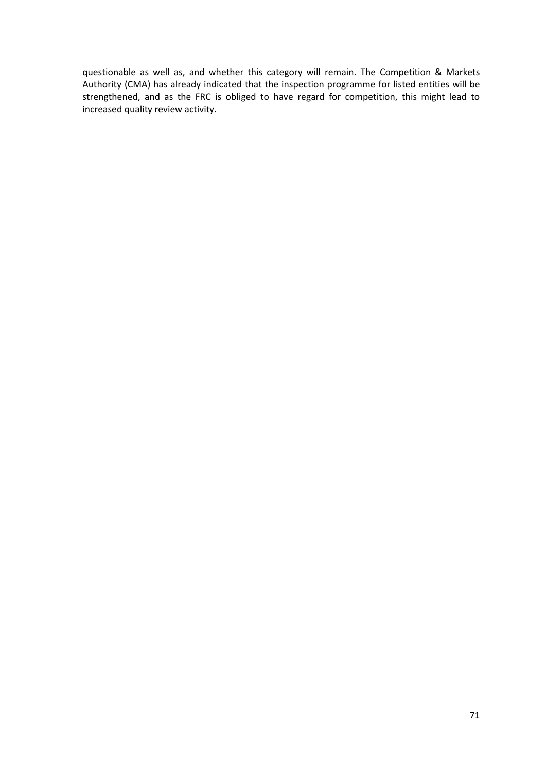questionable as well as, and whether this category will remain. The Competition & Markets Authority (CMA) has already indicated that the inspection programme for listed entities will be strengthened, and as the FRC is obliged to have regard for competition, this might lead to increased quality review activity.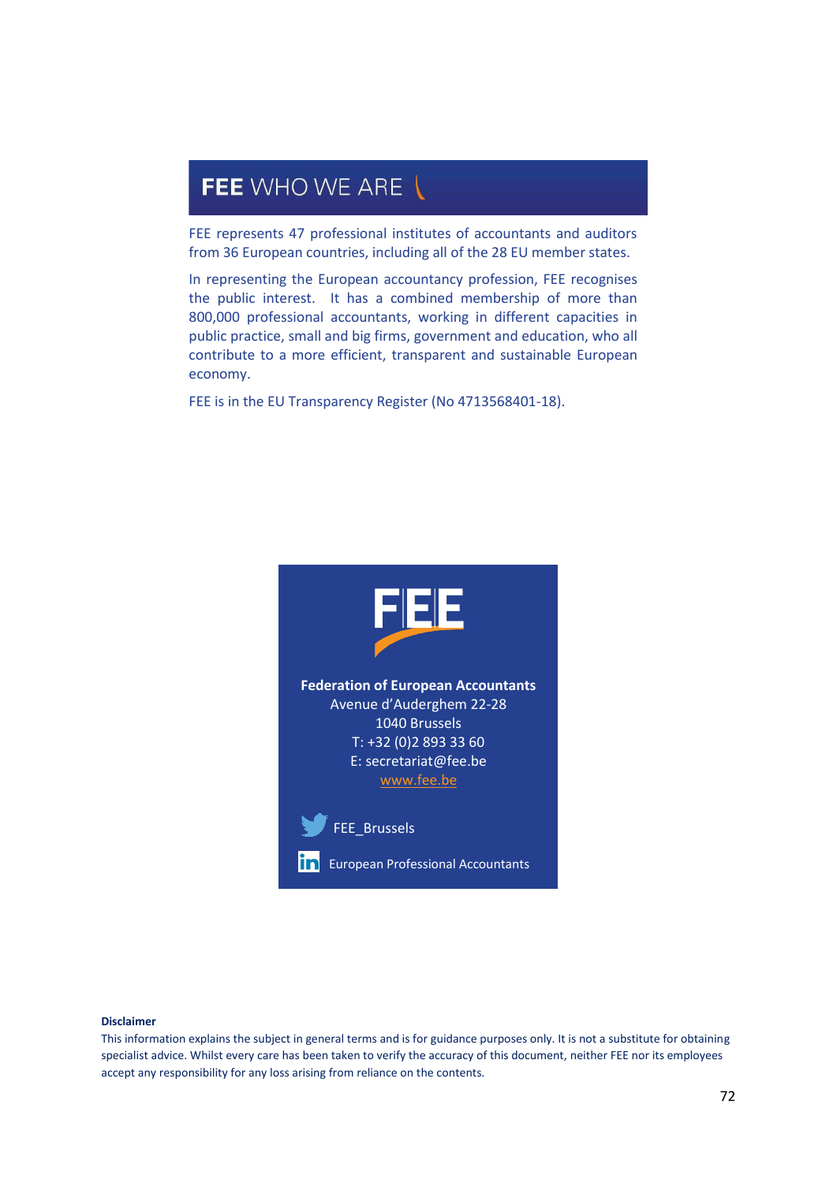# FEE WHO WE ARE

FEE represents 47 professional institutes of accountants and auditors from 36 European countries, including all of the 28 EU member states.

In representing the European accountancy profession, FEE recognises the public interest. It has a combined membership of more than 800,000 professional accountants, working in different capacities in public practice, small and big firms, government and education, who all contribute to a more efficient, transparent and sustainable European economy.

FEE is in the EU Transparency Register (No 4713568401-18).

FEE

**Federation of European Accountants**
Avenue d'Auderghem 22-28
1040 Brussels
T: +32 (0)2 893 33 60
E: secretariat@fee.be
www.fee.be

FEE_Brussels

European Professional Accountants

**Disclaimer**
This information explains the subject in general terms and is for guidance purposes only. It is not a substitute for obtaining specialist advice. Whilst every care has been taken to verify the accuracy of this document, neither FEE nor its employees accept any responsibility for any loss arising from reliance on the contents.